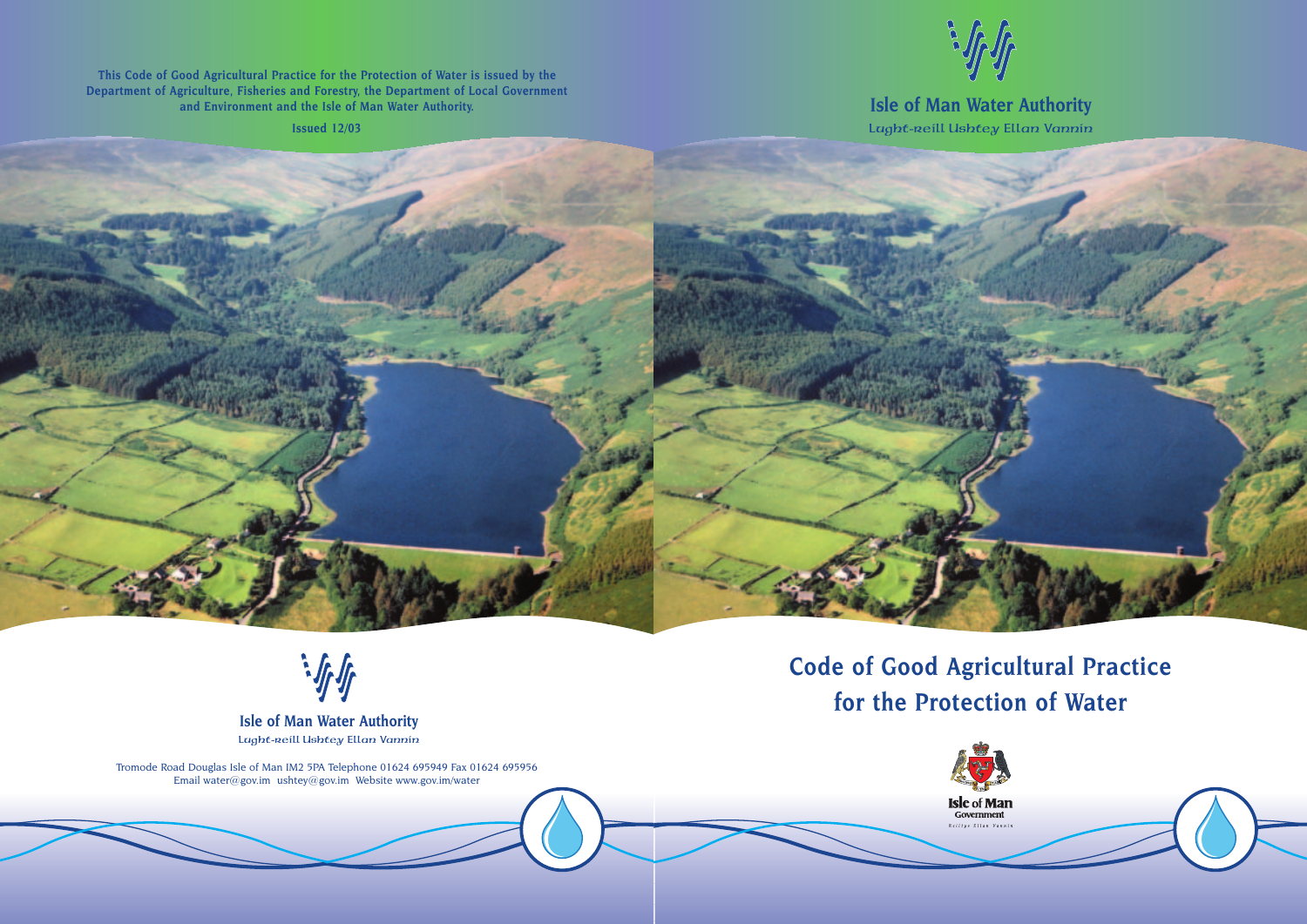This Code of Good Agricultural Practice for the Protection of Water is issued by the Department of Agriculture, Fisheries and Forestry, the Department of Local Government and Environment and the Isle of Man Water Authority.

Issued 12/03

**Isle of Man Water Authority**

*Lught-reill Ushtey Ellan Vannin*

Tromode Road Douglas Isle of Man IM2 5PA Telephone 01624 695949 Fax 01624 695956
Email water@gov.im ushtey@gov.im Website www.gov.im/water

**Isle of Man Water Authority**

*Lught-reill Ushtey Ellan Vannin*

# Code of Good Agricultural Practice for the Protection of Water

Isle of Man Government

*Reiltys Ellan Vannin*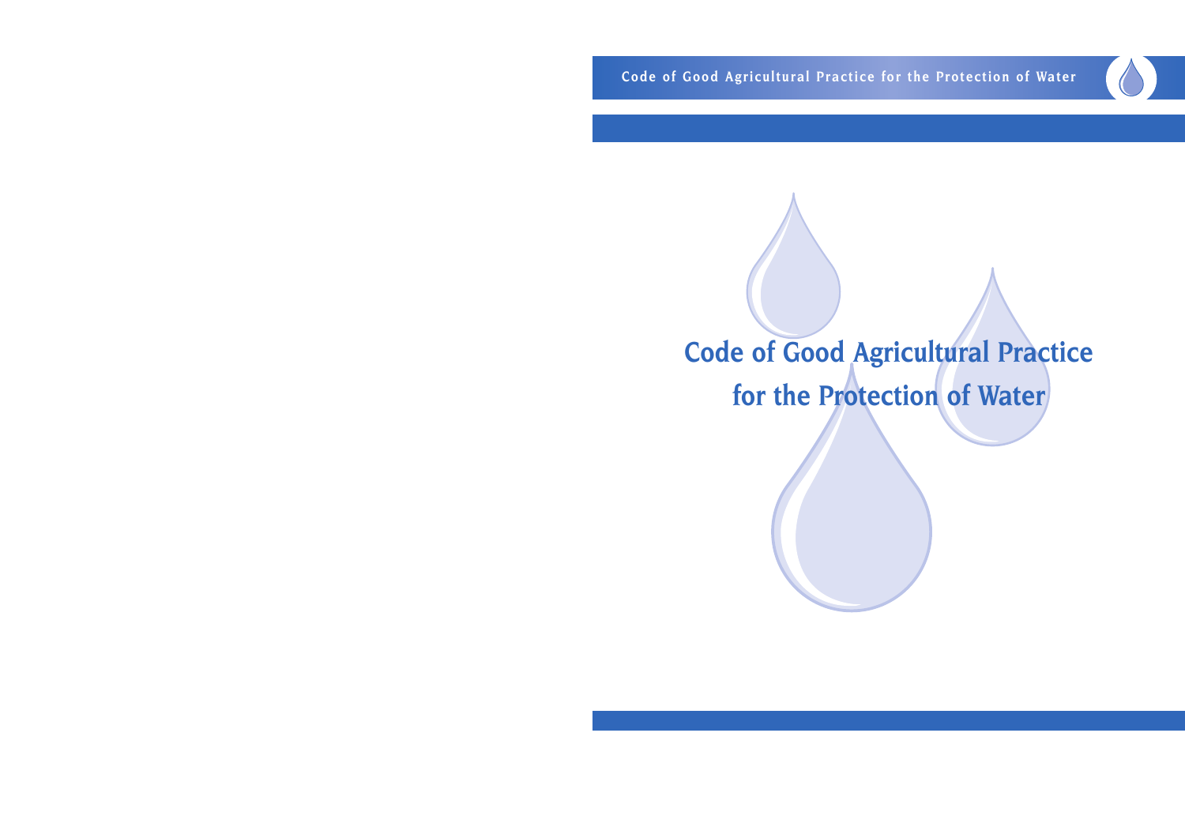# Code of Good Agricultural Practice for the Protection of Water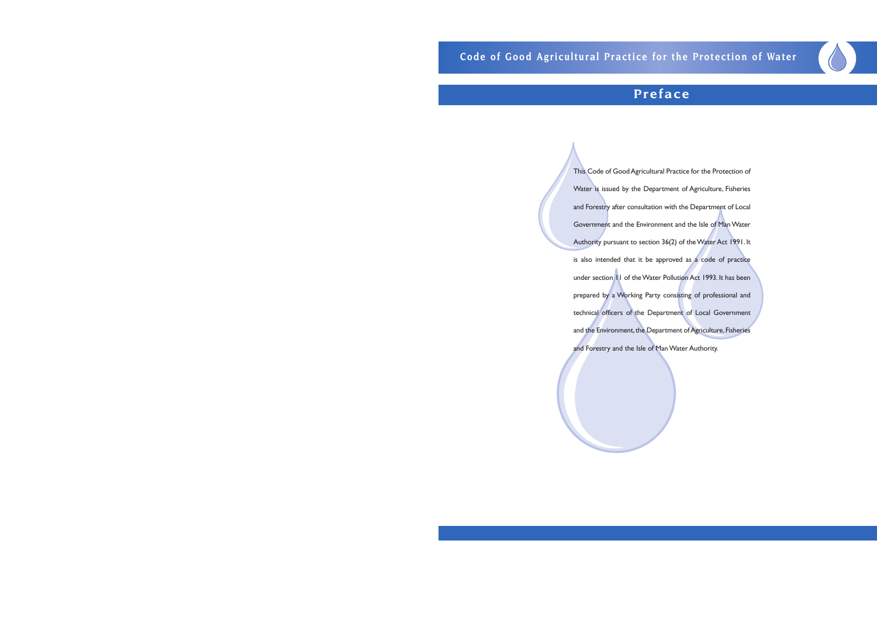# Preface

This Code of Good Agricultural Practice for the Protection of Water is issued by the Department of Agriculture, Fisheries and Forestry after consultation with the Department of Local Government and the Environment and the Isle of Man Water Authority pursuant to section 36(2) of the Water Act 1991. It is also intended that it be approved as a code of practice under section 11 of the Water Pollution Act 1993. It has been prepared by a Working Party consisting of professional and technical officers of the Department of Local Government and the Environment, the Department of Agriculture, Fisheries and Forestry and the Isle of Man Water Authority.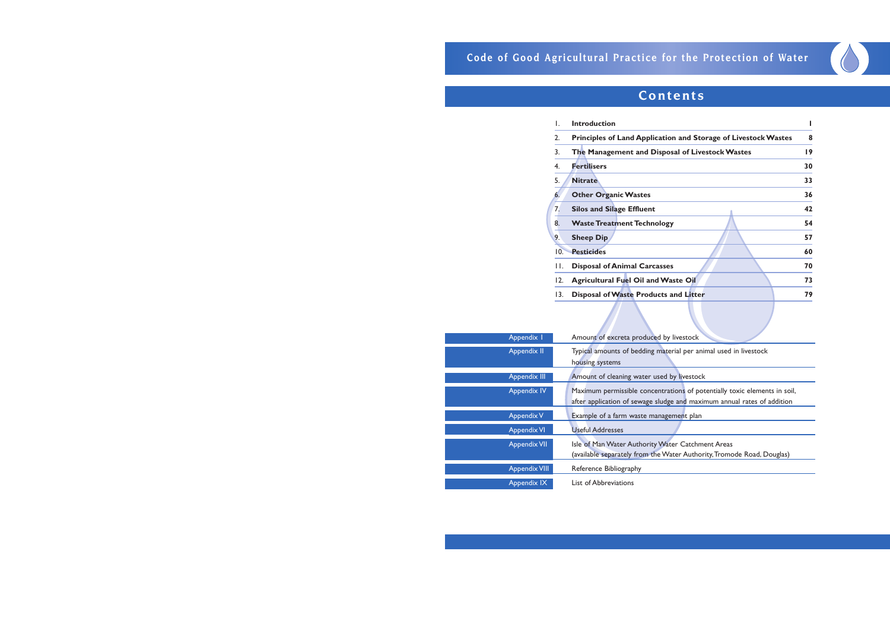# Contents

| | | |
|---|---|---|
| 1. | **Introduction** | **1** |
| 2. | **Principles of Land Application and Storage of Livestock Wastes** | **8** |
| 3. | **The Management and Disposal of Livestock Wastes** | **19** |
| 4. | **Fertilisers** | **30** |
| 5. | **Nitrate** | **33** |
| 6. | **Other Organic Wastes** | **36** |
| 7. | **Silos and Silage Effluent** | **42** |
| 8. | **Waste Treatment Technology** | **54** |
| 9. | **Sheep Dip** | **57** |
| 10. | **Pesticides** | **60** |
| 11. | **Disposal of Animal Carcasses** | **70** |
| 12. | **Agricultural Fuel Oil and Waste Oil** | **73** |
| 13. | **Disposal of Waste Products and Litter** | **79** |

| | |
|---|---|
| Appendix I | Amount of excreta produced by livestock |
| Appendix II | Typical amounts of bedding material per animal used in livestock housing systems |
| Appendix III | Amount of cleaning water used by livestock |
| Appendix IV | Maximum permissible concentrations of potentially toxic elements in soil, after application of sewage sludge and maximum annual rates of addition |
| Appendix V | Example of a farm waste management plan |
| Appendix VI | Useful Addresses |
| Appendix VII | Isle of Man Water Authority Water Catchment Areas (available separately from the Water Authority, Tromode Road, Douglas) |
| Appendix VIII | Reference Bibliography |
| Appendix IX | List of Abbreviations |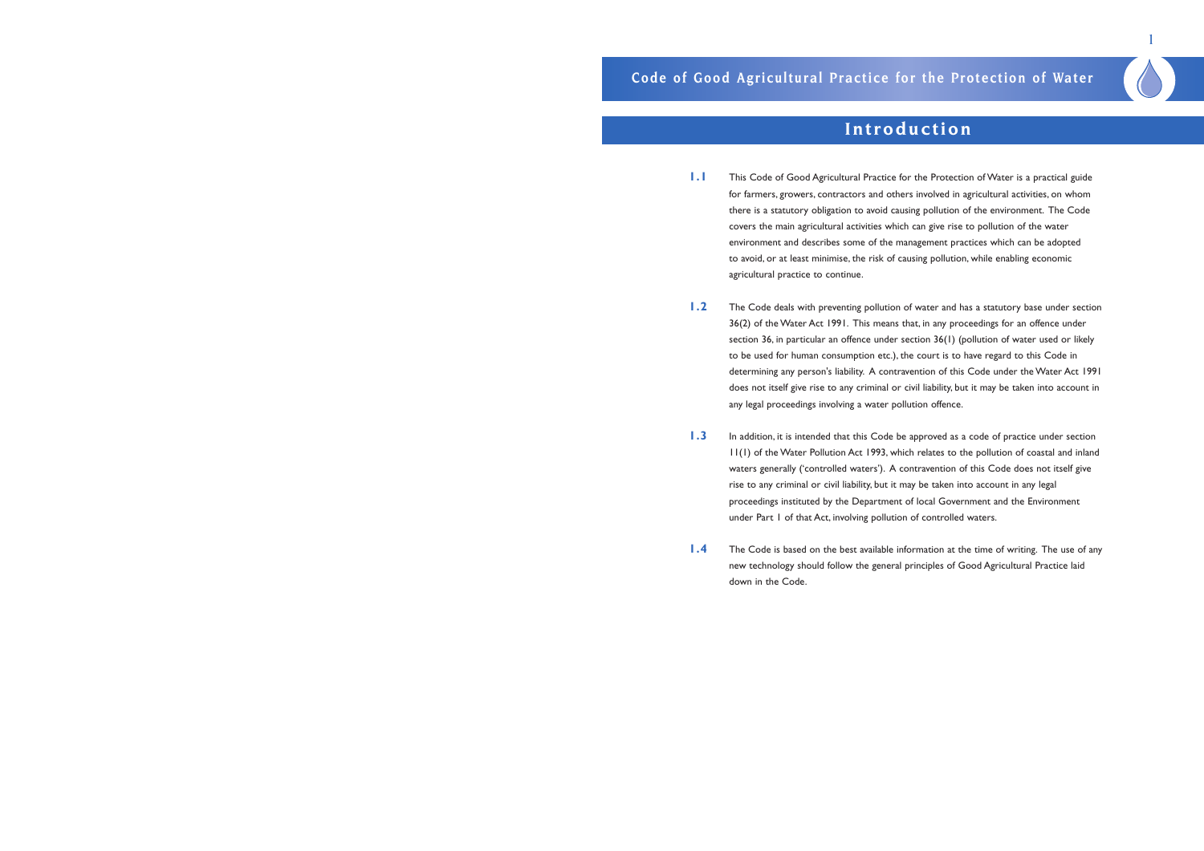# Introduction

**1.1** This Code of Good Agricultural Practice for the Protection of Water is a practical guide for farmers, growers, contractors and others involved in agricultural activities, on whom there is a statutory obligation to avoid causing pollution of the environment. The Code covers the main agricultural activities which can give rise to pollution of the water environment and describes some of the management practices which can be adopted to avoid, or at least minimise, the risk of causing pollution, while enabling economic agricultural practice to continue.

**1.2** The Code deals with preventing pollution of water and has a statutory base under section 36(2) of the Water Act 1991. This means that, in any proceedings for an offence under section 36, in particular an offence under section 36(1) (pollution of water used or likely to be used for human consumption etc.), the court is to have regard to this Code in determining any person's liability. A contravention of this Code under the Water Act 1991 does not itself give rise to any criminal or civil liability, but it may be taken into account in any legal proceedings involving a water pollution offence.

**1.3** In addition, it is intended that this Code be approved as a code of practice under section 11(1) of the Water Pollution Act 1993, which relates to the pollution of coastal and inland waters generally ('controlled waters'). A contravention of this Code does not itself give rise to any criminal or civil liability, but it may be taken into account in any legal proceedings instituted by the Department of local Government and the Environment under Part 1 of that Act, involving pollution of controlled waters.

**1.4** The Code is based on the best available information at the time of writing. The use of any new technology should follow the general principles of Good Agricultural Practice laid down in the Code.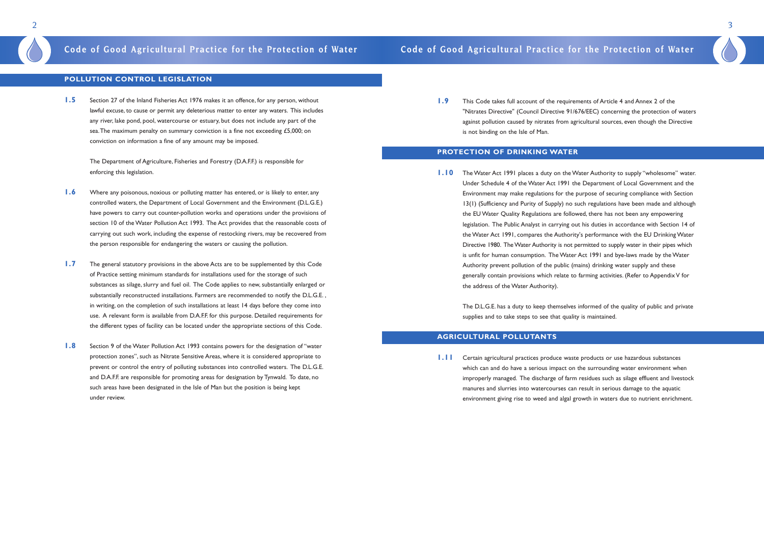## POLLUTION CONTROL LEGISLATION

**1.5** Section 27 of the Inland Fisheries Act 1976 makes it an offence, for any person, without lawful excuse, to cause or permit any deleterious matter to enter any waters. This includes any river, lake pond, pool, watercourse or estuary, but does not include any part of the sea. The maximum penalty on summary conviction is a fine not exceeding £5,000; on conviction on information a fine of any amount may be imposed.

The Department of Agriculture, Fisheries and Forestry (D.A.F.F.) is responsible for enforcing this legislation.

**1.6** Where any poisonous, noxious or polluting matter has entered, or is likely to enter, any controlled waters, the Department of Local Government and the Environment (D.L.G.E.) have powers to carry out counter-pollution works and operations under the provisions of section 10 of the Water Pollution Act 1993. The Act provides that the reasonable costs of carrying out such work, including the expense of restocking rivers, may be recovered from the person responsible for endangering the waters or causing the pollution.

**1.7** The general statutory provisions in the above Acts are to be supplemented by this Code of Practice setting minimum standards for installations used for the storage of such substances as silage, slurry and fuel oil. The Code applies to new, substantially enlarged or substantially reconstructed installations. Farmers are recommended to notify the D.L.G.E. , in writing, on the completion of such installations at least 14 days before they come into use. A relevant form is available from D.A.F.F. for this purpose. Detailed requirements for the different types of facility can be located under the appropriate sections of this Code.

**1.8** Section 9 of the Water Pollution Act 1993 contains powers for the designation of "water protection zones", such as Nitrate Sensitive Areas, where it is considered appropriate to prevent or control the entry of polluting substances into controlled waters. The D.L.G.E. and D.A.F.F. are responsible for promoting areas for designation by Tynwald. To date, no such areas have been designated in the Isle of Man but the position is being kept under review.

**1.9** This Code takes full account of the requirements of Article 4 and Annex 2 of the "Nitrates Directive" (Council Directive 91/676/EEC) concerning the protection of waters against pollution caused by nitrates from agricultural sources, even though the Directive is not binding on the Isle of Man.

## PROTECTION OF DRINKING WATER

**1.10** The Water Act 1991 places a duty on the Water Authority to supply "wholesome" water. Under Schedule 4 of the Water Act 1991 the Department of Local Government and the Environment may make regulations for the purpose of securing compliance with Section 13(1) (Sufficiency and Purity of Supply) no such regulations have been made and although the EU Water Quality Regulations are followed, there has not been any empowering legislation. The Public Analyst in carrying out his duties in accordance with Section 14 of the Water Act 1991, compares the Authority's performance with the EU Drinking Water Directive 1980. The Water Authority is not permitted to supply water in their pipes which is unfit for human consumption. The Water Act 1991 and bye-laws made by the Water Authority prevent pollution of the public (mains) drinking water supply and these generally contain provisions which relate to farming activities. (Refer to Appendix V for the address of the Water Authority).

The D.L.G.E. has a duty to keep themselves informed of the quality of public and private supplies and to take steps to see that quality is maintained.

## AGRICULTURAL POLLUTANTS

**1.11** Certain agricultural practices produce waste products or use hazardous substances which can and do have a serious impact on the surrounding water environment when improperly managed. The discharge of farm residues such as silage effluent and livestock manures and slurries into watercourses can result in serious damage to the aquatic environment giving rise to weed and algal growth in waters due to nutrient enrichment.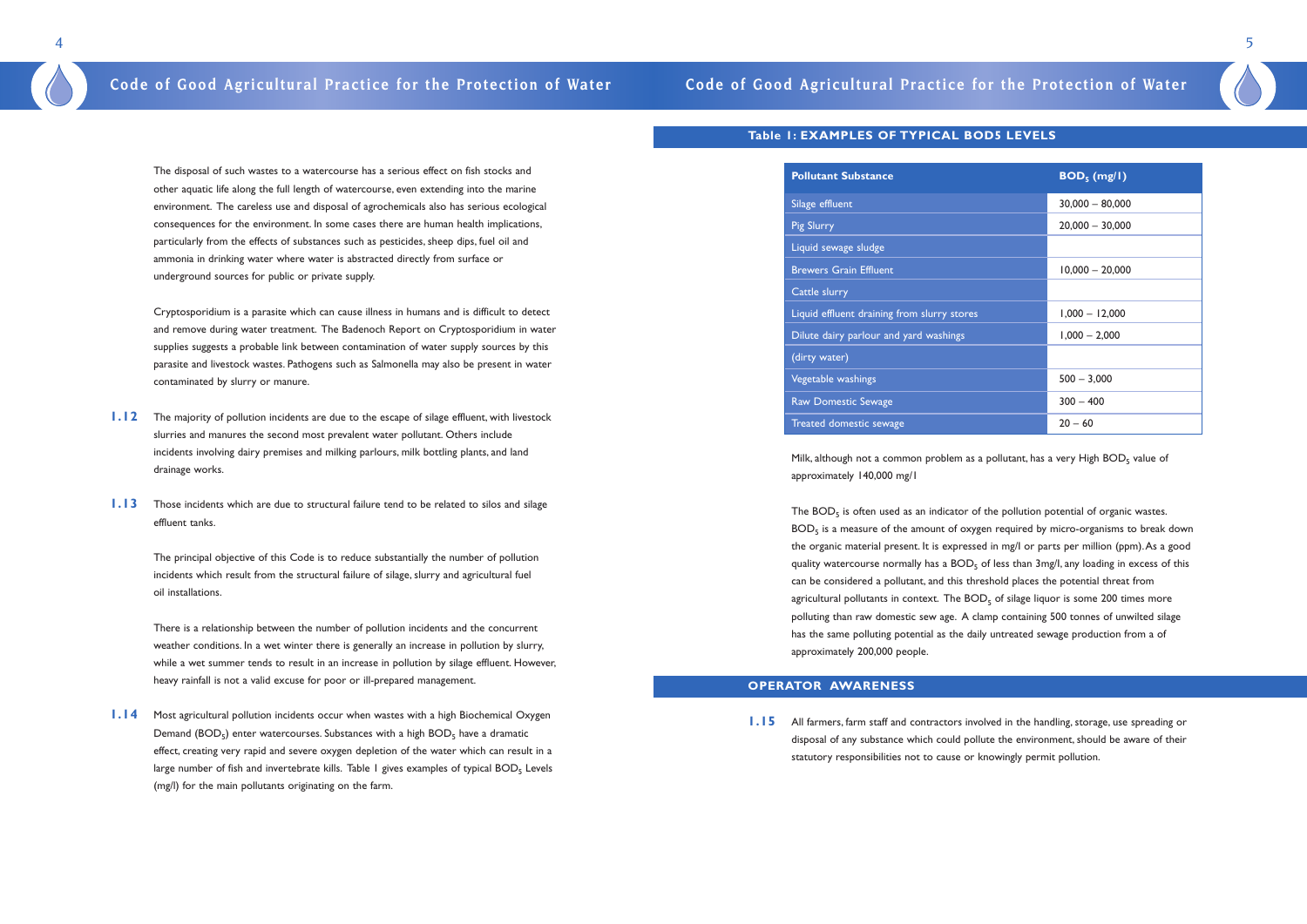The disposal of such wastes to a watercourse has a serious effect on fish stocks and other aquatic life along the full length of watercourse, even extending into the marine environment. The careless use and disposal of agrochemicals also has serious ecological consequences for the environment. In some cases there are human health implications, particularly from the effects of substances such as pesticides, sheep dips, fuel oil and ammonia in drinking water where water is abstracted directly from surface or underground sources for public or private supply.

Cryptosporidium is a parasite which can cause illness in humans and is difficult to detect and remove during water treatment. The Badenoch Report on Cryptosporidium in water supplies suggests a probable link between contamination of water supply sources by this parasite and livestock wastes. Pathogens such as Salmonella may also be present in water contaminated by slurry or manure.

**1.12** The majority of pollution incidents are due to the escape of silage effluent, with livestock slurries and manures the second most prevalent water pollutant. Others include incidents involving dairy premises and milking parlours, milk bottling plants, and land drainage works.

**1.13** Those incidents which are due to structural failure tend to be related to silos and silage effluent tanks.

The principal objective of this Code is to reduce substantially the number of pollution incidents which result from the structural failure of silage, slurry and agricultural fuel oil installations.

There is a relationship between the number of pollution incidents and the concurrent weather conditions. In a wet winter there is generally an increase in pollution by slurry, while a wet summer tends to result in an increase in pollution by silage effluent. However, heavy rainfall is not a valid excuse for poor or ill-prepared management.

**1.14** Most agricultural pollution incidents occur when wastes with a high Biochemical Oxygen Demand ($BOD_5$) enter watercourses. Substances with a high $BOD_5$ have a dramatic effect, creating very rapid and severe oxygen depletion of the water which can result in a large number of fish and invertebrate kills. Table 1 gives examples of typical $BOD_5$ Levels (mg/l) for the main pollutants originating on the farm.

## Table 1: EXAMPLES OF TYPICAL BOD5 LEVELS

| Pollutant Substance | $BOD_5$ (mg/l) |
|---|---|
| Silage effluent | 30,000 – 80,000 |
| Pig Slurry | 20,000 – 30,000 |
| Liquid sewage sludge | |
| Brewers Grain Effluent | 10,000 – 20,000 |
| Cattle slurry | |
| Liquid effluent draining from slurry stores | 1,000 – 12,000 |
| Dilute dairy parlour and yard washings | 1,000 – 2,000 |
| (dirty water) | |
| Vegetable washings | 500 – 3,000 |
| Raw Domestic Sewage | 300 – 400 |
| Treated domestic sewage | 20 – 60 |

Milk, although not a common problem as a pollutant, has a very High $BOD_5$ value of approximately 140,000 mg/l

The $BOD_5$ is often used as an indicator of the pollution potential of organic wastes. $BOD_5$ is a measure of the amount of oxygen required by micro-organisms to break down the organic material present. It is expressed in mg/l or parts per million (ppm). As a good quality watercourse normally has a $BOD_5$ of less than 3mg/l, any loading in excess of this can be considered a pollutant, and this threshold places the potential threat from agricultural pollutants in context. The $BOD_5$ of silage liquor is some 200 times more polluting than raw domestic sew age. A clamp containing 500 tonnes of unwilted silage has the same polluting potential as the daily untreated sewage production from a of approximately 200,000 people.

## OPERATOR AWARENESS

**1.15** All farmers, farm staff and contractors involved in the handling, storage, use spreading or disposal of any substance which could pollute the environment, should be aware of their statutory responsibilities not to cause or knowingly permit pollution.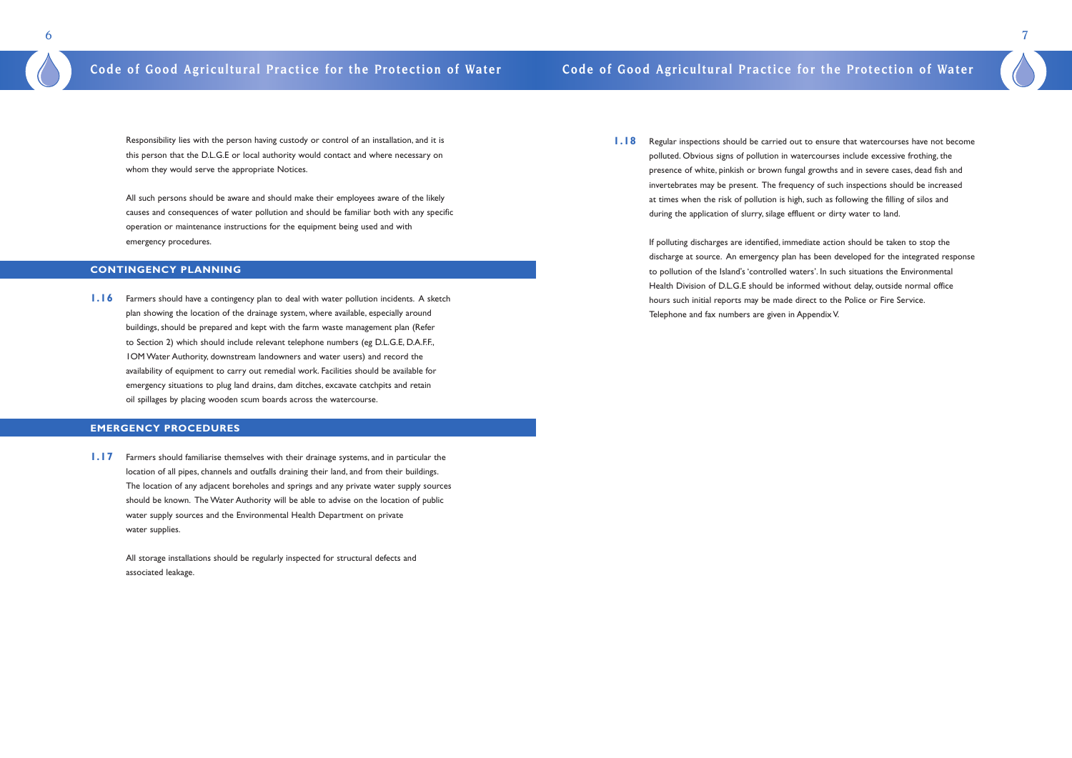Responsibility lies with the person having custody or control of an installation, and it is this person that the D.L.G.E or local authority would contact and where necessary on whom they would serve the appropriate Notices.

All such persons should be aware and should make their employees aware of the likely causes and consequences of water pollution and should be familiar both with any specific operation or maintenance instructions for the equipment being used and with emergency procedures.

## CONTINGENCY PLANNING

**1.16** Farmers should have a contingency plan to deal with water pollution incidents. A sketch plan showing the location of the drainage system, where available, especially around buildings, should be prepared and kept with the farm waste management plan (Refer to Section 2) which should include relevant telephone numbers (eg D.L.G.E, D.A.F.F., IOM Water Authority, downstream landowners and water users) and record the availability of equipment to carry out remedial work. Facilities should be available for emergency situations to plug land drains, dam ditches, excavate catchpits and retain oil spillages by placing wooden scum boards across the watercourse.

## EMERGENCY PROCEDURES

**1.17** Farmers should familiarise themselves with their drainage systems, and in particular the location of all pipes, channels and outfalls draining their land, and from their buildings. The location of any adjacent boreholes and springs and any private water supply sources should be known. The Water Authority will be able to advise on the location of public water supply sources and the Environmental Health Department on private water supplies.

All storage installations should be regularly inspected for structural defects and associated leakage.

**1.18** Regular inspections should be carried out to ensure that watercourses have not become polluted. Obvious signs of pollution in watercourses include excessive frothing, the presence of white, pinkish or brown fungal growths and in severe cases, dead fish and invertebrates may be present. The frequency of such inspections should be increased at times when the risk of pollution is high, such as following the filling of silos and during the application of slurry, silage effluent or dirty water to land.

If polluting discharges are identified, immediate action should be taken to stop the discharge at source. An emergency plan has been developed for the integrated response to pollution of the Island's 'controlled waters'. In such situations the Environmental Health Division of D.L.G.E should be informed without delay, outside normal office hours such initial reports may be made direct to the Police or Fire Service. Telephone and fax numbers are given in Appendix V.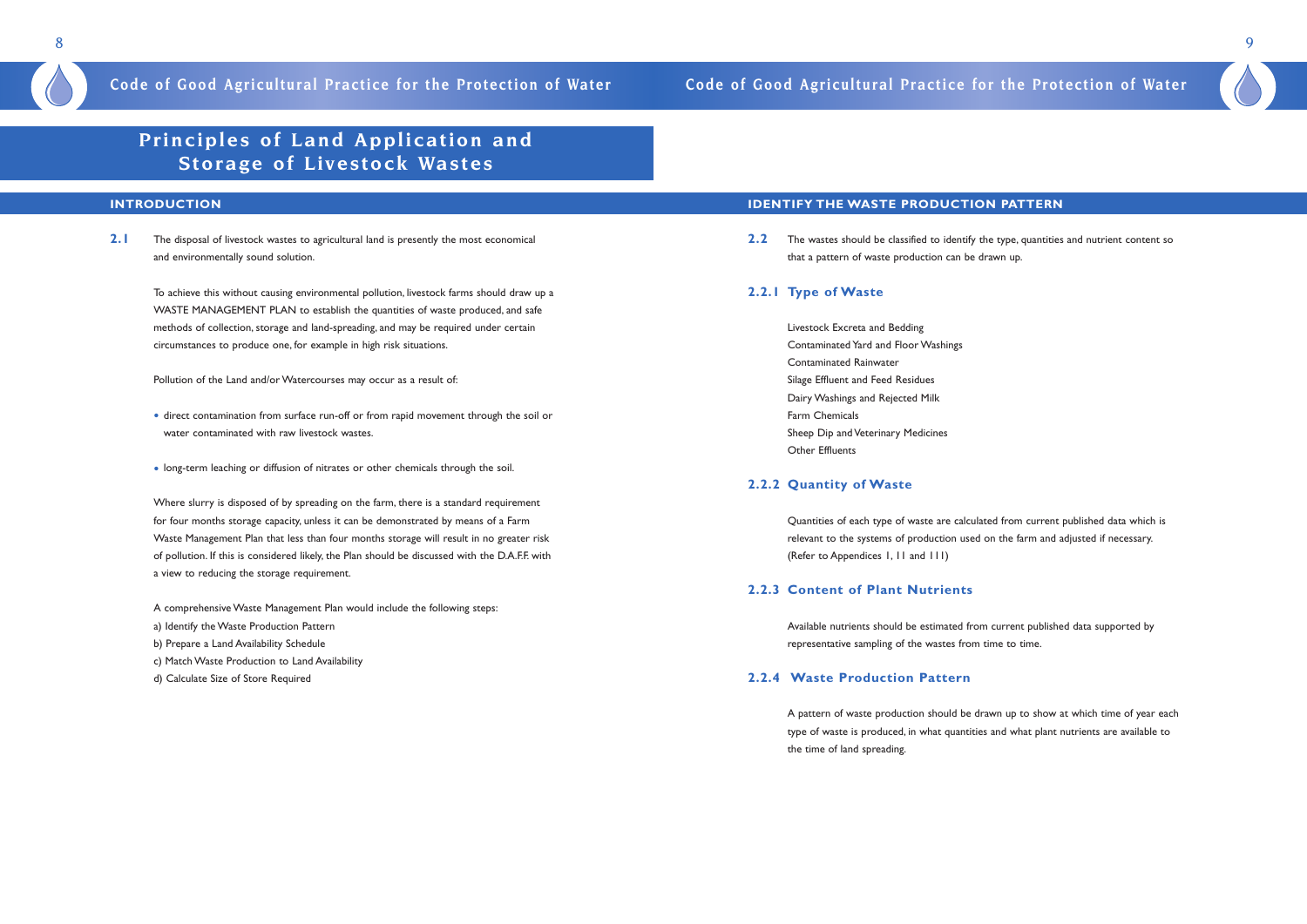# Principles of Land Application and Storage of Livestock Wastes

## INTRODUCTION

**2.1** The disposal of livestock wastes to agricultural land is presently the most economical and environmentally sound solution.

To achieve this without causing environmental pollution, livestock farms should draw up a WASTE MANAGEMENT PLAN to establish the quantities of waste produced, and safe methods of collection, storage and land-spreading, and may be required under certain circumstances to produce one, for example in high risk situations.

Pollution of the Land and/or Watercourses may occur as a result of:

- direct contamination from surface run-off or from rapid movement through the soil or water contaminated with raw livestock wastes.
- long-term leaching or diffusion of nitrates or other chemicals through the soil.

Where slurry is disposed of by spreading on the farm, there is a standard requirement for four months storage capacity, unless it can be demonstrated by means of a Farm Waste Management Plan that less than four months storage will result in no greater risk of pollution. If this is considered likely, the Plan should be discussed with the D.A.F.F. with a view to reducing the storage requirement.

A comprehensive Waste Management Plan would include the following steps:

a) Identify the Waste Production Pattern
b) Prepare a Land Availability Schedule
c) Match Waste Production to Land Availability
d) Calculate Size of Store Required

## IDENTIFY THE WASTE PRODUCTION PATTERN

**2.2** The wastes should be classified to identify the type, quantities and nutrient content so that a pattern of waste production can be drawn up.

### 2.2.1 Type of Waste

Livestock Excreta and Bedding
Contaminated Yard and Floor Washings
Contaminated Rainwater
Silage Effluent and Feed Residues
Dairy Washings and Rejected Milk
Farm Chemicals
Sheep Dip and Veterinary Medicines
Other Effluents

### 2.2.2 Quantity of Waste

Quantities of each type of waste are calculated from current published data which is relevant to the systems of production used on the farm and adjusted if necessary. (Refer to Appendices I, II and III)

### 2.2.3 Content of Plant Nutrients

Available nutrients should be estimated from current published data supported by representative sampling of the wastes from time to time.

### 2.2.4 Waste Production Pattern

A pattern of waste production should be drawn up to show at which time of year each type of waste is produced, in what quantities and what plant nutrients are available to the time of land spreading.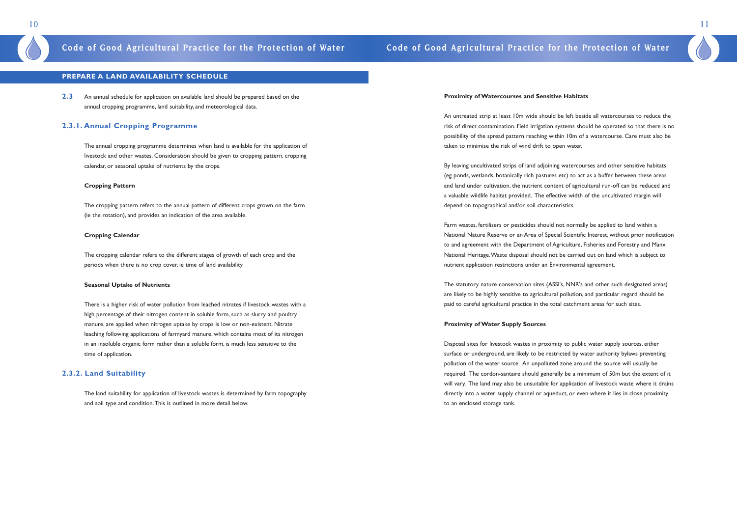## PREPARE A LAND AVAILABILITY SCHEDULE

**2.3** An annual schedule for application on available land should be prepared based on the annual cropping programme, land suitability, and meteorological data.

### 2.3.1. Annual Cropping Programme

The annual cropping programme determines when land is available for the application of livestock and other wastes. Consideration should be given to cropping pattern, cropping calendar, or seasonal uptake of nutrients by the crops.

**Cropping Pattern**

The cropping pattern refers to the annual pattern of different crops grown on the farm (ie the rotation), and provides an indication of the area available.

**Cropping Calendar**

The cropping calendar refers to the different stages of growth of each crop and the periods when there is no crop cover, ie time of land availability

**Seasonal Uptake of Nutrients**

There is a higher risk of water pollution from leached nitrates if livestock wastes with a high percentage of their nitrogen content in soluble form, such as slurry and poultry manure, are applied when nitrogen uptake by crops is low or non-existent. Nitrate leaching following applications of farmyard manure, which contains most of its nitrogen in an insoluble organic form rather than a soluble form, is much less sensitive to the time of application.

### 2.3.2. Land Suitability

The land suitability for application of livestock wastes is determined by farm topography and soil type and condition. This is outlined in more detail below.

**Proximity of Watercourses and Sensitive Habitats**

An untreated strip at least 10m wide should be left beside all watercourses to reduce the risk of direct contamination. Field irrigation systems should be operated so that there is no possibility of the spread pattern reaching within 10m of a watercourse. Care must also be taken to minimise the risk of wind drift to open water.

By leaving uncultivated strips of land adjoining watercourses and other sensitive habitats (eg ponds, wetlands, botanically rich pastures etc) to act as a buffer between these areas and land under cultivation, the nutrient content of agricultural run-off can be reduced and a valuable wildlife habitat provided. The effective width of the uncultivated margin will depend on topographical and/or soil characteristics.

Farm wastes, fertilisers or pesticides should not normally be applied to land within a National Nature Reserve or an Area of Special Scientific Interest, without prior notification to and agreement with the Department of Agriculture, Fisheries and Forestry and Manx National Heritage. Waste disposal should not be carried out on land which is subject to nutrient application restrictions under an Environmental agreement.

The statutory nature conservation sites (ASSI's, NNR's and other such designated areas) are likely to be highly sensitive to agricultural pollution, and particular regard should be paid to careful agricultural practice in the total catchment areas for such sites.

**Proximity of Water Supply Sources**

Disposal sites for livestock wastes in proximity to public water supply sources, either surface or underground, are likely to be restricted by water authority bylaws preventing pollution of the water source. An unpolluted zone around the source will usually be required. The cordon-santaire should generally be a minimum of 50m but the extent of it will vary. The land may also be unsuitable for application of livestock waste where it drains directly into a water supply channel or aqueduct, or even where it lies in close proximity to an enclosed storage tank.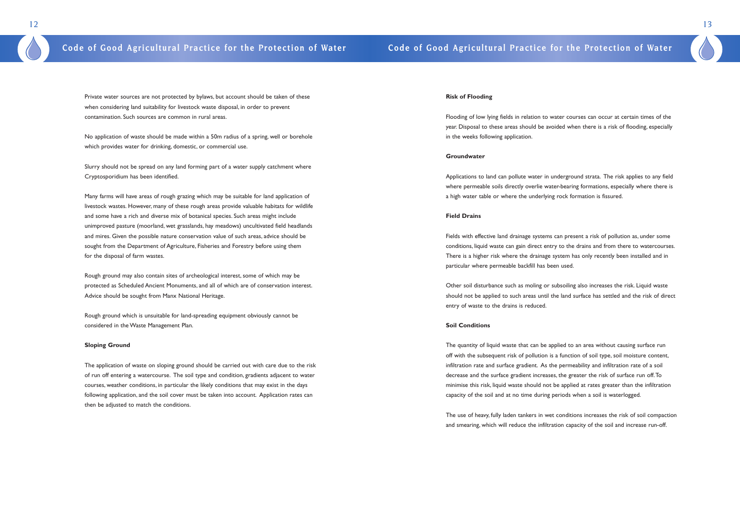Private water sources are not protected by bylaws, but account should be taken of these when considering land suitability for livestock waste disposal, in order to prevent contamination. Such sources are common in rural areas.

No application of waste should be made within a 50m radius of a spring, well or borehole which provides water for drinking, domestic, or commercial use.

Slurry should not be spread on any land forming part of a water supply catchment where Cryptosporidium has been identified.

Many farms will have areas of rough grazing which may be suitable for land application of livestock wastes. However, many of these rough areas provide valuable habitats for wildlife and some have a rich and diverse mix of botanical species. Such areas might include unimproved pasture (moorland, wet grasslands, hay meadows) uncultivated field headlands and mires. Given the possible nature conservation value of such areas, advice should be sought from the Department of Agriculture, Fisheries and Forestry before using them for the disposal of farm wastes.

Rough ground may also contain sites of archeological interest, some of which may be protected as Scheduled Ancient Monuments, and all of which are of conservation interest. Advice should be sought from Manx National Heritage.

Rough ground which is unsuitable for land-spreading equipment obviously cannot be considered in the Waste Management Plan.

**Sloping Ground**

The application of waste on sloping ground should be carried out with care due to the risk of run off entering a watercourse. The soil type and condition, gradients adjacent to water courses, weather conditions, in particular the likely conditions that may exist in the days following application, and the soil cover must be taken into account. Application rates can then be adjusted to match the conditions.

**Risk of Flooding**

Flooding of low lying fields in relation to water courses can occur at certain times of the year. Disposal to these areas should be avoided when there is a risk of flooding, especially in the weeks following application.

**Groundwater**

Applications to land can pollute water in underground strata. The risk applies to any field where permeable soils directly overlie water-bearing formations, especially where there is a high water table or where the underlying rock formation is fissured.

**Field Drains**

Fields with effective land drainage systems can present a risk of pollution as, under some conditions, liquid waste can gain direct entry to the drains and from there to watercourses. There is a higher risk where the drainage system has only recently been installed and in particular where permeable backfill has been used.

Other soil disturbance such as moling or subsoiling also increases the risk. Liquid waste should not be applied to such areas until the land surface has settled and the risk of direct entry of waste to the drains is reduced.

**Soil Conditions**

The quantity of liquid waste that can be applied to an area without causing surface run off with the subsequent risk of pollution is a function of soil type, soil moisture content, infiltration rate and surface gradient. As the permeability and infiltration rate of a soil decrease and the surface gradient increases, the greater the risk of surface run off. To minimise this risk, liquid waste should not be applied at rates greater than the infiltration capacity of the soil and at no time during periods when a soil is waterlogged.

The use of heavy, fully laden tankers in wet conditions increases the risk of soil compaction and smearing, which will reduce the infiltration capacity of the soil and increase run-off.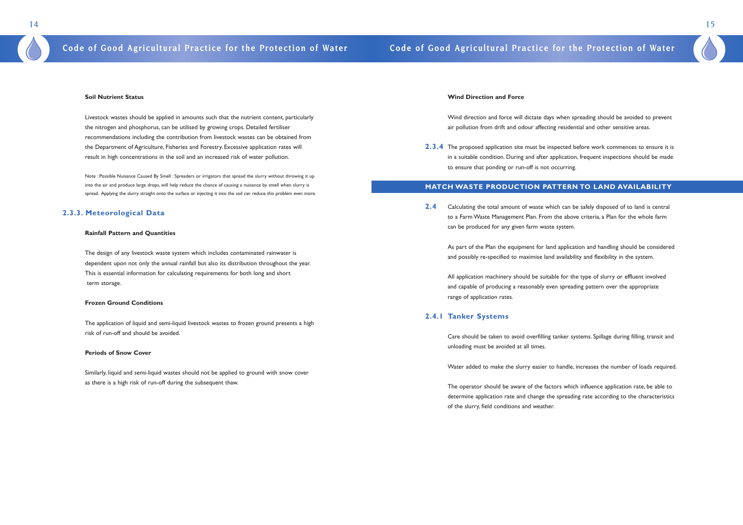**Soil Nutrient Status**

Livestock wastes should be applied in amounts such that the nutrient content, particularly the nitrogen and phosphorus, can be utilised by growing crops. Detailed fertiliser recommendations including the contribution from livestock wastes can be obtained from the Department of Agriculture, Fisheries and Forestry. Excessive application rates will result in high concentrations in the soil and an increased risk of water pollution.

Note : Possible Nuisance Caused By Smell : Spreaders or irrigators that spread the slurry without throwing it up into the air and produce large drops, will help reduce the chance of causing a nuisance by smell when slurry is spread. Applying the slurry straight onto the surface or injecting it into the soil can reduce this problem even more.

## 2.3.3. Meteorological Data

**Rainfall Pattern and Quantities**

The design of any livestock waste system which includes contaminated rainwater is dependent upon not only the annual rainfall but also its distribution throughout the year. This is essential information for calculating requirements for both long and short term storage.

**Frozen Ground Conditions**

The application of liquid and semi-liquid livestock wastes to frozen ground presents a high risk of run-off and should be avoided.

**Periods of Snow Cover**

Similarly, liquid and semi-liquid wastes should not be applied to ground with snow cover as there is a high risk of run-off during the subsequent thaw.

**Wind Direction and Force**

Wind direction and force will dictate days when spreading should be avoided to prevent air pollution from drift and odour affecting residential and other sensitive areas.

**2.3.4** The proposed application site must be inspected before work commences to ensure it is in a suitable condition. During and after application, frequent inspections should be made to ensure that ponding or run-off is not occurring.

## MATCH WASTE PRODUCTION PATTERN TO LAND AVAILABILITY

**2.4** Calculating the total amount of waste which can be safely disposed of to land is central to a Farm Waste Management Plan. From the above criteria, a Plan for the whole farm can be produced for any given farm waste system.

As part of the Plan the equipment for land application and handling should be considered and possibly re-specified to maximise land availability and flexibility in the system.

All application machinery should be suitable for the type of slurry or effluent involved and capable of producing a reasonably even spreading pattern over the appropriate range of application rates.

## 2.4.1 Tanker Systems

Care should be taken to avoid overfilling tanker systems. Spillage during filling, transit and unloading must be avoided at all times.

Water added to make the slurry easier to handle, increases the number of loads required.

The operator should be aware of the factors which influence application rate, be able to determine application rate and change the spreading rate according to the characteristics of the slurry, field conditions and weather.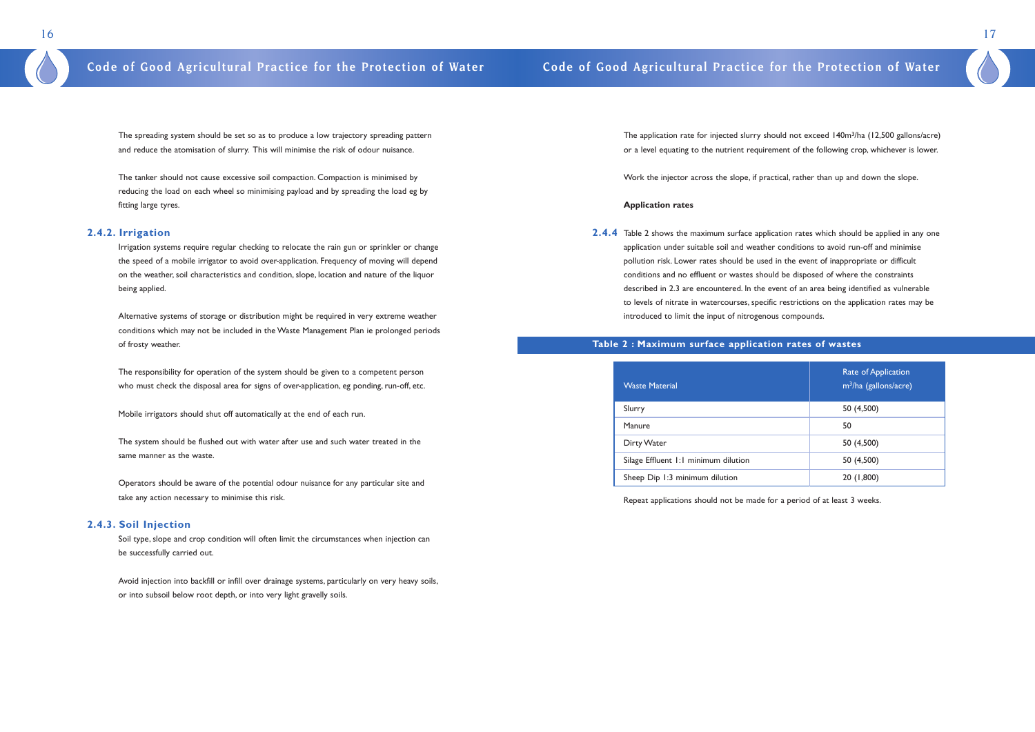The spreading system should be set so as to produce a low trajectory spreading pattern and reduce the atomisation of slurry. This will minimise the risk of odour nuisance.

The tanker should not cause excessive soil compaction. Compaction is minimised by reducing the load on each wheel so minimising payload and by spreading the load eg by fitting large tyres.

### 2.4.2. Irrigation

Irrigation systems require regular checking to relocate the rain gun or sprinkler or change the speed of a mobile irrigator to avoid over-application. Frequency of moving will depend on the weather, soil characteristics and condition, slope, location and nature of the liquor being applied.

Alternative systems of storage or distribution might be required in very extreme weather conditions which may not be included in the Waste Management Plan ie prolonged periods of frosty weather.

The responsibility for operation of the system should be given to a competent person who must check the disposal area for signs of over-application, eg ponding, run-off, etc.

Mobile irrigators should shut off automatically at the end of each run.

The system should be flushed out with water after use and such water treated in the same manner as the waste.

Operators should be aware of the potential odour nuisance for any particular site and take any action necessary to minimise this risk.

### 2.4.3. Soil Injection

Soil type, slope and crop condition will often limit the circumstances when injection can be successfully carried out.

Avoid injection into backfill or infill over drainage systems, particularly on very heavy soils, or into subsoil below root depth, or into very light gravelly soils.

The application rate for injected slurry should not exceed 140m$^3$/ha (12,500 gallons/acre) or a level equating to the nutrient requirement of the following crop, whichever is lower.

Work the injector across the slope, if practical, rather than up and down the slope.

**Application rates**

**2.4.4** Table 2 shows the maximum surface application rates which should be applied in any one application under suitable soil and weather conditions to avoid run-off and minimise pollution risk. Lower rates should be used in the event of inappropriate or difficult conditions and no effluent or wastes should be disposed of where the constraints described in 2.3 are encountered. In the event of an area being identified as vulnerable to levels of nitrate in watercourses, specific restrictions on the application rates may be introduced to limit the input of nitrogenous compounds.

**Table 2 : Maximum surface application rates of wastes**

| Waste Material | Rate of Application m$^3$/ha (gallons/acre) |
|---|---|
| Slurry | 50 (4,500) |
| Manure | 50 |
| Dirty Water | 50 (4,500) |
| Silage Effluent 1:1 minimum dilution | 50 (4,500) |
| Sheep Dip 1:3 minimum dilution | 20 (1,800) |

Repeat applications should not be made for a period of at least 3 weeks.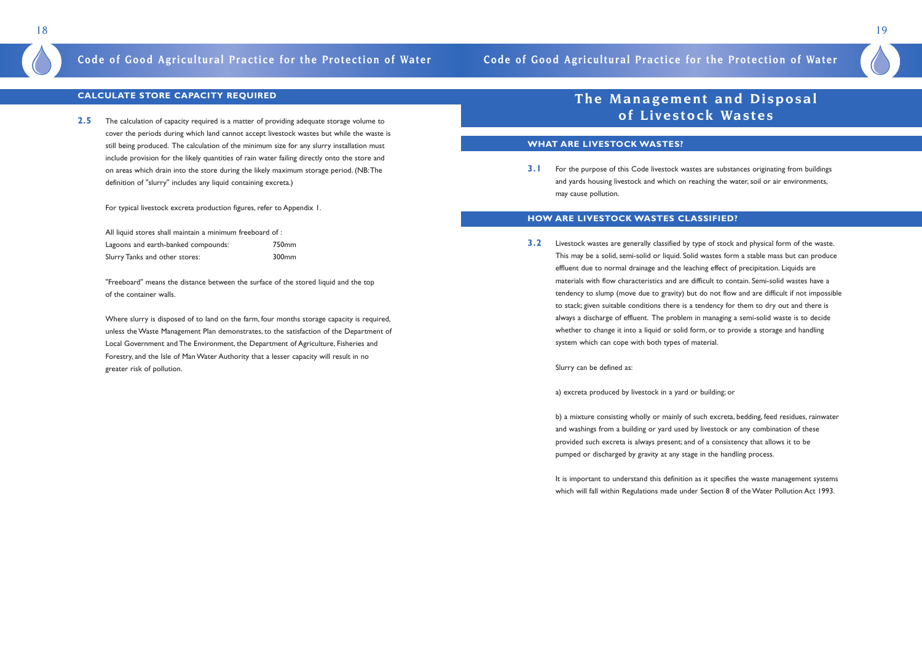## CALCULATE STORE CAPACITY REQUIRED

**2.5** The calculation of capacity required is a matter of providing adequate storage volume to cover the periods during which land cannot accept livestock wastes but while the waste is still being produced. The calculation of the minimum size for any slurry installation must include provision for the likely quantities of rain water failing directly onto the store and on areas which drain into the store during the likely maximum storage period. (NB: The definition of "slurry" includes any liquid containing excreta.)

For typical livestock excreta production figures, refer to Appendix 1.

All liquid stores shall maintain a minimum freeboard of :

| | |
|---|---|
| Lagoons and earth-banked compounds: | 750mm |
| Slurry Tanks and other stores: | 300mm |

"Freeboard" means the distance between the surface of the stored liquid and the top of the container walls.

Where slurry is disposed of to land on the farm, four months storage capacity is required, unless the Waste Management Plan demonstrates, to the satisfaction of the Department of Local Government and The Environment, the Department of Agriculture, Fisheries and Forestry, and the Isle of Man Water Authority that a lesser capacity will result in no greater risk of pollution.

# The Management and Disposal of Livestock Wastes

## WHAT ARE LIVESTOCK WASTES?

**3.1** For the purpose of this Code livestock wastes are substances originating from buildings and yards housing livestock and which on reaching the water, soil or air environments, may cause pollution.

## HOW ARE LIVESTOCK WASTES CLASSIFIED?

**3.2** Livestock wastes are generally classified by type of stock and physical form of the waste. This may be a solid, semi-solid or liquid. Solid wastes form a stable mass but can produce effluent due to normal drainage and the leaching effect of precipitation. Liquids are materials with flow characteristics and are difficult to contain. Semi-solid wastes have a tendency to slump (move due to gravity) but do not flow and are difficult if not impossible to stack; given suitable conditions there is a tendency for them to dry out and there is always a discharge of effluent. The problem in managing a semi-solid waste is to decide whether to change it into a liquid or solid form, or to provide a storage and handling system which can cope with both types of material.

Slurry can be defined as:

a) excreta produced by livestock in a yard or building; or

b) a mixture consisting wholly or mainly of such excreta, bedding, feed residues, rainwater and washings from a building or yard used by livestock or any combination of these provided such excreta is always present; and of a consistency that allows it to be pumped or discharged by gravity at any stage in the handling process.

It is important to understand this definition as it specifies the waste management systems which will fall within Regulations made under Section 8 of the Water Pollution Act 1993.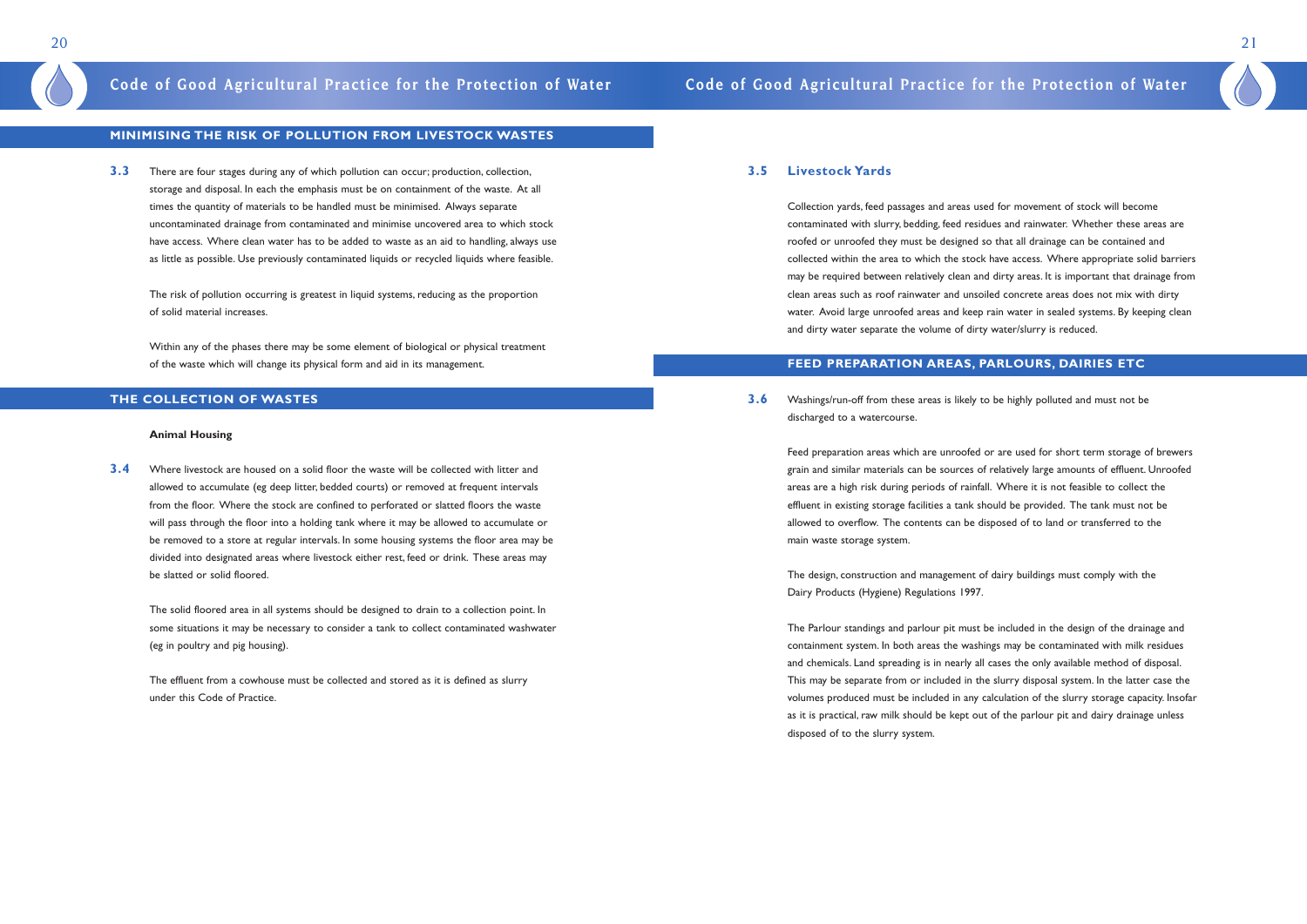## MINIMISING THE RISK OF POLLUTION FROM LIVESTOCK WASTES

**3.3** There are four stages during any of which pollution can occur; production, collection, storage and disposal. In each the emphasis must be on containment of the waste. At all times the quantity of materials to be handled must be minimised. Always separate uncontaminated drainage from contaminated and minimise uncovered area to which stock have access. Where clean water has to be added to waste as an aid to handling, always use as little as possible. Use previously contaminated liquids or recycled liquids where feasible.

The risk of pollution occurring is greatest in liquid systems, reducing as the proportion of solid material increases.

Within any of the phases there may be some element of biological or physical treatment of the waste which will change its physical form and aid in its management.

## THE COLLECTION OF WASTES

**Animal Housing**

**3.4** Where livestock are housed on a solid floor the waste will be collected with litter and allowed to accumulate (eg deep litter, bedded courts) or removed at frequent intervals from the floor. Where the stock are confined to perforated or slatted floors the waste will pass through the floor into a holding tank where it may be allowed to accumulate or be removed to a store at regular intervals. In some housing systems the floor area may be divided into designated areas where livestock either rest, feed or drink. These areas may be slatted or solid floored.

The solid floored area in all systems should be designed to drain to a collection point. In some situations it may be necessary to consider a tank to collect contaminated washwater (eg in poultry and pig housing).

The effluent from a cowhouse must be collected and stored as it is defined as slurry under this Code of Practice.

### 3.5 Livestock Yards

Collection yards, feed passages and areas used for movement of stock will become contaminated with slurry, bedding, feed residues and rainwater. Whether these areas are roofed or unroofed they must be designed so that all drainage can be contained and collected within the area to which the stock have access. Where appropriate solid barriers may be required between relatively clean and dirty areas. It is important that drainage from clean areas such as roof rainwater and unsoiled concrete areas does not mix with dirty water. Avoid large unroofed areas and keep rain water in sealed systems. By keeping clean and dirty water separate the volume of dirty water/slurry is reduced.

## FEED PREPARATION AREAS, PARLOURS, DAIRIES ETC

**3.6** Washings/run-off from these areas is likely to be highly polluted and must not be discharged to a watercourse.

Feed preparation areas which are unroofed or are used for short term storage of brewers grain and similar materials can be sources of relatively large amounts of effluent. Unroofed areas are a high risk during periods of rainfall. Where it is not feasible to collect the effluent in existing storage facilities a tank should be provided. The tank must not be allowed to overflow. The contents can be disposed of to land or transferred to the main waste storage system.

The design, construction and management of dairy buildings must comply with the Dairy Products (Hygiene) Regulations 1997.

The Parlour standings and parlour pit must be included in the design of the drainage and containment system. In both areas the washings may be contaminated with milk residues and chemicals. Land spreading is in nearly all cases the only available method of disposal. This may be separate from or included in the slurry disposal system. In the latter case the volumes produced must be included in any calculation of the slurry storage capacity. Insofar as it is practical, raw milk should be kept out of the parlour pit and dairy drainage unless disposed of to the slurry system.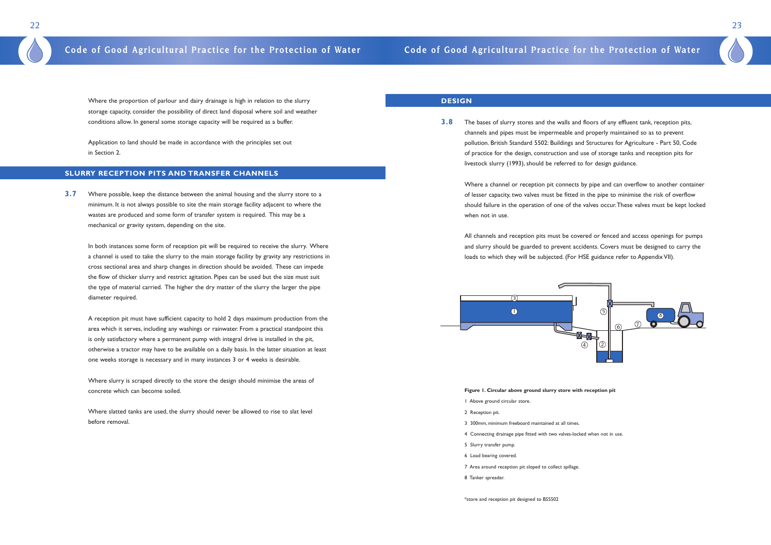Where the proportion of parlour and dairy drainage is high in relation to the slurry storage capacity, consider the possibility of direct land disposal where soil and weather conditions allow. In general some storage capacity will be required as a buffer.

Application to land should be made in accordance with the principles set out in Section 2.

## SLURRY RECEPTION PITS AND TRANSFER CHANNELS

**3.7** Where possible, keep the distance between the animal housing and the slurry store to a minimum. It is not always possible to site the main storage facility adjacent to where the wastes are produced and some form of transfer system is required. This may be a mechanical or gravity system, depending on the site.

In both instances some form of reception pit will be required to receive the slurry. Where a channel is used to take the slurry to the main storage facility by gravity any restrictions in cross sectional area and sharp changes in direction should be avoided. These can impede the flow of thicker slurry and restrict agitation. Pipes can be used but the size must suit the type of material carried. The higher the dry matter of the slurry the larger the pipe diameter required.

A reception pit must have sufficient capacity to hold 2 days maximum production from the area which it serves, including any washings or rainwater. From a practical standpoint this is only satisfactory where a permanent pump with integral drive is installed in the pit, otherwise a tractor may have to be available on a daily basis. In the latter situation at least one weeks storage is necessary and in many instances 3 or 4 weeks is desirable.

Where slurry is scraped directly to the store the design should minimise the areas of concrete which can become soiled.

Where slatted tanks are used, the slurry should never be allowed to rise to slat level before removal.

## DESIGN

**3.8** The bases of slurry stores and the walls and floors of any effluent tank, reception pits, channels and pipes must be impermeable and properly maintained so as to prevent pollution. British Standard 5502: Buildings and Structures for Agriculture - Part 50, Code of practice for the design, construction and use of storage tanks and reception pits for livestock slurry (1993), should be referred to for design guidance.

Where a channel or reception pit connects by pipe and can overflow to another container of lesser capacity, two valves must be fitted in the pipe to minimise the risk of overflow should failure in the operation of one of the valves occur. These valves must be kept locked when not in use.

All channels and reception pits must be covered or fenced and access openings for pumps and slurry should be guarded to prevent accidents. Covers must be designed to carry the loads to which they will be subjected. (For HSE guidance refer to Appendix VII).

**Figure 1. Circular above ground slurry store with reception pit**

1 Above ground circular store.

2 Reception pit.

3 300mm, minimum freeboard maintained at all times.

4 Connecting drainage pipe fitted with two valves-locked when not in use.

5 Slurry transfer pump.

6 Load bearing covered.

7 Area around reception pit sloped to collect spillage.

8 Tanker spreader.

*store and reception pit designed to BS5502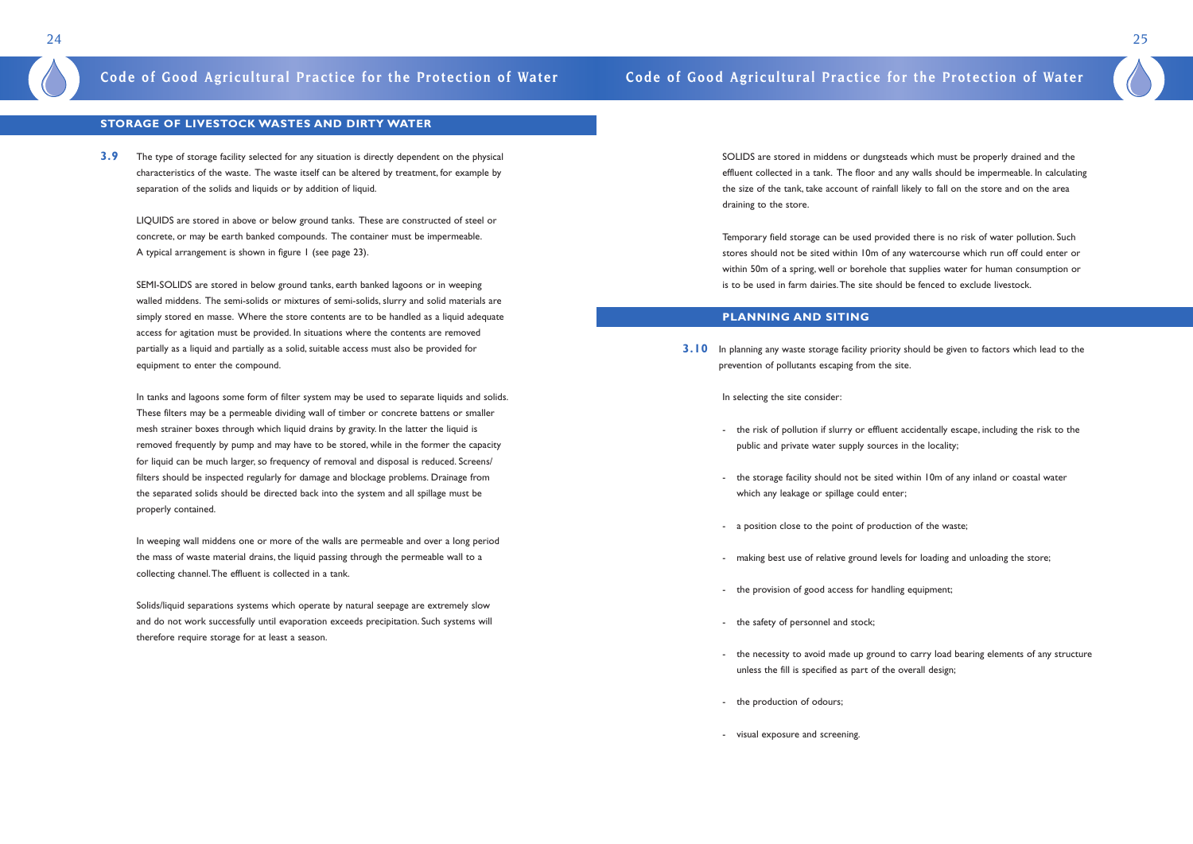## STORAGE OF LIVESTOCK WASTES AND DIRTY WATER

**3.9** The type of storage facility selected for any situation is directly dependent on the physical characteristics of the waste. The waste itself can be altered by treatment, for example by separation of the solids and liquids or by addition of liquid.

LIQUIDS are stored in above or below ground tanks. These are constructed of steel or concrete, or may be earth banked compounds. The container must be impermeable. A typical arrangement is shown in figure 1 (see page 23).

SEMI-SOLIDS are stored in below ground tanks, earth banked lagoons or in weeping walled middens. The semi-solids or mixtures of semi-solids, slurry and solid materials are simply stored en masse. Where the store contents are to be handled as a liquid adequate access for agitation must be provided. In situations where the contents are removed partially as a liquid and partially as a solid, suitable access must also be provided for equipment to enter the compound.

In tanks and lagoons some form of filter system may be used to separate liquids and solids. These filters may be a permeable dividing wall of timber or concrete battens or smaller mesh strainer boxes through which liquid drains by gravity. In the latter the liquid is removed frequently by pump and may have to be stored, while in the former the capacity for liquid can be much larger, so frequency of removal and disposal is reduced. Screens/filters should be inspected regularly for damage and blockage problems. Drainage from the separated solids should be directed back into the system and all spillage must be properly contained.

In weeping wall middens one or more of the walls are permeable and over a long period the mass of waste material drains, the liquid passing through the permeable wall to a collecting channel. The effluent is collected in a tank.

Solids/liquid separations systems which operate by natural seepage are extremely slow and do not work successfully until evaporation exceeds precipitation. Such systems will therefore require storage for at least a season.

SOLIDS are stored in middens or dungsteads which must be properly drained and the effluent collected in a tank. The floor and any walls should be impermeable. In calculating the size of the tank, take account of rainfall likely to fall on the store and on the area draining to the store.

Temporary field storage can be used provided there is no risk of water pollution. Such stores should not be sited within 10m of any watercourse which run off could enter or within 50m of a spring, well or borehole that supplies water for human consumption or is to be used in farm dairies. The site should be fenced to exclude livestock.

## PLANNING AND SITING

**3.10** In planning any waste storage facility priority should be given to factors which lead to the prevention of pollutants escaping from the site.

In selecting the site consider:

- the risk of pollution if slurry or effluent accidentally escape, including the risk to the public and private water supply sources in the locality;
- the storage facility should not be sited within 10m of any inland or coastal water which any leakage or spillage could enter;
- a position close to the point of production of the waste;
- making best use of relative ground levels for loading and unloading the store;
- the provision of good access for handling equipment;
- the safety of personnel and stock;
- the necessity to avoid made up ground to carry load bearing elements of any structure unless the fill is specified as part of the overall design;
- the production of odours;
- visual exposure and screening.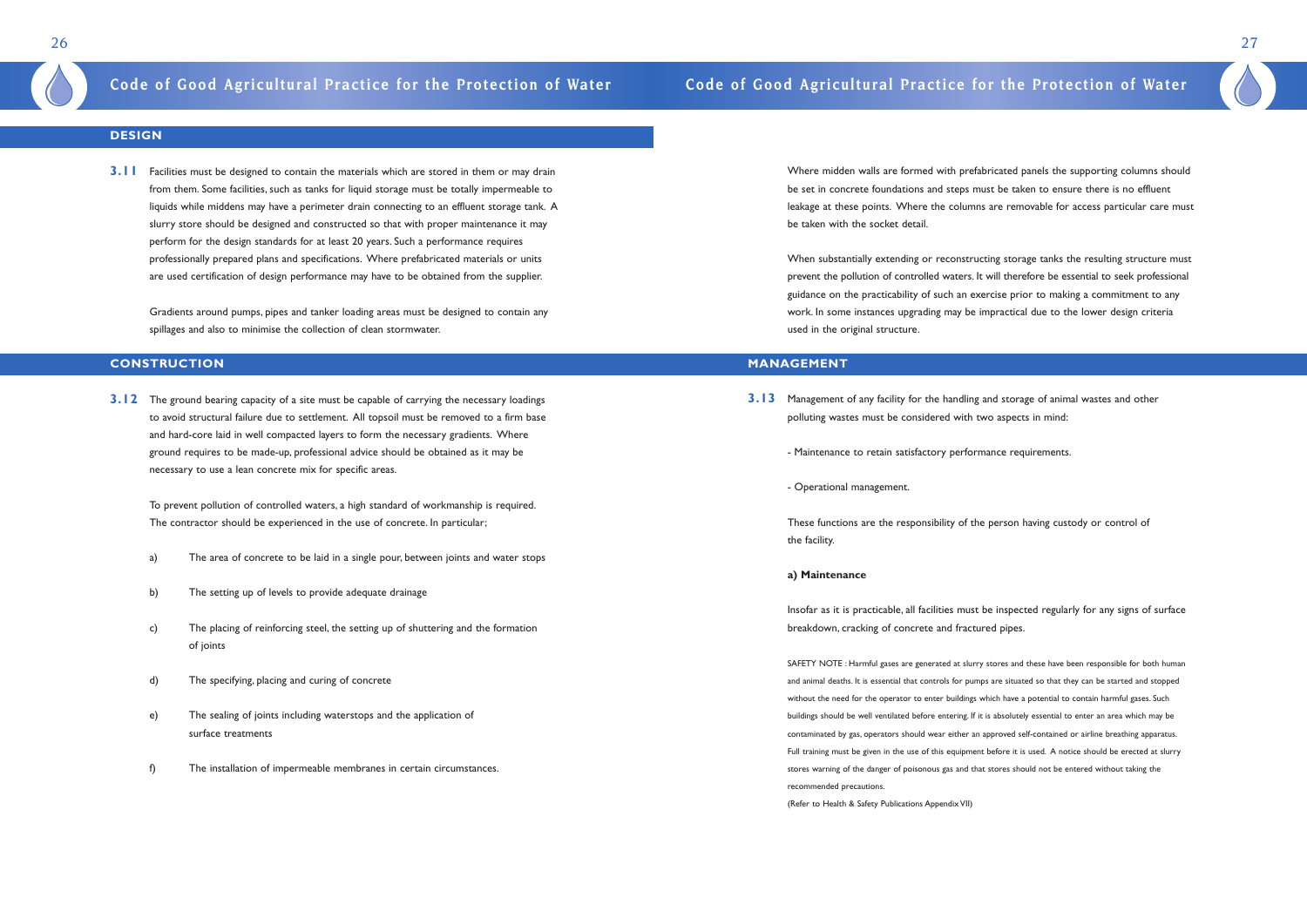## DESIGN

**3.11** Facilities must be designed to contain the materials which are stored in them or may drain from them. Some facilities, such as tanks for liquid storage must be totally impermeable to liquids while middens may have a perimeter drain connecting to an effluent storage tank. A slurry store should be designed and constructed so that with proper maintenance it may perform for the design standards for at least 20 years. Such a performance requires professionally prepared plans and specifications. Where prefabricated materials or units are used certification of design performance may have to be obtained from the supplier.

Gradients around pumps, pipes and tanker loading areas must be designed to contain any spillages and also to minimise the collection of clean stormwater.

## CONSTRUCTION

**3.12** The ground bearing capacity of a site must be capable of carrying the necessary loadings to avoid structural failure due to settlement. All topsoil must be removed to a firm base and hard-core laid in well compacted layers to form the necessary gradients. Where ground requires to be made-up, professional advice should be obtained as it may be necessary to use a lean concrete mix for specific areas.

To prevent pollution of controlled waters, a high standard of workmanship is required. The contractor should be experienced in the use of concrete. In particular;

a) The area of concrete to be laid in a single pour, between joints and water stops

b) The setting up of levels to provide adequate drainage

c) The placing of reinforcing steel, the setting up of shuttering and the formation of joints

d) The specifying, placing and curing of concrete

e) The sealing of joints including waterstops and the application of surface treatments

f) The installation of impermeable membranes in certain circumstances.

Where midden walls are formed with prefabricated panels the supporting columns should be set in concrete foundations and steps must be taken to ensure there is no effluent leakage at these points. Where the columns are removable for access particular care must be taken with the socket detail.

When substantially extending or reconstructing storage tanks the resulting structure must prevent the pollution of controlled waters. It will therefore be essential to seek professional guidance on the practicability of such an exercise prior to making a commitment to any work. In some instances upgrading may be impractical due to the lower design criteria used in the original structure.

## MANAGEMENT

**3.13** Management of any facility for the handling and storage of animal wastes and other polluting wastes must be considered with two aspects in mind:

- Maintenance to retain satisfactory performance requirements.

- Operational management.

These functions are the responsibility of the person having custody or control of the facility.

**a) Maintenance**

Insofar as it is practicable, all facilities must be inspected regularly for any signs of surface breakdown, cracking of concrete and fractured pipes.

SAFETY NOTE : Harmful gases are generated at slurry stores and these have been responsible for both human and animal deaths. It is essential that controls for pumps are situated so that they can be started and stopped without the need for the operator to enter buildings which have a potential to contain harmful gases. Such buildings should be well ventilated before entering. If it is absolutely essential to enter an area which may be contaminated by gas, operators should wear either an approved self-contained or airline breathing apparatus. Full training must be given in the use of this equipment before it is used. A notice should be erected at slurry stores warning of the danger of poisonous gas and that stores should not be entered without taking the recommended precautions.

(Refer to Health & Safety Publications Appendix VII)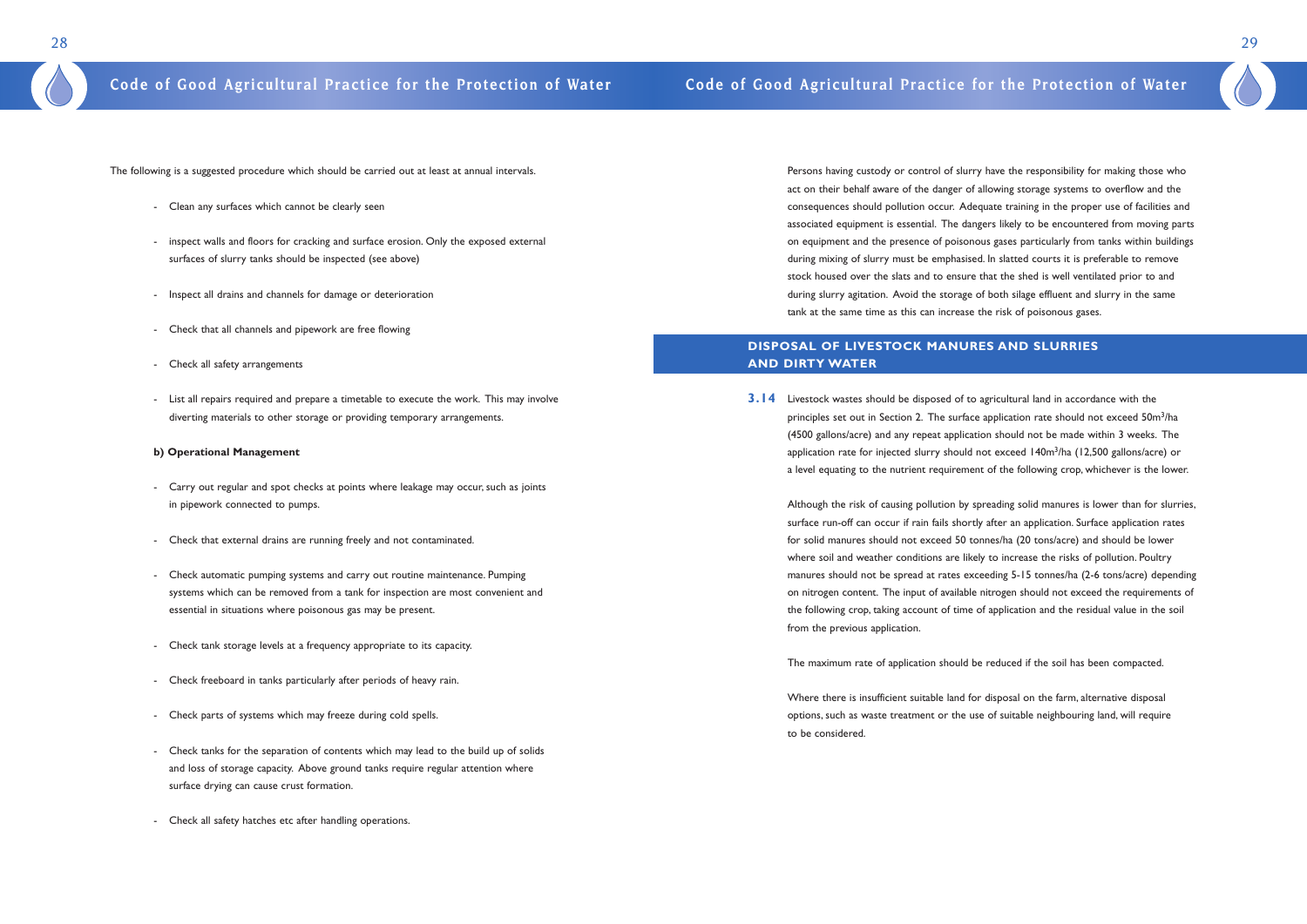The following is a suggested procedure which should be carried out at least at annual intervals.

- Clean any surfaces which cannot be clearly seen
- inspect walls and floors for cracking and surface erosion. Only the exposed external surfaces of slurry tanks should be inspected (see above)
- Inspect all drains and channels for damage or deterioration
- Check that all channels and pipework are free flowing
- Check all safety arrangements
- List all repairs required and prepare a timetable to execute the work. This may involve diverting materials to other storage or providing temporary arrangements.

**b) Operational Management**

- Carry out regular and spot checks at points where leakage may occur, such as joints in pipework connected to pumps.
- Check that external drains are running freely and not contaminated.
- Check automatic pumping systems and carry out routine maintenance. Pumping systems which can be removed from a tank for inspection are most convenient and essential in situations where poisonous gas may be present.
- Check tank storage levels at a frequency appropriate to its capacity.
- Check freeboard in tanks particularly after periods of heavy rain.
- Check parts of systems which may freeze during cold spells.
- Check tanks for the separation of contents which may lead to the build up of solids and loss of storage capacity. Above ground tanks require regular attention where surface drying can cause crust formation.
- Check all safety hatches etc after handling operations.

Persons having custody or control of slurry have the responsibility for making those who act on their behalf aware of the danger of allowing storage systems to overflow and the consequences should pollution occur. Adequate training in the proper use of facilities and associated equipment is essential. The dangers likely to be encountered from moving parts on equipment and the presence of poisonous gases particularly from tanks within buildings during mixing of slurry must be emphasised. In slatted courts it is preferable to remove stock housed over the slats and to ensure that the shed is well ventilated prior to and during slurry agitation. Avoid the storage of both silage effluent and slurry in the same tank at the same time as this can increase the risk of poisonous gases.

## DISPOSAL OF LIVESTOCK MANURES AND SLURRIES AND DIRTY WATER

**3.14** Livestock wastes should be disposed of to agricultural land in accordance with the principles set out in Section 2. The surface application rate should not exceed $50m^3/ha$ (4500 gallons/acre) and any repeat application should not be made within 3 weeks. The application rate for injected slurry should not exceed $140m^3/ha$ (12,500 gallons/acre) or a level equating to the nutrient requirement of the following crop, whichever is the lower.

Although the risk of causing pollution by spreading solid manures is lower than for slurries, surface run-off can occur if rain fails shortly after an application. Surface application rates for solid manures should not exceed 50 tonnes/ha (20 tons/acre) and should be lower where soil and weather conditions are likely to increase the risks of pollution. Poultry manures should not be spread at rates exceeding 5-15 tonnes/ha (2-6 tons/acre) depending on nitrogen content. The input of available nitrogen should not exceed the requirements of the following crop, taking account of time of application and the residual value in the soil from the previous application.

The maximum rate of application should be reduced if the soil has been compacted.

Where there is insufficient suitable land for disposal on the farm, alternative disposal options, such as waste treatment or the use of suitable neighbouring land, will require to be considered.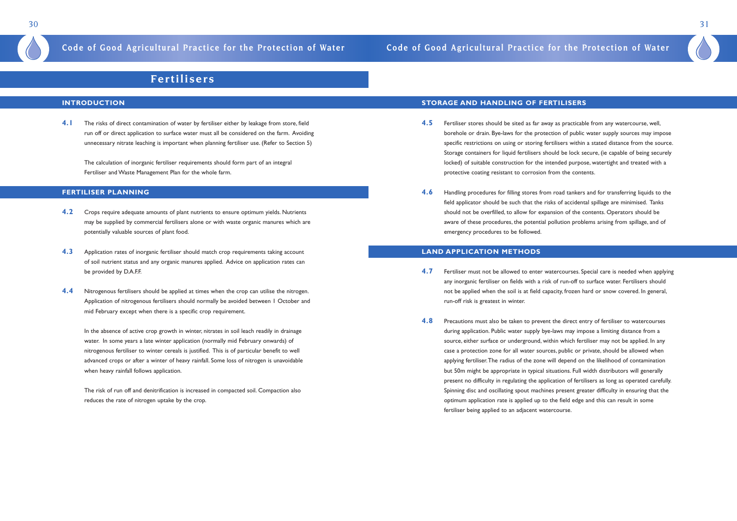# Fertilisers

## INTRODUCTION

**4.1** The risks of direct contamination of water by fertiliser either by leakage from store, field run off or direct application to surface water must all be considered on the farm. Avoiding unnecessary nitrate leaching is important when planning fertiliser use. (Refer to Section 5)

The calculation of inorganic fertiliser requirements should form part of an integral Fertiliser and Waste Management Plan for the whole farm.

## FERTILISER PLANNING

**4.2** Crops require adequate amounts of plant nutrients to ensure optimum yields. Nutrients may be supplied by commercial fertilisers alone or with waste organic manures which are potentially valuable sources of plant food.

**4.3** Application rates of inorganic fertiliser should match crop requirements taking account of soil nutrient status and any organic manures applied. Advice on application rates can be provided by D.A.F.F.

**4.4** Nitrogenous fertilisers should be applied at times when the crop can utilise the nitrogen. Application of nitrogenous fertilisers should normally be avoided between 1 October and mid February except when there is a specific crop requirement.

In the absence of active crop growth in winter, nitrates in soil leach readily in drainage water. In some years a late winter application (normally mid February onwards) of nitrogenous fertiliser to winter cereals is justified. This is of particular benefit to well advanced crops or after a winter of heavy rainfall. Some loss of nitrogen is unavoidable when heavy rainfall follows application.

The risk of run off and denitrification is increased in compacted soil. Compaction also reduces the rate of nitrogen uptake by the crop.

## STORAGE AND HANDLING OF FERTILISERS

**4.5** Fertiliser stores should be sited as far away as practicable from any watercourse, well, borehole or drain. Bye-laws for the protection of public water supply sources may impose specific restrictions on using or storing fertilisers within a stated distance from the source. Storage containers for liquid fertilisers should be lock secure, (ie capable of being securely locked) of suitable construction for the intended purpose, watertight and treated with a protective coating resistant to corrosion from the contents.

**4.6** Handling procedures for filling stores from road tankers and for transferring liquids to the field applicator should be such that the risks of accidental spillage are minimised. Tanks should not be overfilled, to allow for expansion of the contents. Operators should be aware of these procedures, the potential pollution problems arising from spillage, and of emergency procedures to be followed.

## LAND APPLICATION METHODS

**4.7** Fertiliser must not be allowed to enter watercourses. Special care is needed when applying any inorganic fertiliser on fields with a risk of run-off to surface water. Fertilisers should not be applied when the soil is at field capacity, frozen hard or snow covered. In general, run-off risk is greatest in winter.

**4.8** Precautions must also be taken to prevent the direct entry of fertiliser to watercourses during application. Public water supply bye-laws may impose a limiting distance from a source, either surface or underground, within which fertiliser may not be applied. In any case a protection zone for all water sources, public or private, should be allowed when applying fertiliser. The radius of the zone will depend on the likelihood of contamination but 50m might be appropriate in typical situations. Full width distributors will generally present no difficulty in regulating the application of fertilisers as long as operated carefully. Spinning disc and oscillating spout machines present greater difficulty in ensuring that the optimum application rate is applied up to the field edge and this can result in some fertiliser being applied to an adjacent watercourse.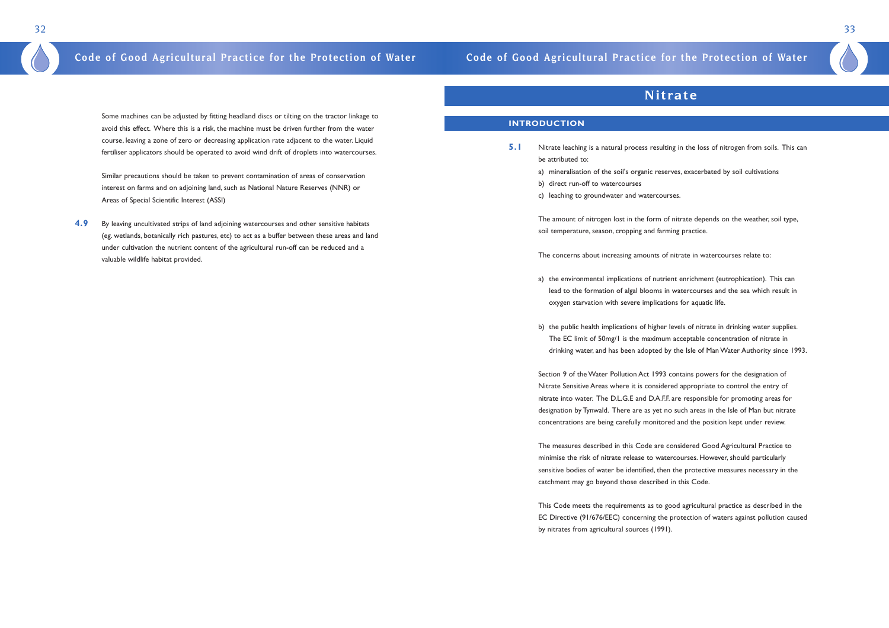Some machines can be adjusted by fitting headland discs or tilting on the tractor linkage to avoid this effect. Where this is a risk, the machine must be driven further from the water course, leaving a zone of zero or decreasing application rate adjacent to the water. Liquid fertiliser applicators should be operated to avoid wind drift of droplets into watercourses.

Similar precautions should be taken to prevent contamination of areas of conservation interest on farms and on adjoining land, such as National Nature Reserves (NNR) or Areas of Special Scientific Interest (ASSI)

**4.9** By leaving uncultivated strips of land adjoining watercourses and other sensitive habitats (eg. wetlands, botanically rich pastures, etc) to act as a buffer between these areas and land under cultivation the nutrient content of the agricultural run-off can be reduced and a valuable wildlife habitat provided.

# Nitrate

## INTRODUCTION

**5.1** Nitrate leaching is a natural process resulting in the loss of nitrogen from soils. This can be attributed to:

a) mineralisation of the soil's organic reserves, exacerbated by soil cultivations
b) direct run-off to watercourses
c) leaching to groundwater and watercourses.

The amount of nitrogen lost in the form of nitrate depends on the weather, soil type, soil temperature, season, cropping and farming practice.

The concerns about increasing amounts of nitrate in watercourses relate to:

a) the environmental implications of nutrient enrichment (eutrophication). This can lead to the formation of algal blooms in watercourses and the sea which result in oxygen starvation with severe implications for aquatic life.

b) the public health implications of higher levels of nitrate in drinking water supplies. The EC limit of 50mg/l is the maximum acceptable concentration of nitrate in drinking water, and has been adopted by the Isle of Man Water Authority since 1993.

Section 9 of the Water Pollution Act 1993 contains powers for the designation of Nitrate Sensitive Areas where it is considered appropriate to control the entry of nitrate into water. The D.L.G.E and D.A.F.F. are responsible for promoting areas for designation by Tynwald. There are as yet no such areas in the Isle of Man but nitrate concentrations are being carefully monitored and the position kept under review.

The measures described in this Code are considered Good Agricultural Practice to minimise the risk of nitrate release to watercourses. However, should particularly sensitive bodies of water be identified, then the protective measures necessary in the catchment may go beyond those described in this Code.

This Code meets the requirements as to good agricultural practice as described in the EC Directive (91/676/EEC) concerning the protection of waters against pollution caused by nitrates from agricultural sources (1991).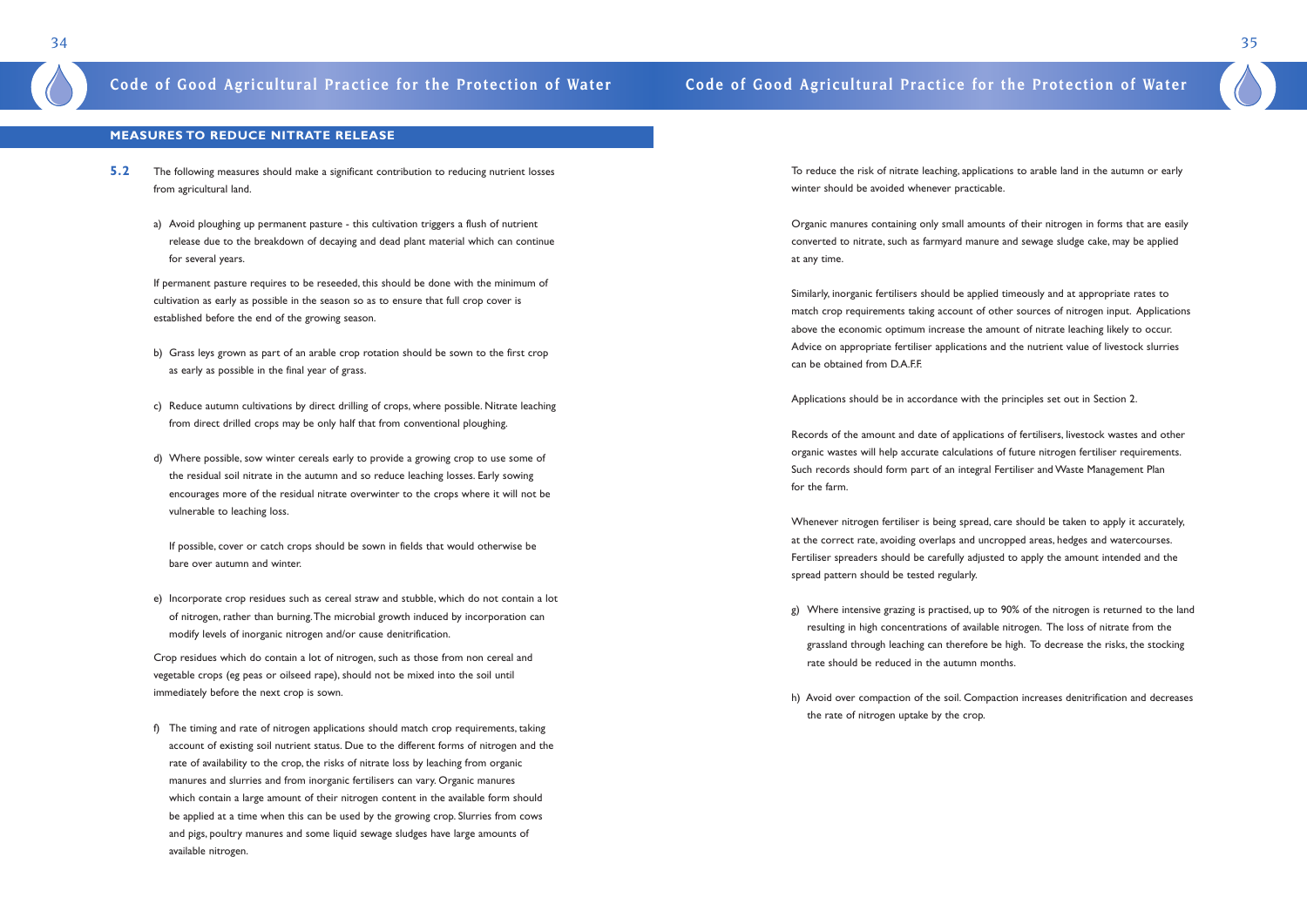## MEASURES TO REDUCE NITRATE RELEASE

**5.2** The following measures should make a significant contribution to reducing nutrient losses from agricultural land.

a) Avoid ploughing up permanent pasture - this cultivation triggers a flush of nutrient release due to the breakdown of decaying and dead plant material which can continue for several years.

If permanent pasture requires to be reseeded, this should be done with the minimum of cultivation as early as possible in the season so as to ensure that full crop cover is established before the end of the growing season.

b) Grass leys grown as part of an arable crop rotation should be sown to the first crop as early as possible in the final year of grass.

c) Reduce autumn cultivations by direct drilling of crops, where possible. Nitrate leaching from direct drilled crops may be only half that from conventional ploughing.

d) Where possible, sow winter cereals early to provide a growing crop to use some of the residual soil nitrate in the autumn and so reduce leaching losses. Early sowing encourages more of the residual nitrate overwinter to the crops where it will not be vulnerable to leaching loss.

If possible, cover or catch crops should be sown in fields that would otherwise be bare over autumn and winter.

e) Incorporate crop residues such as cereal straw and stubble, which do not contain a lot of nitrogen, rather than burning. The microbial growth induced by incorporation can modify levels of inorganic nitrogen and/or cause denitrification.

Crop residues which do contain a lot of nitrogen, such as those from non cereal and vegetable crops (eg peas or oilseed rape), should not be mixed into the soil until immediately before the next crop is sown.

f) The timing and rate of nitrogen applications should match crop requirements, taking account of existing soil nutrient status. Due to the different forms of nitrogen and the rate of availability to the crop, the risks of nitrate loss by leaching from organic manures and slurries and from inorganic fertilisers can vary. Organic manures which contain a large amount of their nitrogen content in the available form should be applied at a time when this can be used by the growing crop. Slurries from cows and pigs, poultry manures and some liquid sewage sludges have large amounts of available nitrogen.

To reduce the risk of nitrate leaching, applications to arable land in the autumn or early winter should be avoided whenever practicable.

Organic manures containing only small amounts of their nitrogen in forms that are easily converted to nitrate, such as farmyard manure and sewage sludge cake, may be applied at any time.

Similarly, inorganic fertilisers should be applied timeously and at appropriate rates to match crop requirements taking account of other sources of nitrogen input. Applications above the economic optimum increase the amount of nitrate leaching likely to occur. Advice on appropriate fertiliser applications and the nutrient value of livestock slurries can be obtained from D.A.F.F.

Applications should be in accordance with the principles set out in Section 2.

Records of the amount and date of applications of fertilisers, livestock wastes and other organic wastes will help accurate calculations of future nitrogen fertiliser requirements. Such records should form part of an integral Fertiliser and Waste Management Plan for the farm.

Whenever nitrogen fertiliser is being spread, care should be taken to apply it accurately, at the correct rate, avoiding overlaps and uncropped areas, hedges and watercourses. Fertiliser spreaders should be carefully adjusted to apply the amount intended and the spread pattern should be tested regularly.

g) Where intensive grazing is practised, up to 90% of the nitrogen is returned to the land resulting in high concentrations of available nitrogen. The loss of nitrate from the grassland through leaching can therefore be high. To decrease the risks, the stocking rate should be reduced in the autumn months.

h) Avoid over compaction of the soil. Compaction increases denitrification and decreases the rate of nitrogen uptake by the crop.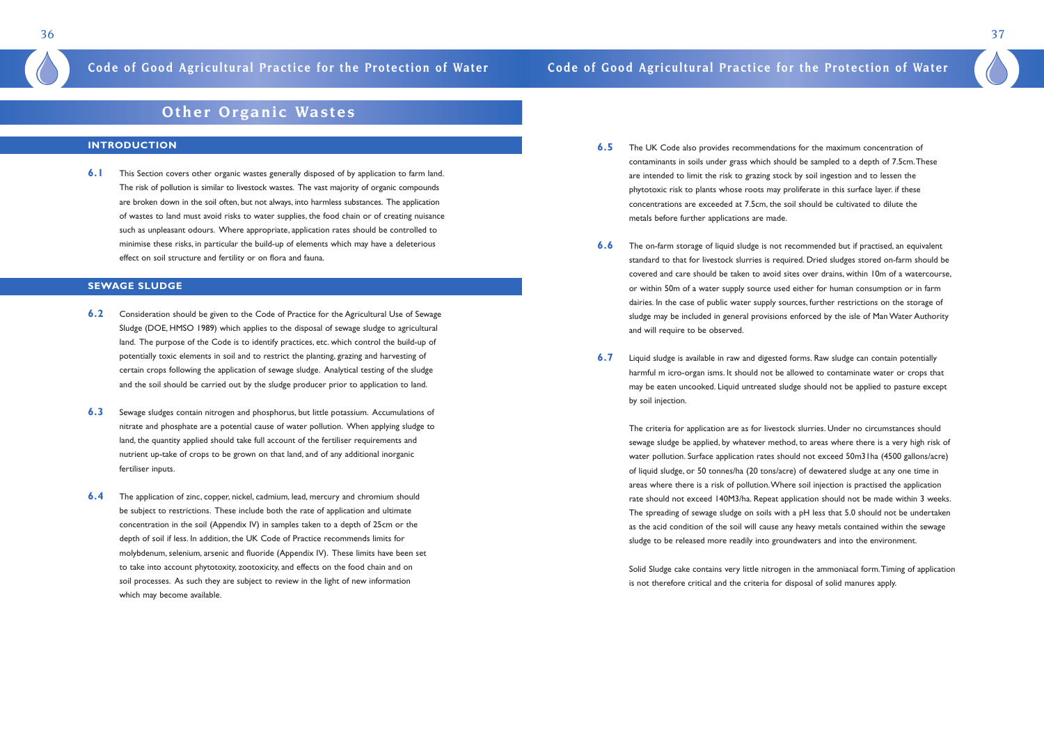# Other Organic Wastes

## INTRODUCTION

**6.1** This Section covers other organic wastes generally disposed of by application to farm land. The risk of pollution is similar to livestock wastes. The vast majority of organic compounds are broken down in the soil often, but not always, into harmless substances. The application of wastes to land must avoid risks to water supplies, the food chain or of creating nuisance such as unpleasant odours. Where appropriate, application rates should be controlled to minimise these risks, in particular the build-up of elements which may have a deleterious effect on soil structure and fertility or on flora and fauna.

## SEWAGE SLUDGE

**6.2** Consideration should be given to the Code of Practice for the Agricultural Use of Sewage Sludge (DOE, HMSO 1989) which applies to the disposal of sewage sludge to agricultural land. The purpose of the Code is to identify practices, etc. which control the build-up of potentially toxic elements in soil and to restrict the planting, grazing and harvesting of certain crops following the application of sewage sludge. Analytical testing of the sludge and the soil should be carried out by the sludge producer prior to application to land.

**6.3** Sewage sludges contain nitrogen and phosphorus, but little potassium. Accumulations of nitrate and phosphate are a potential cause of water pollution. When applying sludge to land, the quantity applied should take full account of the fertiliser requirements and nutrient up-take of crops to be grown on that land, and of any additional inorganic fertiliser inputs.

**6.4** The application of zinc, copper, nickel, cadmium, lead, mercury and chromium should be subject to restrictions. These include both the rate of application and ultimate concentration in the soil (Appendix IV) in samples taken to a depth of 25cm or the depth of soil if less. In addition, the UK Code of Practice recommends limits for molybdenum, selenium, arsenic and fluoride (Appendix IV). These limits have been set to take into account phytotoxity, zootoxicity, and effects on the food chain and on soil processes. As such they are subject to review in the light of new information which may become available.

**6.5** The UK Code also provides recommendations for the maximum concentration of contaminants in soils under grass which should be sampled to a depth of 7.5cm. These are intended to limit the risk to grazing stock by soil ingestion and to lessen the phytotoxic risk to plants whose roots may proliferate in this surface layer. if these concentrations are exceeded at 7.5cm, the soil should be cultivated to dilute the metals before further applications are made.

**6.6** The on-farm storage of liquid sludge is not recommended but if practised, an equivalent standard to that for livestock slurries is required. Dried sludges stored on-farm should be covered and care should be taken to avoid sites over drains, within 10m of a watercourse, or within 50m of a water supply source used either for human consumption or in farm dairies. In the case of public water supply sources, further restrictions on the storage of sludge may be included in general provisions enforced by the isle of Man Water Authority and will require to be observed.

**6.7** Liquid sludge is available in raw and digested forms. Raw sludge can contain potentially harmful m icro-organ isms. It should not be allowed to contaminate water or crops that may be eaten uncooked. Liquid untreated sludge should not be applied to pasture except by soil injection.

The criteria for application are as for livestock slurries. Under no circumstances should sewage sludge be applied, by whatever method, to areas where there is a very high risk of water pollution. Surface application rates should not exceed 50m31ha (4500 gallons/acre) of liquid sludge, or 50 tonnes/ha (20 tons/acre) of dewatered sludge at any one time in areas where there is a risk of pollution. Where soil injection is practised the application rate should not exceed 140M3/ha. Repeat application should not be made within 3 weeks. The spreading of sewage sludge on soils with a pH less that 5.0 should not be undertaken as the acid condition of the soil will cause any heavy metals contained within the sewage sludge to be released more readily into groundwaters and into the environment.

Solid Sludge cake contains very little nitrogen in the ammoniacal form. Timing of application is not therefore critical and the criteria for disposal of solid manures apply.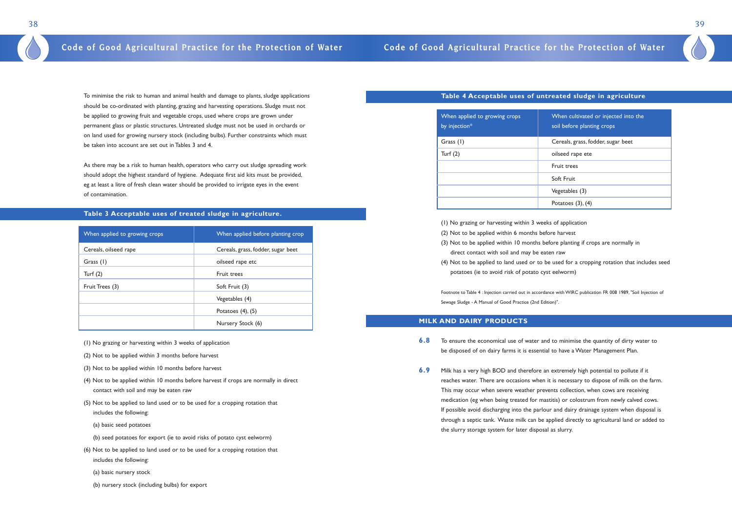To minimise the risk to human and animal health and damage to plants, sludge applications should be co-ordinated with planting, grazing and harvesting operations. Sludge must not be applied to growing fruit and vegetable crops, used where crops are grown under permanent glass or plastic structures. Untreated sludge must not be used in orchards or on land used for growing nursery stock (including bulbs). Further constraints which must be taken into account are set out in Tables 3 and 4.

As there may be a risk to human health, operators who carry out sludge spreading work should adopt the highest standard of hygiene. Adequate first aid kits must be provided, eg at least a litre of fresh clean water should be provided to irrigate eyes in the event of contamination.

## Table 3 Acceptable uses of treated sludge in agriculture.

| When applied to growing crops | When applied before planting crop |
|---|---|
| Cereals, oilseed rape | Cereals, grass, fodder, sugar beet |
| Grass (1) | oilseed rape etc |
| Turf (2) | Fruit trees |
| Fruit Trees (3) | Soft Fruit (3) |
| | Vegetables (4) |
| | Potatoes (4), (5) |
| | Nursery Stock (6) |

(1) No grazing or harvesting within 3 weeks of application

(2) Not to be applied within 3 months before harvest

(3) Not to be applied within 10 months before harvest

(4) Not to be applied within 10 months before harvest if crops are normally in direct contact with soil and may be eaten raw

(5) Not to be applied to land used or to be used for a cropping rotation that includes the following:

(a) basic seed potatoes

(b) seed potatoes for export (ie to avoid risks of potato cyst eelworm)

(6) Not to be applied to land used or to be used for a cropping rotation that includes the following:

(a) basic nursery stock

(b) nursery stock (including bulbs) for export

## Table 4 Acceptable uses of untreated sludge in agriculture

| When applied to growing crops by injection* | When cultivated or injected into the soil before planting crops |
|---|---|
| Grass (1) | Cereals, grass, fodder, sugar beet |
| Turf (2) | oilseed rape ete |
| | Fruit trees |
| | Soft Fruit |
| | Vegetables (3) |
| | Potatoes (3), (4) |

(1) No grazing or harvesting within 3 weeks of application

(2) Not to be applied within 6 months before harvest

(3) Not to be applied within 10 months before planting if crops are normally in direct contact with soil and may be eaten raw

(4) Not to be applied to land used or to be used for a cropping rotation that includes seed potatoes (ie to avoid risk of potato cyst eelworm)

Footnote to Table 4 : Injection carried out in accordance with WIRC publication FR 008 1989, "Soil Injection of Sewage Sludge - A Manual of Good Practice (2nd Edition)".

## MILK AND DAIRY PRODUCTS

**6.8** To ensure the economical use of water and to minimise the quantity of dirty water to be disposed of on dairy farms it is essential to have a Water Management Plan.

**6.9** Milk has a very high BOD and therefore an extremely high potential to pollute if it reaches water. There are occasions when it is necessary to dispose of milk on the farm. This may occur when severe weather prevents collection, when cows are receiving medication (eg when being treated for mastitis) or colostrum from newly calved cows. If possible avoid discharging into the parlour and dairy drainage system when disposal is through a septic tank. Waste milk can be applied directly to agricultural land or added to the slurry storage system for later disposal as slurry.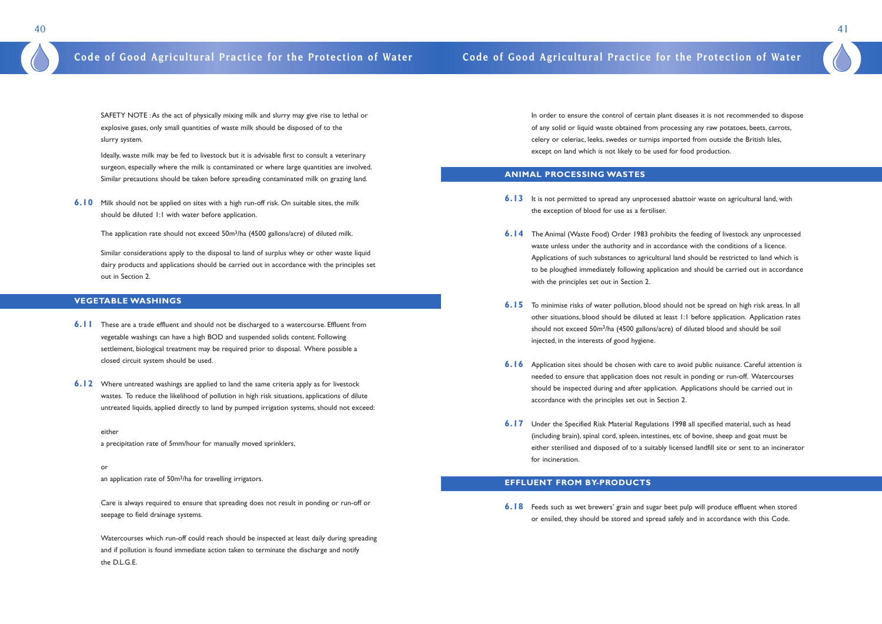SAFETY NOTE : As the act of physically mixing milk and slurry may give rise to lethal or explosive gases, only small quantities of waste milk should be disposed of to the slurry system.

Ideally, waste milk may be fed to livestock but it is advisable first to consult a veterinary surgeon, especially where the milk is contaminated or where large quantities are involved. Similar precautions should be taken before spreading contaminated milk on grazing land.

**6.10** Milk should not be applied on sites with a high run-off risk. On suitable sites, the milk should be diluted 1:1 with water before application.

The application rate should not exceed 50m³/ha (4500 gallons/acre) of diluted milk.

Similar considerations apply to the disposal to land of surplus whey or other waste liquid dairy products and applications should be carried out in accordance with the principles set out in Section 2.

## VEGETABLE WASHINGS

**6.11** These are a trade effluent and should not be discharged to a watercourse. Effluent from vegetable washings can have a high BOD and suspended solids content. Following settlement, biological treatment may be required prior to disposal. Where possible a closed circuit system should be used.

**6.12** Where untreated washings are applied to land the same criteria apply as for livestock wastes. To reduce the likelihood of pollution in high risk situations, applications of dilute untreated liquids, applied directly to land by pumped irrigation systems, should not exceed:

either

a precipitation rate of 5mm/hour for manually moved sprinklers,

or

an application rate of 50m³/ha for travelling irrigators.

Care is always required to ensure that spreading does not result in ponding or run-off or seepage to field drainage systems.

Watercourses which run-off could reach should be inspected at least daily during spreading and if pollution is found immediate action taken to terminate the discharge and notify the D.L.G.E.

In order to ensure the control of certain plant diseases it is not recommended to dispose of any solid or liquid waste obtained from processing any raw potatoes, beets, carrots, celery or celeriac, leeks, swedes or turnips imported from outside the British Isles, except on land which is not likely to be used for food production.

## ANIMAL PROCESSING WASTES

**6.13** It is not permitted to spread any unprocessed abattoir waste on agricultural land, with the exception of blood for use as a fertiliser.

**6.14** The Animal (Waste Food) Order 1983 prohibits the feeding of livestock any unprocessed waste unless under the authority and in accordance with the conditions of a licence. Applications of such substances to agricultural land should be restricted to land which is to be ploughed immediately following application and should be carried out in accordance with the principles set out in Section 2.

**6.15** To minimise risks of water pollution, blood should not be spread on high risk areas. In all other situations, blood should be diluted at least 1:1 before application. Application rates should not exceed 50m³/ha (4500 gallons/acre) of diluted blood and should be soil injected, in the interests of good hygiene.

**6.16** Application sites should be chosen with care to avoid public nuisance. Careful attention is needed to ensure that application does not result in ponding or run-off. Watercourses should be inspected during and after application. Applications should be carried out in accordance with the principles set out in Section 2.

**6.17** Under the Specified Risk Material Regulations 1998 all specified material, such as head (including brain), spinal cord, spleen, intestines, etc of bovine, sheep and goat must be either sterilised and disposed of to a suitably licensed landfill site or sent to an incinerator for incineration.

## EFFLUENT FROM BY-PRODUCTS

**6.18** Feeds such as wet brewers' grain and sugar beet pulp will produce effluent when stored or ensiled, they should be stored and spread safely and in accordance with this Code.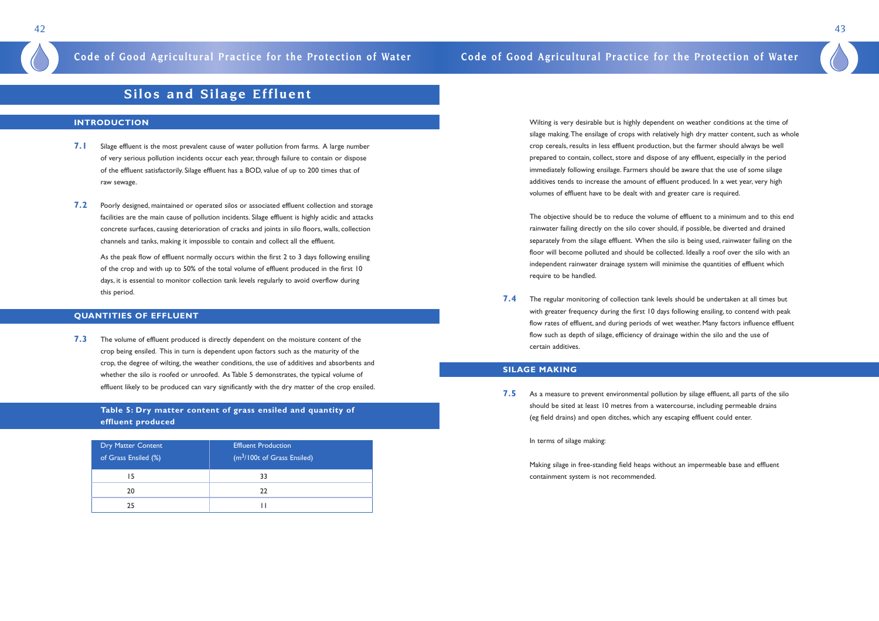# Silos and Silage Effluent

## INTRODUCTION

**7.1** Silage effluent is the most prevalent cause of water pollution from farms. A large number of very serious pollution incidents occur each year, through failure to contain or dispose of the effluent satisfactorily. Silage effluent has a BOD, value of up to 200 times that of raw sewage.

**7.2** Poorly designed, maintained or operated silos or associated effluent collection and storage facilities are the main cause of pollution incidents. Silage effluent is highly acidic and attacks concrete surfaces, causing deterioration of cracks and joints in silo floors, walls, collection channels and tanks, making it impossible to contain and collect all the effluent.

As the peak flow of effluent normally occurs within the first 2 to 3 days following ensiling of the crop and with up to 50% of the total volume of effluent produced in the first 10 days, it is essential to monitor collection tank levels regularly to avoid overflow during this period.

## QUANTITIES OF EFFLUENT

**7.3** The volume of effluent produced is directly dependent on the moisture content of the crop being ensiled. This in turn is dependent upon factors such as the maturity of the crop, the degree of wilting, the weather conditions, the use of additives and absorbents and whether the silo is roofed or unroofed. As Table 5 demonstrates, the typical volume of effluent likely to be produced can vary significantly with the dry matter of the crop ensiled.

**Table 5: Dry matter content of grass ensiled and quantity of effluent produced**

| Dry Matter Content of Grass Ensiled (%) | Effluent Production ($m^3$/100t of Grass Ensiled) |
|---|---|
| 15 | 33 |
| 20 | 22 |
| 25 | 11 |

Wilting is very desirable but is highly dependent on weather conditions at the time of silage making. The ensilage of crops with relatively high dry matter content, such as whole crop cereals, results in less effluent production, but the farmer should always be well prepared to contain, collect, store and dispose of any effluent, especially in the period immediately following ensilage. Farmers should be aware that the use of some silage additives tends to increase the amount of effluent produced. In a wet year, very high volumes of effluent have to be dealt with and greater care is required.

The objective should be to reduce the volume of effluent to a minimum and to this end rainwater failing directly on the silo cover should, if possible, be diverted and drained separately from the silage effluent. When the silo is being used, rainwater failing on the floor will become polluted and should be collected. Ideally a roof over the silo with an independent rainwater drainage system will minimise the quantities of effluent which require to be handled.

**7.4** The regular monitoring of collection tank levels should be undertaken at all times but with greater frequency during the first 10 days following ensiling, to contend with peak flow rates of effluent, and during periods of wet weather. Many factors influence effluent flow such as depth of silage, efficiency of drainage within the silo and the use of certain additives.

## SILAGE MAKING

**7.5** As a measure to prevent environmental pollution by silage effluent, all parts of the silo should be sited at least 10 metres from a watercourse, including permeable drains (eg field drains) and open ditches, which any escaping effluent could enter.

In terms of silage making:

Making silage in free-standing field heaps without an impermeable base and effluent containment system is not recommended.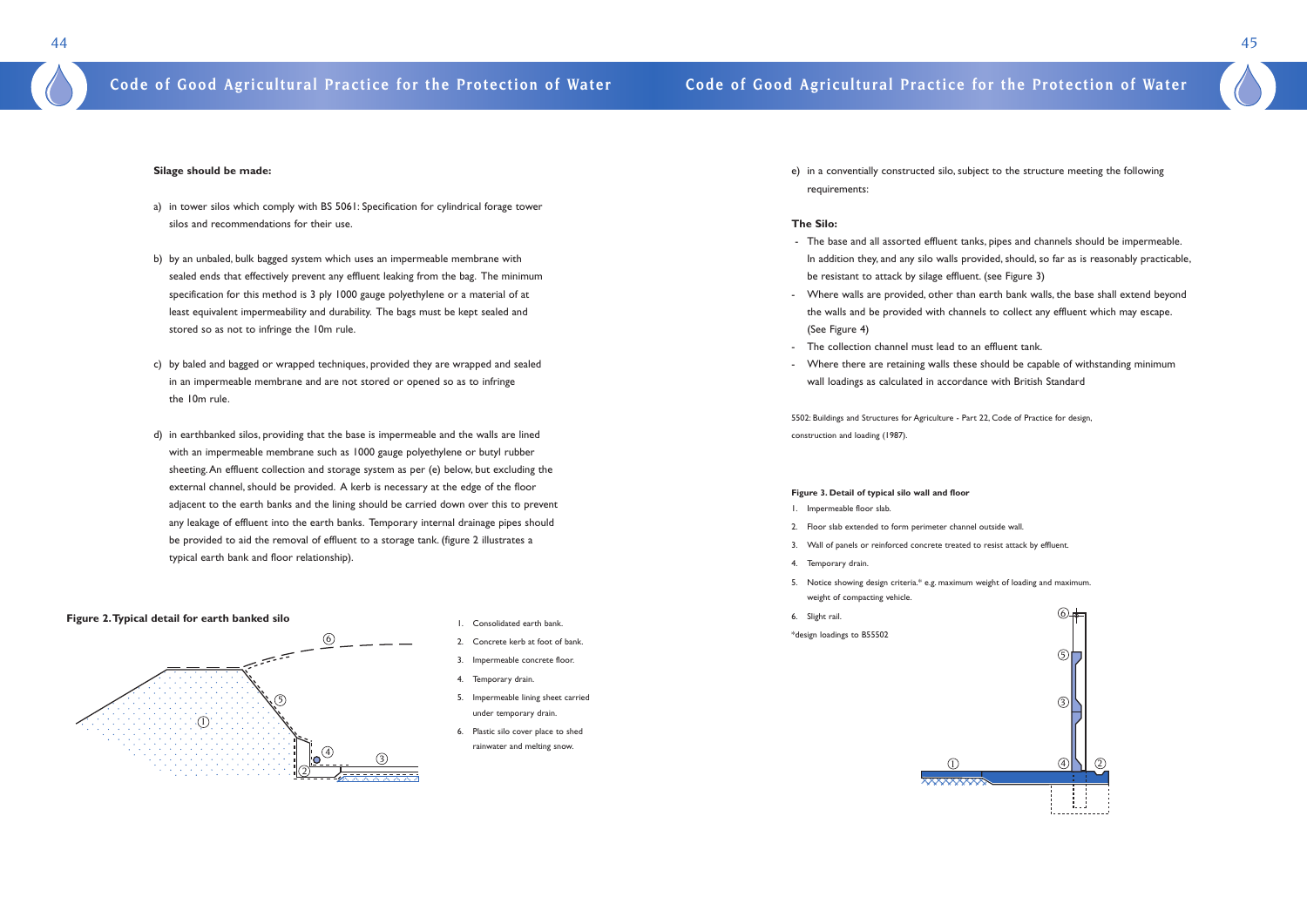**Silage should be made:**

a) in tower silos which comply with BS 5061: Specification for cylindrical forage tower silos and recommendations for their use.

b) by an unbaled, bulk bagged system which uses an impermeable membrane with sealed ends that effectively prevent any effluent leaking from the bag. The minimum specification for this method is 3 ply 1000 gauge polyethylene or a material of at least equivalent impermeability and durability. The bags must be kept sealed and stored so as not to infringe the 10m rule.

c) by baled and bagged or wrapped techniques, provided they are wrapped and sealed in an impermeable membrane and are not stored or opened so as to infringe the 10m rule.

d) in earthbanked silos, providing that the base is impermeable and the walls are lined with an impermeable membrane such as 1000 gauge polyethylene or butyl rubber sheeting. An effluent collection and storage system as per (e) below, but excluding the external channel, should be provided. A kerb is necessary at the edge of the floor adjacent to the earth banks and the lining should be carried down over this to prevent any leakage of effluent into the earth banks. Temporary internal drainage pipes should be provided to aid the removal of effluent to a storage tank. (figure 2 illustrates a typical earth bank and floor relationship).

**Figure 2. Typical detail for earth banked silo**

1. Consolidated earth bank.
2. Concrete kerb at foot of bank.
3. Impermeable concrete floor.
4. Temporary drain.
5. Impermeable lining sheet carried under temporary drain.
6. Plastic silo cover place to shed rainwater and melting snow.

e) in a conventially constructed silo, subject to the structure meeting the following requirements:

**The Silo:**

- The base and all assorted effluent tanks, pipes and channels should be impermeable. In addition they, and any silo walls provided, should, so far as is reasonably practicable, be resistant to attack by silage effluent. (see Figure 3)
- Where walls are provided, other than earth bank walls, the base shall extend beyond the walls and be provided with channels to collect any effluent which may escape. (See Figure 4)
- The collection channel must lead to an effluent tank.
- Where there are retaining walls these should be capable of withstanding minimum wall loadings as calculated in accordance with British Standard

5502: Buildings and Structures for Agriculture - Part 22, Code of Practice for design, construction and loading (1987).

**Figure 3. Detail of typical silo wall and floor**

1. Impermeable floor slab.
2. Floor slab extended to form perimeter channel outside wall.
3. Wall of panels or reinforced concrete treated to resist attack by effluent.
4. Temporary drain.
5. Notice showing design criteria.* e.g. maximum weight of loading and maximum. weight of compacting vehicle.
6. Slight rail.

*design loadings to BS5502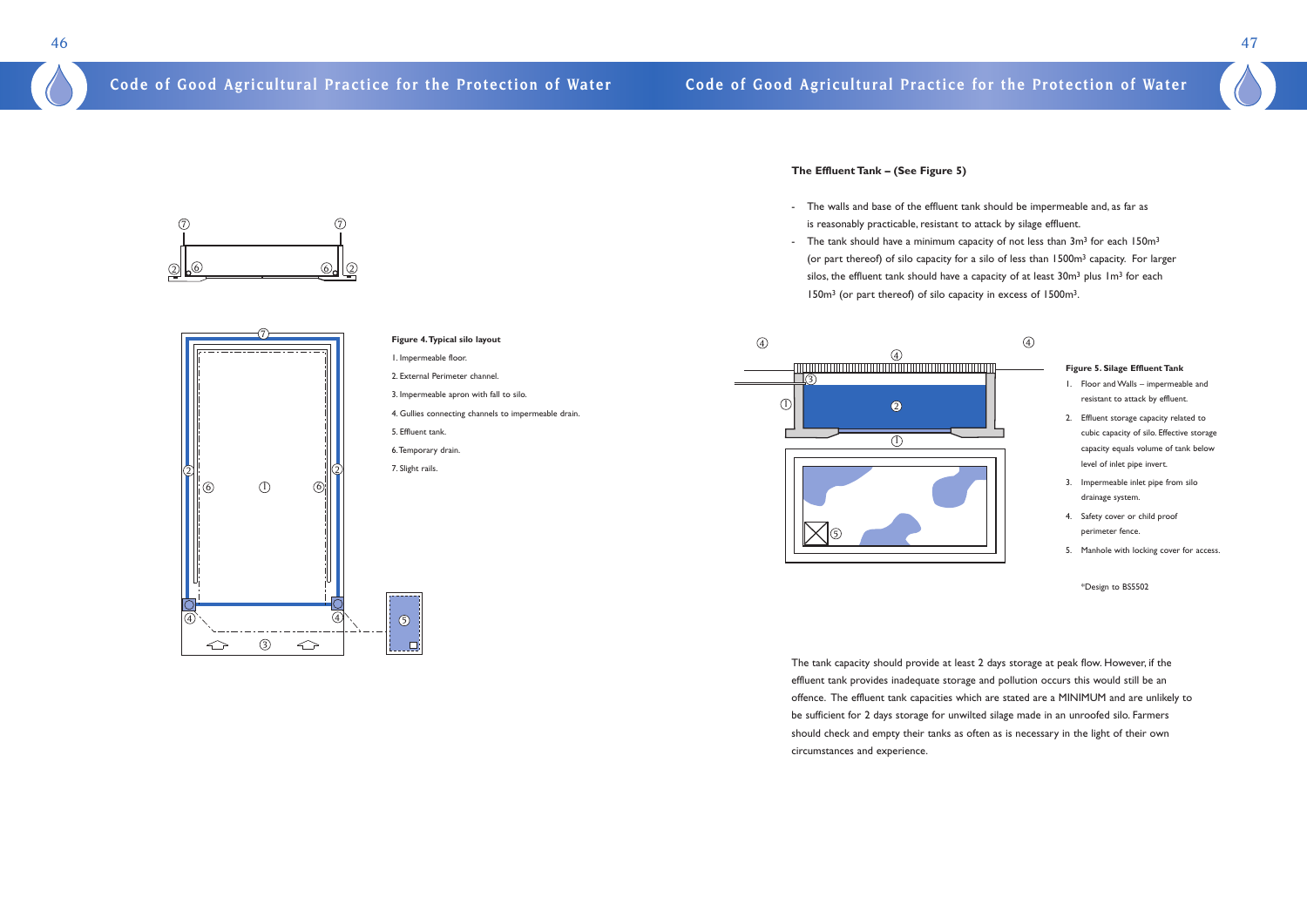**Figure 4. Typical silo layout**

1. Impermeable floor.
2. External Perimeter channel.
3. Impermeable apron with fall to silo.
4. Gullies connecting channels to impermeable drain.
5. Effluent tank.
6. Temporary drain.
7. Slight rails.

### The Effluent Tank – (See Figure 5)

- The walls and base of the effluent tank should be impermeable and, as far as is reasonably practicable, resistant to attack by silage effluent.
- The tank should have a minimum capacity of not less than $3m^3$ for each $150m^3$ (or part thereof) of silo capacity for a silo of less than $1500m^3$ capacity. For larger silos, the effluent tank should have a capacity of at least $30m^3$ plus $1m^3$ for each $150m^3$ (or part thereof) of silo capacity in excess of $1500m^3$.

**Figure 5. Silage Effluent Tank**

1. Floor and Walls – impermeable and resistant to attack by effluent.
2. Effluent storage capacity related to cubic capacity of silo. Effective storage capacity equals volume of tank below level of inlet pipe invert.
3. Impermeable inlet pipe from silo drainage system.
4. Safety cover or child proof perimeter fence.
5. Manhole with locking cover for access.

*Design to BS5502

The tank capacity should provide at least 2 days storage at peak flow. However, if the effluent tank provides inadequate storage and pollution occurs this would still be an offence. The effluent tank capacities which are stated are a MINIMUM and are unlikely to be sufficient for 2 days storage for unwilted silage made in an unroofed silo. Farmers should check and empty their tanks as often as is necessary in the light of their own circumstances and experience.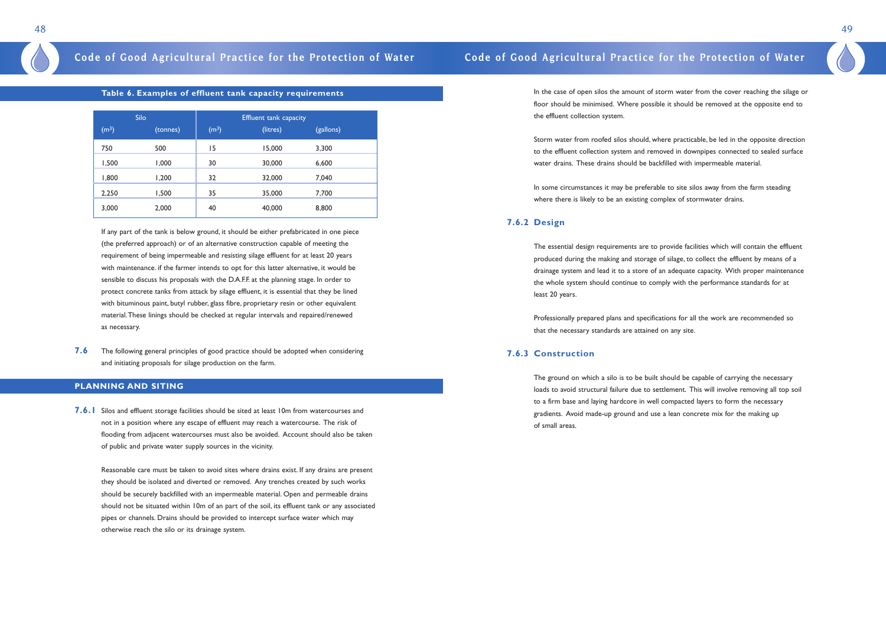**Table 6. Examples of effluent tank capacity requirements**

| Silo | | Effluent tank capacity | | |
|---|---|---|---|---|
| ($m^3$) | (tonnes) | ($m^3$) | (litres) | (gallons) |
| 750 | 500 | 15 | 15,000 | 3,300 |
| 1,500 | 1,000 | 30 | 30,000 | 6,600 |
| 1,800 | 1,200 | 32 | 32,000 | 7,040 |
| 2,250 | 1,500 | 35 | 35,000 | 7,700 |
| 3,000 | 2,000 | 40 | 40,000 | 8,800 |

If any part of the tank is below ground, it should be either prefabricated in one piece (the preferred approach) or of an alternative construction capable of meeting the requirement of being impermeable and resisting silage effluent for at least 20 years with maintenance. if the farmer intends to opt for this latter alternative, it would be sensible to discuss his proposals with the D.A.F.F. at the planning stage. In order to protect concrete tanks from attack by silage effluent, it is essential that they be lined with bituminous paint, butyl rubber, glass fibre, proprietary resin or other equivalent material. These linings should be checked at regular intervals and repaired/renewed as necessary.

**7.6** The following general principles of good practice should be adopted when considering and initiating proposals for silage production on the farm.

## PLANNING AND SITING

**7.6.1** Silos and effluent storage facilities should be sited at least 10m from watercourses and not in a position where any escape of effluent may reach a watercourse. The risk of flooding from adjacent watercourses must also be avoided. Account should also be taken of public and private water supply sources in the vicinity.

Reasonable care must be taken to avoid sites where drains exist. If any drains are present they should be isolated and diverted or removed. Any trenches created by such works should be securely backfilled with an impermeable material. Open and permeable drains should not be situated within 10m of an part of the soil, its effluent tank or any associated pipes or channels. Drains should be provided to intercept surface water which may otherwise reach the silo or its drainage system.

In the case of open silos the amount of storm water from the cover reaching the silage or floor should be minimised. Where possible it should be removed at the opposite end to the effluent collection system.

Storm water from roofed silos should, where practicable, be led in the opposite direction to the effluent collection system and removed in downpipes connected to sealed surface water drains. These drains should be backfilled with impermeable material.

In some circumstances it may be preferable to site silos away from the farm steading where there is likely to be an existing complex of stormwater drains.

### 7.6.2 Design

The essential design requirements are to provide facilities which will contain the effluent produced during the making and storage of silage, to collect the effluent by means of a drainage system and lead it to a store of an adequate capacity. With proper maintenance the whole system should continue to comply with the performance standards for at least 20 years.

Professionally prepared plans and specifications for all the work are recommended so that the necessary standards are attained on any site.

### 7.6.3 Construction

The ground on which a silo is to be built should be capable of carrying the necessary loads to avoid structural failure due to settlement. This will involve removing all top soil to a firm base and laying hardcore in well compacted layers to form the necessary gradients. Avoid made-up ground and use a lean concrete mix for the making up of small areas.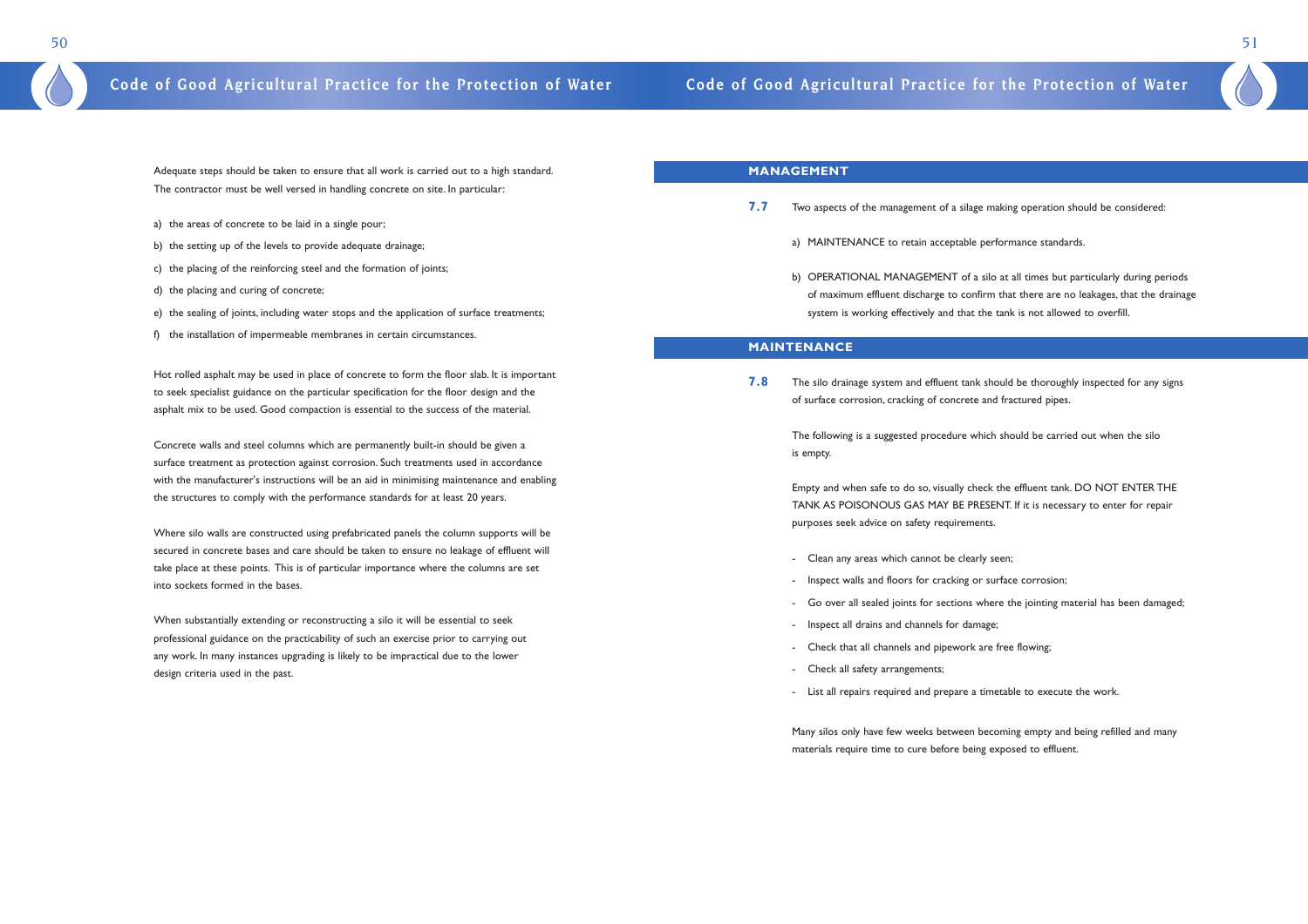Adequate steps should be taken to ensure that all work is carried out to a high standard. The contractor must be well versed in handling concrete on site. In particular:

a) the areas of concrete to be laid in a single pour;

b) the setting up of the levels to provide adequate drainage;

c) the placing of the reinforcing steel and the formation of joints;

d) the placing and curing of concrete;

e) the sealing of joints, including water stops and the application of surface treatments;

f) the installation of impermeable membranes in certain circumstances.

Hot rolled asphalt may be used in place of concrete to form the floor slab. It is important to seek specialist guidance on the particular specification for the floor design and the asphalt mix to be used. Good compaction is essential to the success of the material.

Concrete walls and steel columns which are permanently built-in should be given a surface treatment as protection against corrosion. Such treatments used in accordance with the manufacturer's instructions will be an aid in minimising maintenance and enabling the structures to comply with the performance standards for at least 20 years.

Where silo walls are constructed using prefabricated panels the column supports will be secured in concrete bases and care should be taken to ensure no leakage of effluent will take place at these points. This is of particular importance where the columns are set into sockets formed in the bases.

When substantially extending or reconstructing a silo it will be essential to seek professional guidance on the practicability of such an exercise prior to carrying out any work. In many instances upgrading is likely to be impractical due to the lower design criteria used in the past.

## MANAGEMENT

**7.7** Two aspects of the management of a silage making operation should be considered:

a) MAINTENANCE to retain acceptable performance standards.

b) OPERATIONAL MANAGEMENT of a silo at all times but particularly during periods of maximum effluent discharge to confirm that there are no leakages, that the drainage system is working effectively and that the tank is not allowed to overfill.

## MAINTENANCE

**7.8** The silo drainage system and effluent tank should be thoroughly inspected for any signs of surface corrosion, cracking of concrete and fractured pipes.

The following is a suggested procedure which should be carried out when the silo is empty.

Empty and when safe to do so, visually check the effluent tank. DO NOT ENTER THE TANK AS POISONOUS GAS MAY BE PRESENT. If it is necessary to enter for repair purposes seek advice on safety requirements.

- Clean any areas which cannot be clearly seen;
- Inspect walls and floors for cracking or surface corrosion;
- Go over all sealed joints for sections where the jointing material has been damaged;
- Inspect all drains and channels for damage;
- Check that all channels and pipework are free flowing;
- Check all safety arrangements;
- List all repairs required and prepare a timetable to execute the work.

Many silos only have few weeks between becoming empty and being refilled and many materials require time to cure before being exposed to effluent.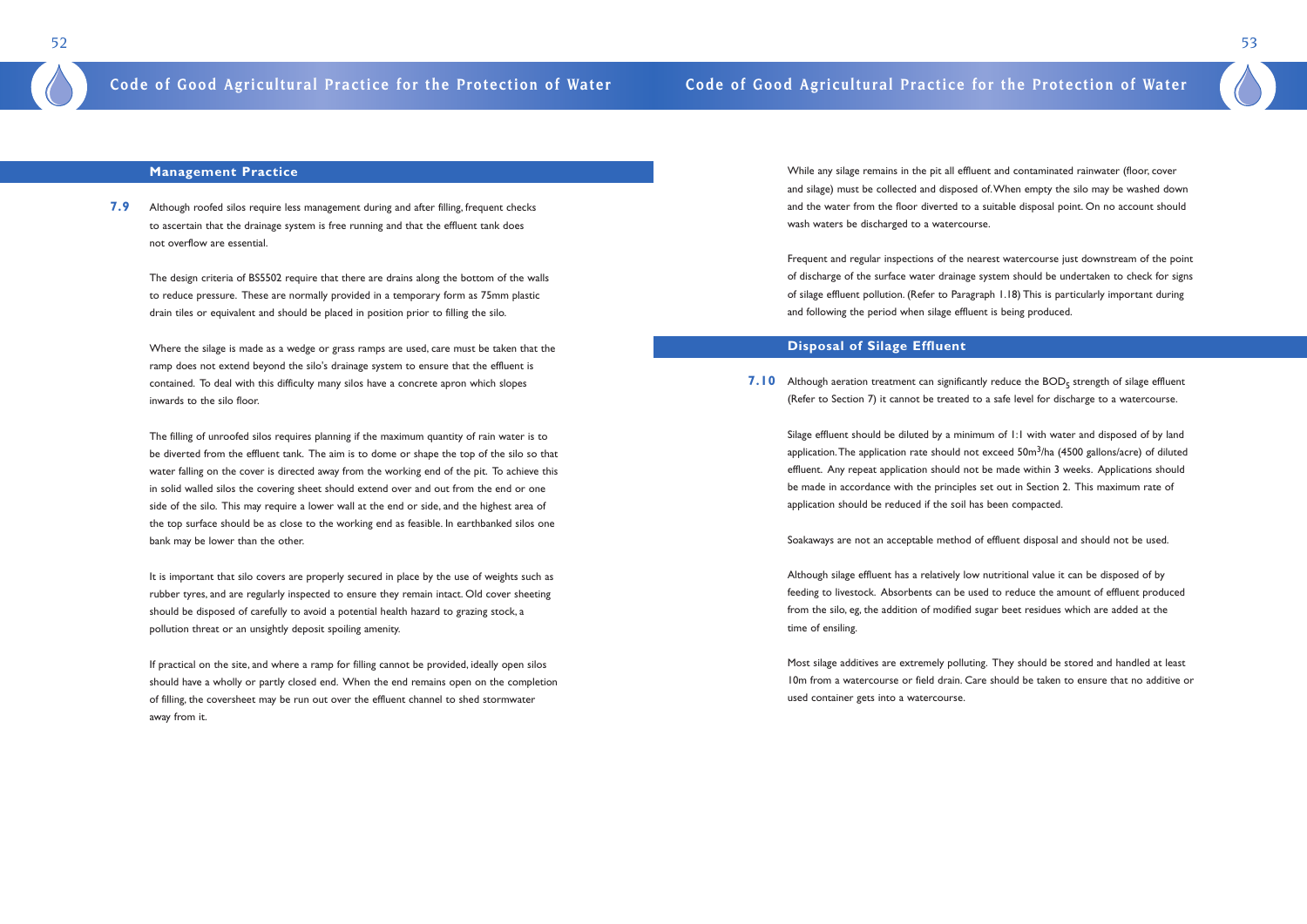## Management Practice

**7.9** Although roofed silos require less management during and after filling, frequent checks to ascertain that the drainage system is free running and that the effluent tank does not overflow are essential.

The design criteria of BS5502 require that there are drains along the bottom of the walls to reduce pressure. These are normally provided in a temporary form as 75mm plastic drain tiles or equivalent and should be placed in position prior to filling the silo.

Where the silage is made as a wedge or grass ramps are used, care must be taken that the ramp does not extend beyond the silo's drainage system to ensure that the effluent is contained. To deal with this difficulty many silos have a concrete apron which slopes inwards to the silo floor.

The filling of unroofed silos requires planning if the maximum quantity of rain water is to be diverted from the effluent tank. The aim is to dome or shape the top of the silo so that water falling on the cover is directed away from the working end of the pit. To achieve this in solid walled silos the covering sheet should extend over and out from the end or one side of the silo. This may require a lower wall at the end or side, and the highest area of the top surface should be as close to the working end as feasible. In earthbanked silos one bank may be lower than the other.

It is important that silo covers are properly secured in place by the use of weights such as rubber tyres, and are regularly inspected to ensure they remain intact. Old cover sheeting should be disposed of carefully to avoid a potential health hazard to grazing stock, a pollution threat or an unsightly deposit spoiling amenity.

If practical on the site, and where a ramp for filling cannot be provided, ideally open silos should have a wholly or partly closed end. When the end remains open on the completion of filling, the coversheet may be run out over the effluent channel to shed stormwater away from it.

While any silage remains in the pit all effluent and contaminated rainwater (floor, cover and silage) must be collected and disposed of. When empty the silo may be washed down and the water from the floor diverted to a suitable disposal point. On no account should wash waters be discharged to a watercourse.

Frequent and regular inspections of the nearest watercourse just downstream of the point of discharge of the surface water drainage system should be undertaken to check for signs of silage effluent pollution. (Refer to Paragraph 1.18) This is particularly important during and following the period when silage effluent is being produced.

## Disposal of Silage Effluent

**7.10** Although aeration treatment can significantly reduce the $BOD_5$ strength of silage effluent (Refer to Section 7) it cannot be treated to a safe level for discharge to a watercourse.

Silage effluent should be diluted by a minimum of 1:1 with water and disposed of by land application. The application rate should not exceed $50m^3$/ha (4500 gallons/acre) of diluted effluent. Any repeat application should not be made within 3 weeks. Applications should be made in accordance with the principles set out in Section 2. This maximum rate of application should be reduced if the soil has been compacted.

Soakaways are not an acceptable method of effluent disposal and should not be used.

Although silage effluent has a relatively low nutritional value it can be disposed of by feeding to livestock. Absorbents can be used to reduce the amount of effluent produced from the silo, eg, the addition of modified sugar beet residues which are added at the time of ensiling.

Most silage additives are extremely polluting. They should be stored and handled at least 10m from a watercourse or field drain. Care should be taken to ensure that no additive or used container gets into a watercourse.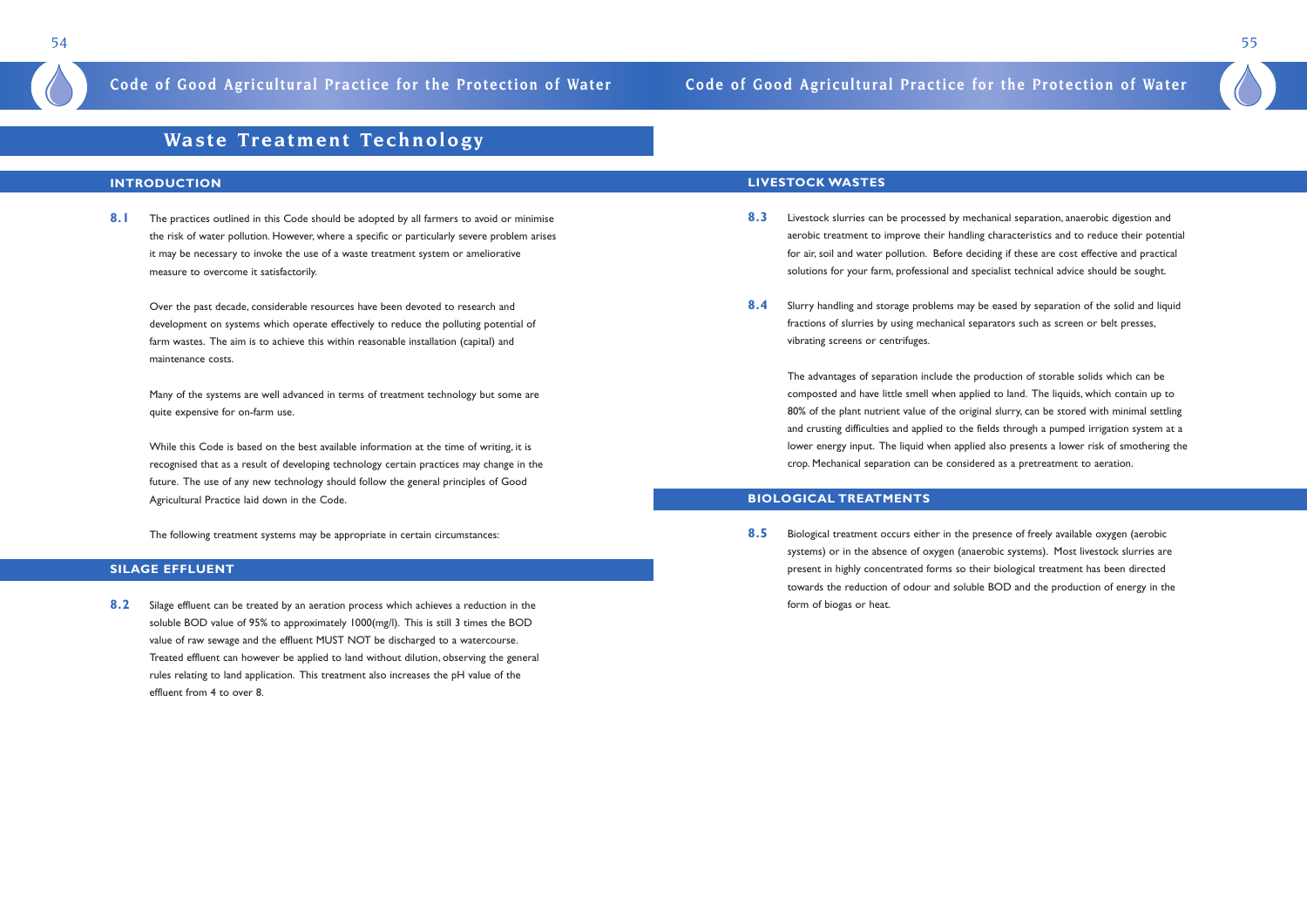# Waste Treatment Technology

## INTRODUCTION

**8.1** The practices outlined in this Code should be adopted by all farmers to avoid or minimise the risk of water pollution. However, where a specific or particularly severe problem arises it may be necessary to invoke the use of a waste treatment system or ameliorative measure to overcome it satisfactorily.

Over the past decade, considerable resources have been devoted to research and development on systems which operate effectively to reduce the polluting potential of farm wastes. The aim is to achieve this within reasonable installation (capital) and maintenance costs.

Many of the systems are well advanced in terms of treatment technology but some are quite expensive for on-farm use.

While this Code is based on the best available information at the time of writing, it is recognised that as a result of developing technology certain practices may change in the future. The use of any new technology should follow the general principles of Good Agricultural Practice laid down in the Code.

The following treatment systems may be appropriate in certain circumstances:

## SILAGE EFFLUENT

**8.2** Silage effluent can be treated by an aeration process which achieves a reduction in the soluble BOD value of 95% to approximately 1000(mg/l). This is still 3 times the BOD value of raw sewage and the effluent MUST NOT be discharged to a watercourse. Treated effluent can however be applied to land without dilution, observing the general rules relating to land application. This treatment also increases the pH value of the effluent from 4 to over 8.

## LIVESTOCK WASTES

**8.3** Livestock slurries can be processed by mechanical separation, anaerobic digestion and aerobic treatment to improve their handling characteristics and to reduce their potential for air, soil and water pollution. Before deciding if these are cost effective and practical solutions for your farm, professional and specialist technical advice should be sought.

**8.4** Slurry handling and storage problems may be eased by separation of the solid and liquid fractions of slurries by using mechanical separators such as screen or belt presses, vibrating screens or centrifuges.

The advantages of separation include the production of storable solids which can be composted and have little smell when applied to land. The liquids, which contain up to 80% of the plant nutrient value of the original slurry, can be stored with minimal settling and crusting difficulties and applied to the fields through a pumped irrigation system at a lower energy input. The liquid when applied also presents a lower risk of smothering the crop. Mechanical separation can be considered as a pretreatment to aeration.

## BIOLOGICAL TREATMENTS

**8.5** Biological treatment occurs either in the presence of freely available oxygen (aerobic systems) or in the absence of oxygen (anaerobic systems). Most livestock slurries are present in highly concentrated forms so their biological treatment has been directed towards the reduction of odour and soluble BOD and the production of energy in the form of biogas or heat.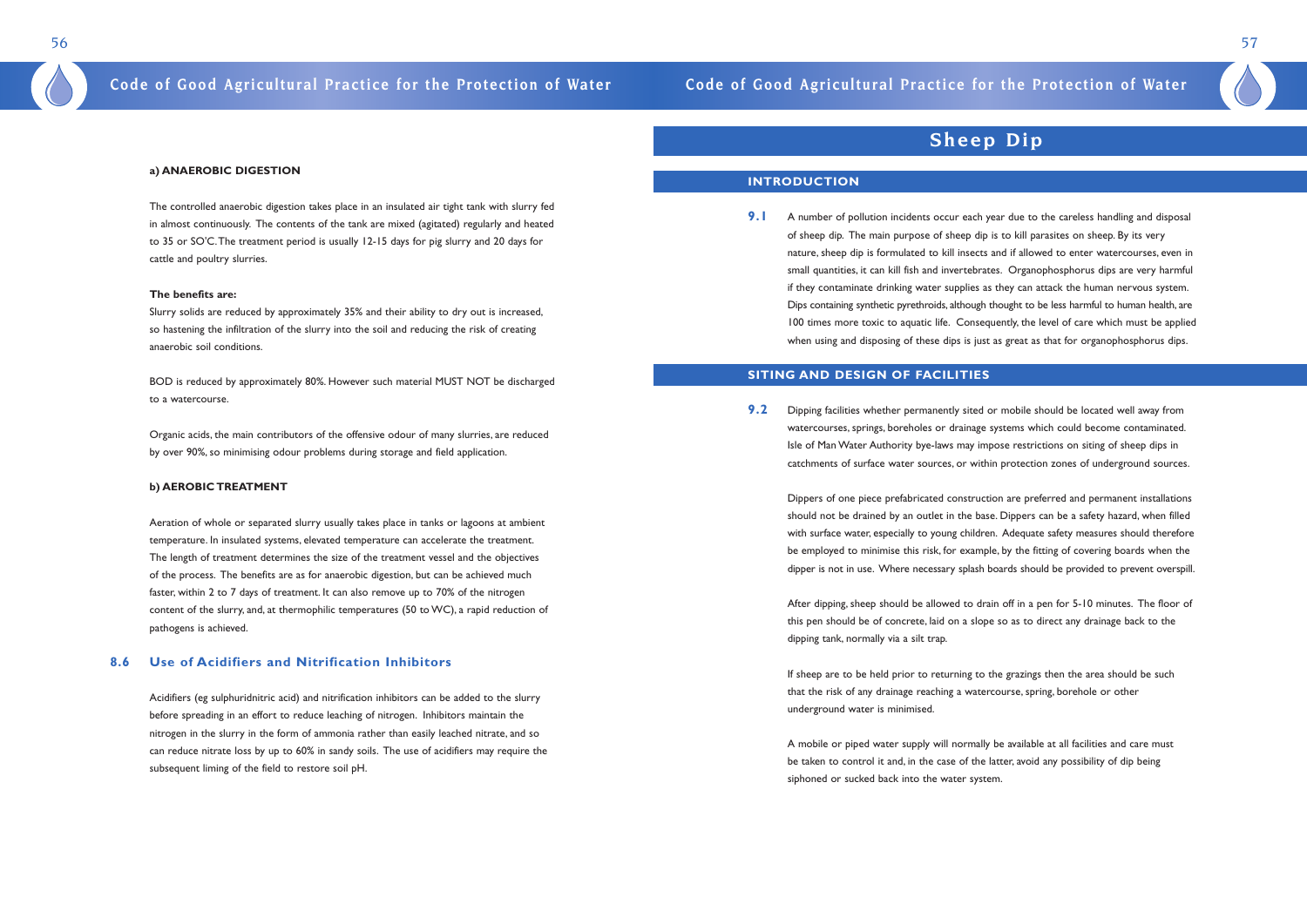#### a) ANAEROBIC DIGESTION

The controlled anaerobic digestion takes place in an insulated air tight tank with slurry fed in almost continuously. The contents of the tank are mixed (agitated) regularly and heated to 35 or SO'C. The treatment period is usually 12-15 days for pig slurry and 20 days for cattle and poultry slurries.

**The benefits are:**

Slurry solids are reduced by approximately 35% and their ability to dry out is increased, so hastening the infiltration of the slurry into the soil and reducing the risk of creating anaerobic soil conditions.

BOD is reduced by approximately 80%. However such material MUST NOT be discharged to a watercourse.

Organic acids, the main contributors of the offensive odour of many slurries, are reduced by over 90%, so minimising odour problems during storage and field application.

#### b) AEROBIC TREATMENT

Aeration of whole or separated slurry usually takes place in tanks or lagoons at ambient temperature. In insulated systems, elevated temperature can accelerate the treatment. The length of treatment determines the size of the treatment vessel and the objectives of the process. The benefits are as for anaerobic digestion, but can be achieved much faster, within 2 to 7 days of treatment. It can also remove up to 70% of the nitrogen content of the slurry, and, at thermophilic temperatures (50 to WC), a rapid reduction of pathogens is achieved.

### 8.6 Use of Acidifiers and Nitrification Inhibitors

Acidifiers (eg sulphuridnitric acid) and nitrification inhibitors can be added to the slurry before spreading in an effort to reduce leaching of nitrogen. Inhibitors maintain the nitrogen in the slurry in the form of ammonia rather than easily leached nitrate, and so can reduce nitrate loss by up to 60% in sandy soils. The use of acidifiers may require the subsequent liming of the field to restore soil pH.

# Sheep Dip

## INTRODUCTION

**9.1** A number of pollution incidents occur each year due to the careless handling and disposal of sheep dip. The main purpose of sheep dip is to kill parasites on sheep. By its very nature, sheep dip is formulated to kill insects and if allowed to enter watercourses, even in small quantities, it can kill fish and invertebrates. Organophosphorus dips are very harmful if they contaminate drinking water supplies as they can attack the human nervous system. Dips containing synthetic pyrethroids, although thought to be less harmful to human health, are 100 times more toxic to aquatic life. Consequently, the level of care which must be applied when using and disposing of these dips is just as great as that for organophosphorus dips.

## SITING AND DESIGN OF FACILITIES

**9.2** Dipping facilities whether permanently sited or mobile should be located well away from watercourses, springs, boreholes or drainage systems which could become contaminated. Isle of Man Water Authority bye-laws may impose restrictions on siting of sheep dips in catchments of surface water sources, or within protection zones of underground sources.

Dippers of one piece prefabricated construction are preferred and permanent installations should not be drained by an outlet in the base. Dippers can be a safety hazard, when filled with surface water, especially to young children. Adequate safety measures should therefore be employed to minimise this risk, for example, by the fitting of covering boards when the dipper is not in use. Where necessary splash boards should be provided to prevent overspill.

After dipping, sheep should be allowed to drain off in a pen for 5-10 minutes. The floor of this pen should be of concrete, laid on a slope so as to direct any drainage back to the dipping tank, normally via a silt trap.

If sheep are to be held prior to returning to the grazings then the area should be such that the risk of any drainage reaching a watercourse, spring, borehole or other underground water is minimised.

A mobile or piped water supply will normally be available at all facilities and care must be taken to control it and, in the case of the latter, avoid any possibility of dip being siphoned or sucked back into the water system.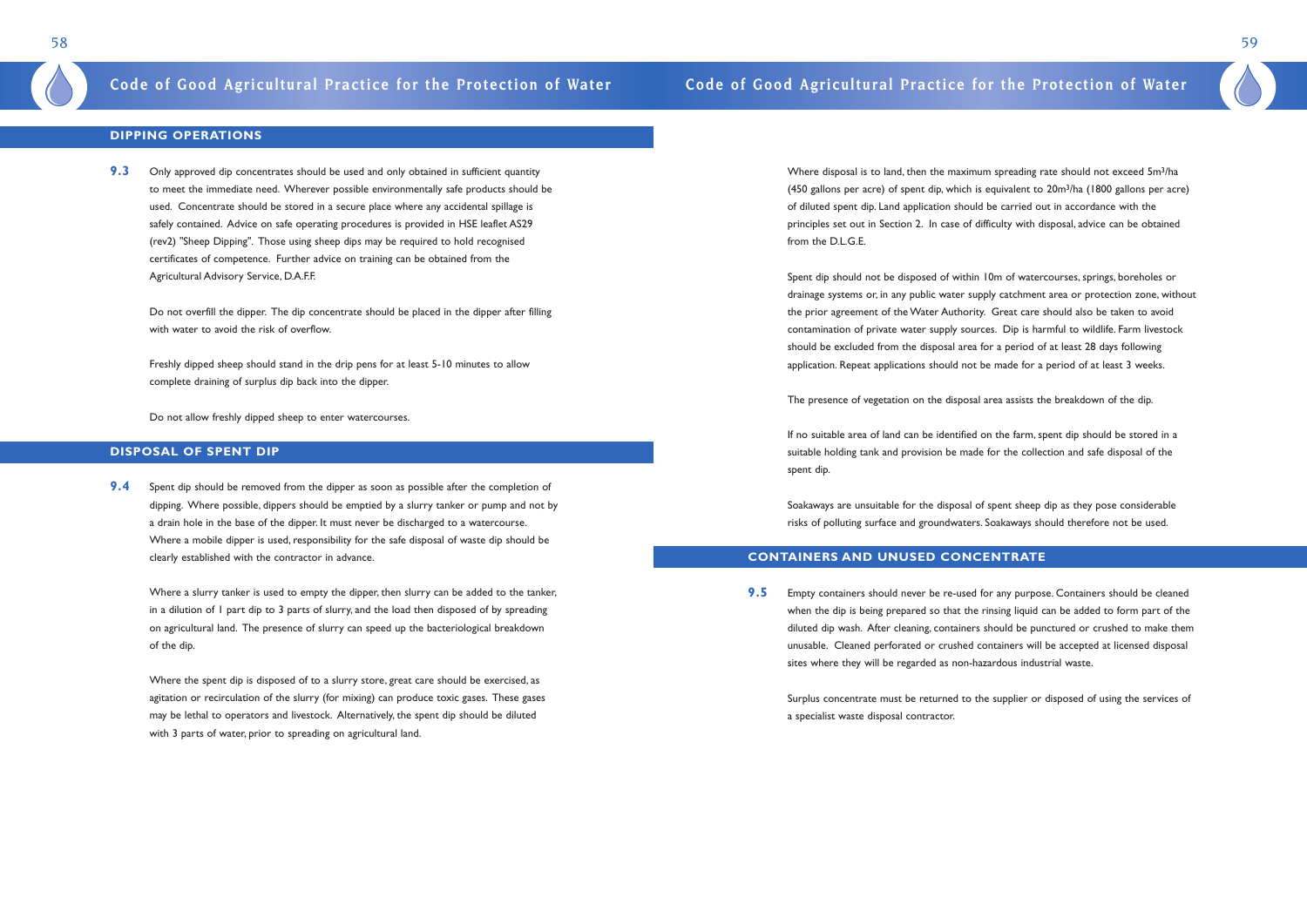## DIPPING OPERATIONS

**9.3** Only approved dip concentrates should be used and only obtained in sufficient quantity to meet the immediate need. Wherever possible environmentally safe products should be used. Concentrate should be stored in a secure place where any accidental spillage is safely contained. Advice on safe operating procedures is provided in HSE leaflet AS29 (rev2) "Sheep Dipping". Those using sheep dips may be required to hold recognised certificates of competence. Further advice on training can be obtained from the Agricultural Advisory Service, D.A.F.F.

Do not overfill the dipper. The dip concentrate should be placed in the dipper after filling with water to avoid the risk of overflow.

Freshly dipped sheep should stand in the drip pens for at least 5-10 minutes to allow complete draining of surplus dip back into the dipper.

Do not allow freshly dipped sheep to enter watercourses.

## DISPOSAL OF SPENT DIP

**9.4** Spent dip should be removed from the dipper as soon as possible after the completion of dipping. Where possible, dippers should be emptied by a slurry tanker or pump and not by a drain hole in the base of the dipper. It must never be discharged to a watercourse. Where a mobile dipper is used, responsibility for the safe disposal of waste dip should be clearly established with the contractor in advance.

Where a slurry tanker is used to empty the dipper, then slurry can be added to the tanker, in a dilution of 1 part dip to 3 parts of slurry, and the load then disposed of by spreading on agricultural land. The presence of slurry can speed up the bacteriological breakdown of the dip.

Where the spent dip is disposed of to a slurry store, great care should be exercised, as agitation or recirculation of the slurry (for mixing) can produce toxic gases. These gases may be lethal to operators and livestock. Alternatively, the spent dip should be diluted with 3 parts of water, prior to spreading on agricultural land.

Where disposal is to land, then the maximum spreading rate should not exceed $5m^3$/ha (450 gallons per acre) of spent dip, which is equivalent to $20m^3$/ha (1800 gallons per acre) of diluted spent dip. Land application should be carried out in accordance with the principles set out in Section 2. In case of difficulty with disposal, advice can be obtained from the D.L.G.E.

Spent dip should not be disposed of within 10m of watercourses, springs, boreholes or drainage systems or, in any public water supply catchment area or protection zone, without the prior agreement of the Water Authority. Great care should also be taken to avoid contamination of private water supply sources. Dip is harmful to wildlife. Farm livestock should be excluded from the disposal area for a period of at least 28 days following application. Repeat applications should not be made for a period of at least 3 weeks.

The presence of vegetation on the disposal area assists the breakdown of the dip.

If no suitable area of land can be identified on the farm, spent dip should be stored in a suitable holding tank and provision be made for the collection and safe disposal of the spent dip.

Soakaways are unsuitable for the disposal of spent sheep dip as they pose considerable risks of polluting surface and groundwaters. Soakaways should therefore not be used.

## CONTAINERS AND UNUSED CONCENTRATE

**9.5** Empty containers should never be re-used for any purpose. Containers should be cleaned when the dip is being prepared so that the rinsing liquid can be added to form part of the diluted dip wash. After cleaning, containers should be punctured or crushed to make them unusable. Cleaned perforated or crushed containers will be accepted at licensed disposal sites where they will be regarded as non-hazardous industrial waste.

Surplus concentrate must be returned to the supplier or disposed of using the services of a specialist waste disposal contractor.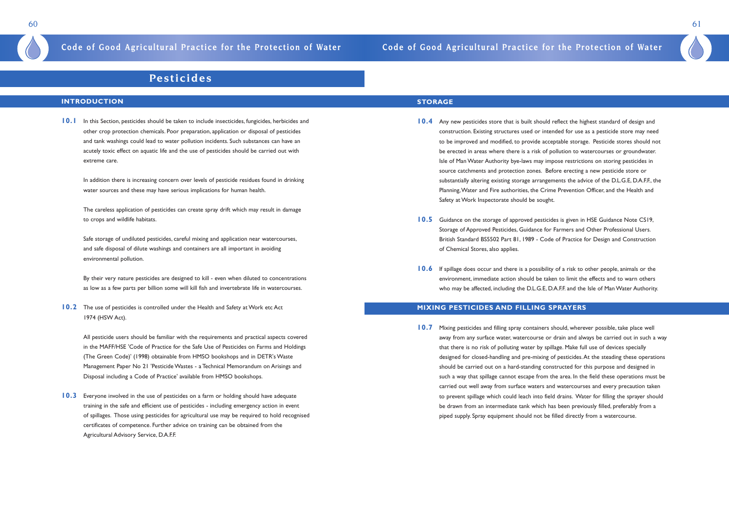# Pesticides

## INTRODUCTION

**10.1** In this Section, pesticides should be taken to include insecticides, fungicides, herbicides and other crop protection chemicals. Poor preparation, application or disposal of pesticides and tank washings could lead to water pollution incidents. Such substances can have an acutely toxic effect on aquatic life and the use of pesticides should be carried out with extreme care.

In addition there is increasing concern over levels of pesticide residues found in drinking water sources and these may have serious implications for human health.

The careless application of pesticides can create spray drift which may result in damage to crops and wildlife habitats.

Safe storage of undiluted pesticides, careful mixing and application near watercourses, and safe disposal of dilute washings and containers are all important in avoiding environmental pollution.

By their very nature pesticides are designed to kill - even when diluted to concentrations as low as a few parts per billion some will kill fish and invertebrate life in watercourses.

**10.2** The use of pesticides is controlled under the Health and Safety at Work etc Act 1974 (HSW Act).

All pesticide users should be familiar with the requirements and practical aspects covered in the MAFF/HSE 'Code of Practice for the Safe Use of Pesticides on Farms and Holdings (The Green Code)' (1998) obtainable from HMSO bookshops and in DETR's Waste Management Paper No 21 'Pesticide Wastes - a Technical Memorandum on Arisings and Disposal including a Code of Practice' available from HMSO bookshops.

**10.3** Everyone involved in the use of pesticides on a farm or holding should have adequate training in the safe and efficient use of pesticides - including emergency action in event of spillages. Those using pesticides for agricultural use may be required to hold recognised certificates of competence. Further advice on training can be obtained from the Agricultural Advisory Service, D.A.F.F.

## STORAGE

**10.4** Any new pesticides store that is built should reflect the highest standard of design and construction. Existing structures used or intended for use as a pesticide store may need to be improved and modified, to provide acceptable storage. Pesticide stores should not be erected in areas where there is a risk of pollution to watercourses or groundwater. Isle of Man Water Authority bye-laws may impose restrictions on storing pesticides in source catchments and protection zones. Before erecting a new pesticide store or substantially altering existing storage arrangements the advice of the D.L.G.E, D.A.F.F., the Planning, Water and Fire authorities, the Crime Prevention Officer, and the Health and Safety at Work Inspectorate should be sought.

**10.5** Guidance on the storage of approved pesticides is given in HSE Guidance Note CS19, Storage of Approved Pesticides, Guidance for Farmers and Other Professional Users. British Standard BS5502 Part 81, 1989 - Code of Practice for Design and Construction of Chemical Stores, also applies.

**10.6** If spillage does occur and there is a possibility of a risk to other people, animals or the environment, immediate action should be taken to limit the effects and to warn others who may be affected, including the D.L.G.E, D.A.F.F. and the Isle of Man Water Authority.

## MIXING PESTICIDES AND FILLING SPRAYERS

**10.7** Mixing pesticides and filling spray containers should, wherever possible, take place well away from any surface water, watercourse or drain and always be carried out in such a way that there is no risk of polluting water by spillage. Make full use of devices specially designed for closed-handling and pre-mixing of pesticides. At the steading these operations should be carried out on a hard-standing constructed for this purpose and designed in such a way that spillage cannot escape from the area. In the field these operations must be carried out well away from surface waters and watercourses and every precaution taken to prevent spillage which could leach into field drains. Water for filling the sprayer should be drawn from an intermediate tank which has been previously filled, preferably from a piped supply. Spray equipment should not be filled directly from a watercourse.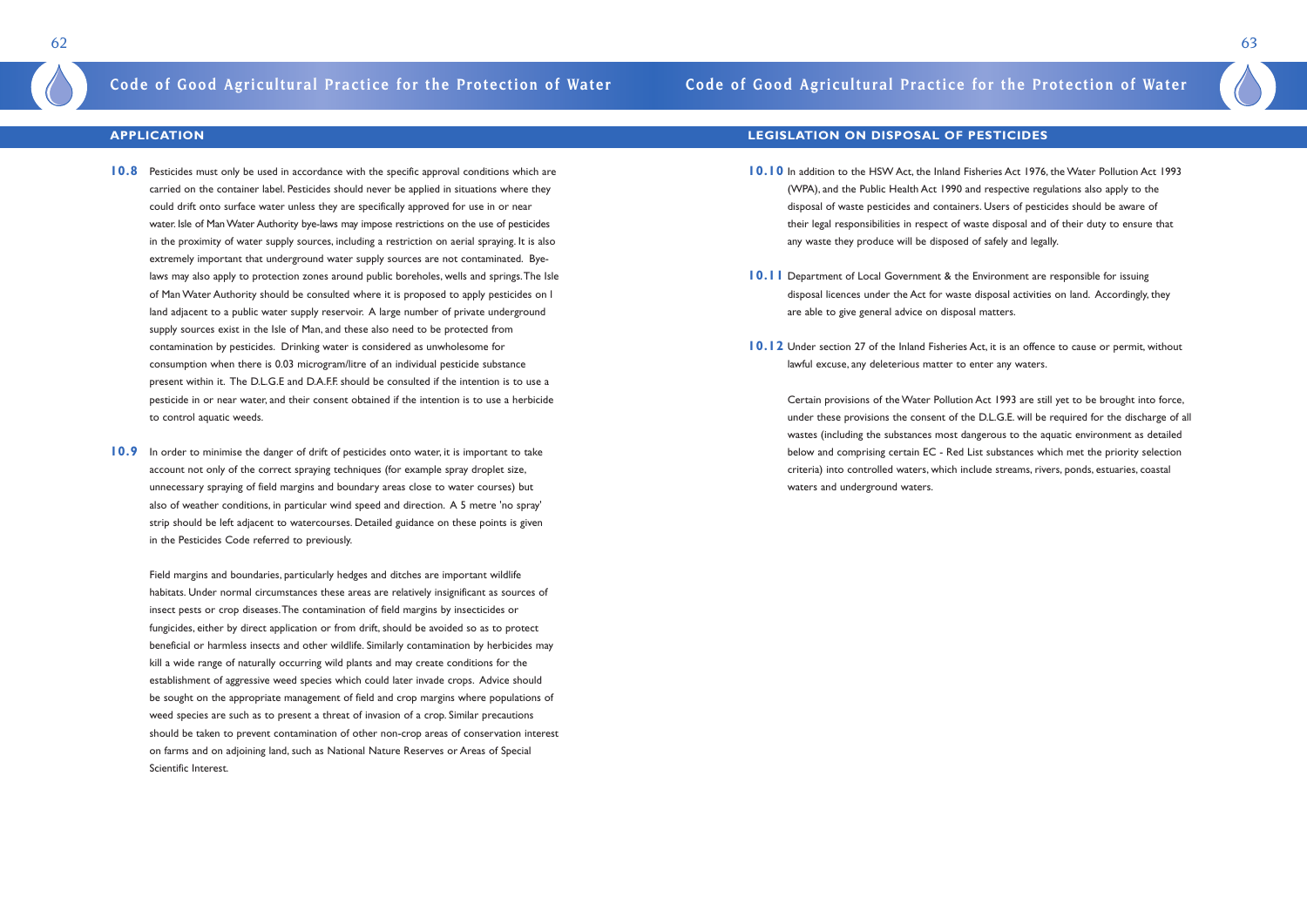## APPLICATION

**10.8** Pesticides must only be used in accordance with the specific approval conditions which are carried on the container label. Pesticides should never be applied in situations where they could drift onto surface water unless they are specifically approved for use in or near water. Isle of Man Water Authority bye-laws may impose restrictions on the use of pesticides in the proximity of water supply sources, including a restriction on aerial spraying. It is also extremely important that underground water supply sources are not contaminated. Bye-laws may also apply to protection zones around public boreholes, wells and springs. The Isle of Man Water Authority should be consulted where it is proposed to apply pesticides on l land adjacent to a public water supply reservoir. A large number of private underground supply sources exist in the Isle of Man, and these also need to be protected from contamination by pesticides. Drinking water is considered as unwholesome for consumption when there is 0.03 microgram/litre of an individual pesticide substance present within it. The D.L.G.E and D.A.F.F. should be consulted if the intention is to use a pesticide in or near water, and their consent obtained if the intention is to use a herbicide to control aquatic weeds.

**10.9** In order to minimise the danger of drift of pesticides onto water, it is important to take account not only of the correct spraying techniques (for example spray droplet size, unnecessary spraying of field margins and boundary areas close to water courses) but also of weather conditions, in particular wind speed and direction. A 5 metre 'no spray' strip should be left adjacent to watercourses. Detailed guidance on these points is given in the Pesticides Code referred to previously.

Field margins and boundaries, particularly hedges and ditches are important wildlife habitats. Under normal circumstances these areas are relatively insignificant as sources of insect pests or crop diseases. The contamination of field margins by insecticides or fungicides, either by direct application or from drift, should be avoided so as to protect beneficial or harmless insects and other wildlife. Similarly contamination by herbicides may kill a wide range of naturally occurring wild plants and may create conditions for the establishment of aggressive weed species which could later invade crops. Advice should be sought on the appropriate management of field and crop margins where populations of weed species are such as to present a threat of invasion of a crop. Similar precautions should be taken to prevent contamination of other non-crop areas of conservation interest on farms and on adjoining land, such as National Nature Reserves or Areas of Special Scientific Interest.

## LEGISLATION ON DISPOSAL OF PESTICIDES

**10.10** In addition to the HSW Act, the Inland Fisheries Act 1976, the Water Pollution Act 1993 (WPA), and the Public Health Act 1990 and respective regulations also apply to the disposal of waste pesticides and containers. Users of pesticides should be aware of their legal responsibilities in respect of waste disposal and of their duty to ensure that any waste they produce will be disposed of safely and legally.

**10.11** Department of Local Government & the Environment are responsible for issuing disposal licences under the Act for waste disposal activities on land. Accordingly, they are able to give general advice on disposal matters.

**10.12** Under section 27 of the Inland Fisheries Act, it is an offence to cause or permit, without lawful excuse, any deleterious matter to enter any waters.

Certain provisions of the Water Pollution Act 1993 are still yet to be brought into force, under these provisions the consent of the D.L.G.E. will be required for the discharge of all wastes (including the substances most dangerous to the aquatic environment as detailed below and comprising certain EC - Red List substances which met the priority selection criteria) into controlled waters, which include streams, rivers, ponds, estuaries, coastal waters and underground waters.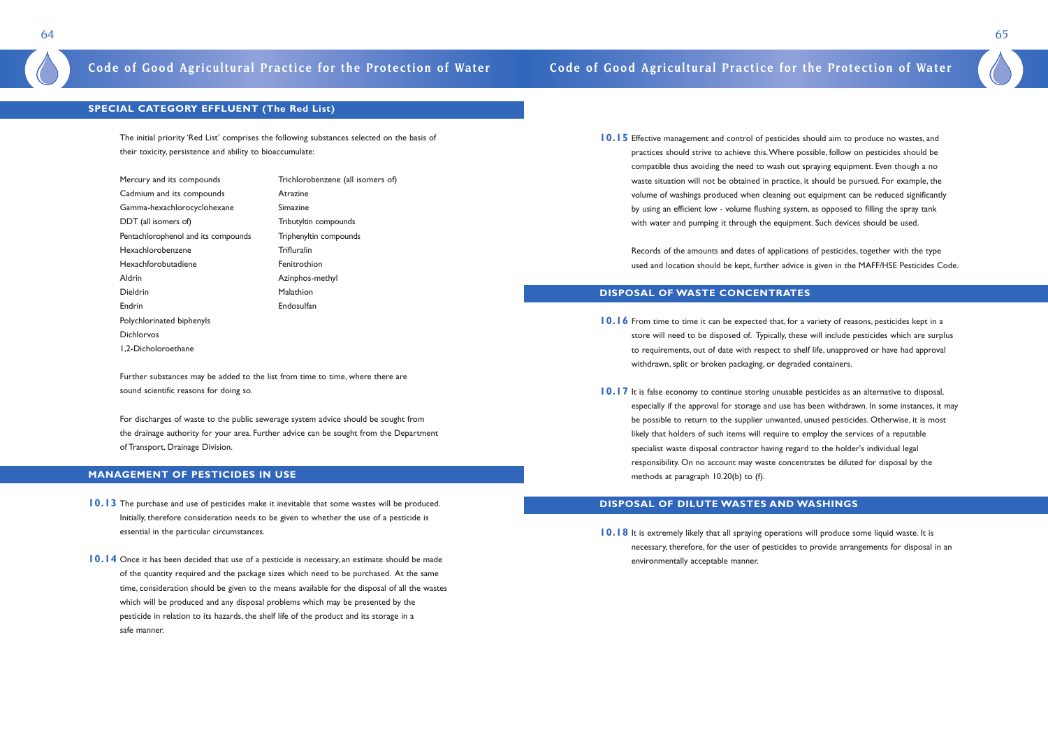## SPECIAL CATEGORY EFFLUENT (The Red List)

The initial priority 'Red List' comprises the following substances selected on the basis of their toxicity, persistence and ability to bioaccumulate:

| | |
|---|---|
| Mercury and its compounds | Trichlorobenzene (all isomers of) |
| Cadmium and its compounds | Atrazine |
| Gamma-hexachlorocyclohexane | Simazine |
| DDT (all isomers of) | Tributyltin compounds |
| Pentachlorophenol and its compounds | Triphenyltin compounds |
| Hexachlorobenzene | Trifluralin |
| Hexachforobutadiene | Fenitrothion |
| Aldrin | Azinphos-methyl |
| Dieldrin | Malathion |
| Endrin | Endosulfan |
| Polychlorinated biphenyls | |
| Dichlorvos | |
| 1,2-Dicholoroethane | |

Further substances may be added to the list from time to time, where there are sound scientific reasons for doing so.

For discharges of waste to the public sewerage system advice should be sought from the drainage authority for your area. Further advice can be sought from the Department of Transport, Drainage Division.

## MANAGEMENT OF PESTICIDES IN USE

**10.13** The purchase and use of pesticides make it inevitable that some wastes will be produced. Initially, therefore consideration needs to be given to whether the use of a pesticide is essential in the particular circumstances.

**10.14** Once it has been decided that use of a pesticide is necessary, an estimate should be made of the quantity required and the package sizes which need to be purchased. At the same time, consideration should be given to the means available for the disposal of all the wastes which will be produced and any disposal problems which may be presented by the pesticide in relation to its hazards, the shelf life of the product and its storage in a safe manner.

**10.15** Effective management and control of pesticides should aim to produce no wastes, and practices should strive to achieve this. Where possible, follow on pesticides should be compatible thus avoiding the need to wash out spraying equipment. Even though a no waste situation will not be obtained in practice, it should be pursued. For example, the volume of washings produced when cleaning out equipment can be reduced significantly by using an efficient low - volume flushing system, as opposed to filling the spray tank with water and pumping it through the equipment. Such devices should be used.

Records of the amounts and dates of applications of pesticides, together with the type used and location should be kept, further advice is given in the MAFF/HSE Pesticides Code.

## DISPOSAL OF WASTE CONCENTRATES

**10.16** From time to time it can be expected that, for a variety of reasons, pesticides kept in a store will need to be disposed of. Typically, these will include pesticides which are surplus to requirements, out of date with respect to shelf life, unapproved or have had approval withdrawn, split or broken packaging, or degraded containers.

**10.17** It is false economy to continue storing unusable pesticides as an alternative to disposal, especially if the approval for storage and use has been withdrawn. In some instances, it may be possible to return to the supplier unwanted, unused pesticides. Otherwise, it is most likely that holders of such items will require to employ the services of a reputable specialist waste disposal contractor having regard to the holder's individual legal responsibility. On no account may waste concentrates be diluted for disposal by the methods at paragraph 10.20(b) to (f).

## DISPOSAL OF DILUTE WASTES AND WASHINGS

**10.18** It is extremely likely that all spraying operations will produce some liquid waste. It is necessary, therefore, for the user of pesticides to provide arrangements for disposal in an environmentally acceptable manner.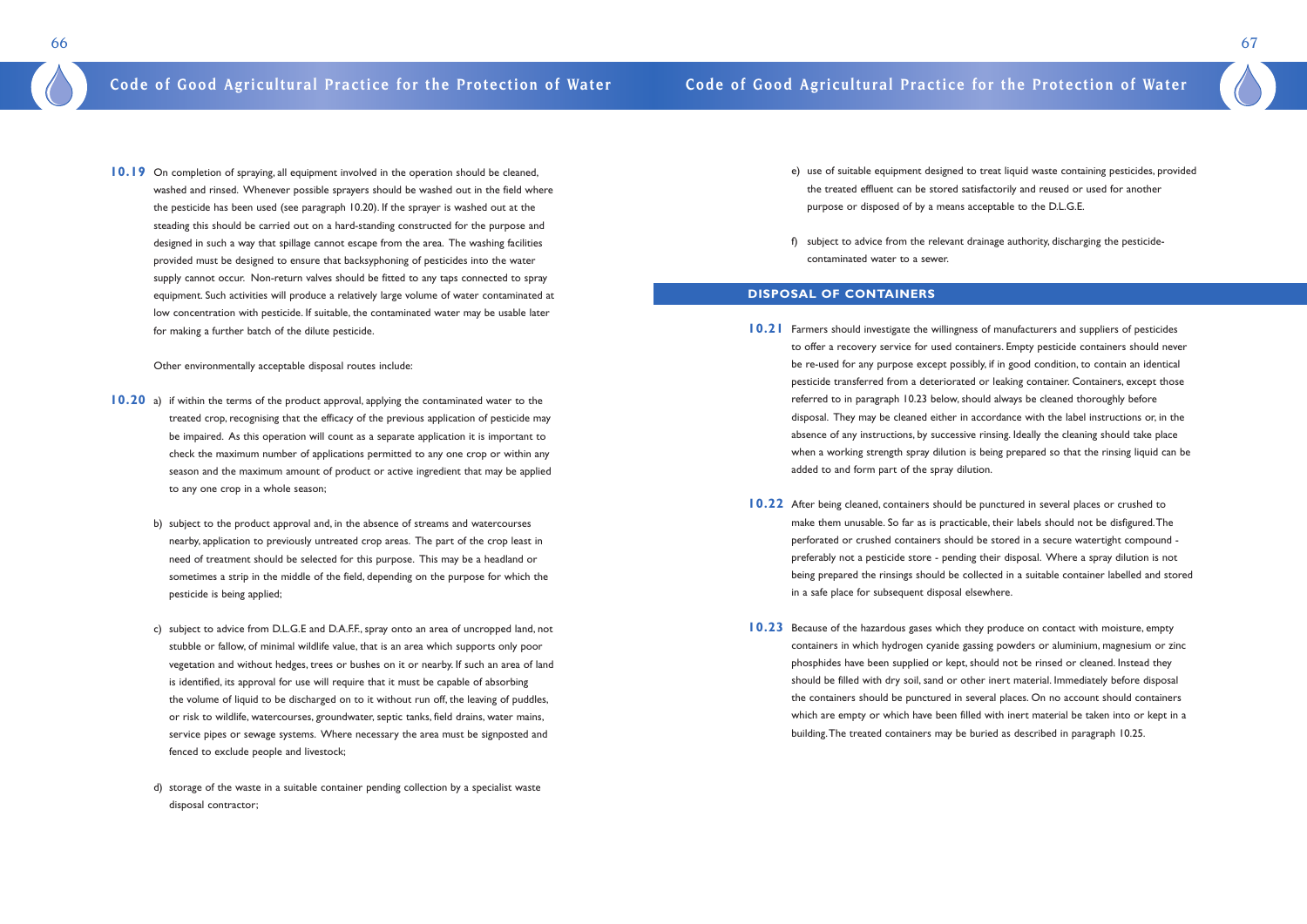**10.19** On completion of spraying, all equipment involved in the operation should be cleaned, washed and rinsed. Whenever possible sprayers should be washed out in the field where the pesticide has been used (see paragraph 10.20). If the sprayer is washed out at the steading this should be carried out on a hard-standing constructed for the purpose and designed in such a way that spillage cannot escape from the area. The washing facilities provided must be designed to ensure that backsyphoning of pesticides into the water supply cannot occur. Non-return valves should be fitted to any taps connected to spray equipment. Such activities will produce a relatively large volume of water contaminated at low concentration with pesticide. If suitable, the contaminated water may be usable later for making a further batch of the dilute pesticide.

Other environmentally acceptable disposal routes include:

**10.20** a) if within the terms of the product approval, applying the contaminated water to the treated crop, recognising that the efficacy of the previous application of pesticide may be impaired. As this operation will count as a separate application it is important to check the maximum number of applications permitted to any one crop or within any season and the maximum amount of product or active ingredient that may be applied to any one crop in a whole season;

b) subject to the product approval and, in the absence of streams and watercourses nearby, application to previously untreated crop areas. The part of the crop least in need of treatment should be selected for this purpose. This may be a headland or sometimes a strip in the middle of the field, depending on the purpose for which the pesticide is being applied;

c) subject to advice from D.L.G.E and D.A.F.F., spray onto an area of uncropped land, not stubble or fallow, of minimal wildlife value, that is an area which supports only poor vegetation and without hedges, trees or bushes on it or nearby. If such an area of land is identified, its approval for use will require that it must be capable of absorbing the volume of liquid to be discharged on to it without run off, the leaving of puddles, or risk to wildlife, watercourses, groundwater, septic tanks, field drains, water mains, service pipes or sewage systems. Where necessary the area must be signposted and fenced to exclude people and livestock;

d) storage of the waste in a suitable container pending collection by a specialist waste disposal contractor;

e) use of suitable equipment designed to treat liquid waste containing pesticides, provided the treated effluent can be stored satisfactorily and reused or used for another purpose or disposed of by a means acceptable to the D.L.G.E.

f) subject to advice from the relevant drainage authority, discharging the pesticide-contaminated water to a sewer.

## DISPOSAL OF CONTAINERS

**10.21** Farmers should investigate the willingness of manufacturers and suppliers of pesticides to offer a recovery service for used containers. Empty pesticide containers should never be re-used for any purpose except possibly, if in good condition, to contain an identical pesticide transferred from a deteriorated or leaking container. Containers, except those referred to in paragraph 10.23 below, should always be cleaned thoroughly before disposal. They may be cleaned either in accordance with the label instructions or, in the absence of any instructions, by successive rinsing. Ideally the cleaning should take place when a working strength spray dilution is being prepared so that the rinsing liquid can be added to and form part of the spray dilution.

**10.22** After being cleaned, containers should be punctured in several places or crushed to make them unusable. So far as is practicable, their labels should not be disfigured. The perforated or crushed containers should be stored in a secure watertight compound - preferably not a pesticide store - pending their disposal. Where a spray dilution is not being prepared the rinsings should be collected in a suitable container labelled and stored in a safe place for subsequent disposal elsewhere.

**10.23** Because of the hazardous gases which they produce on contact with moisture, empty containers in which hydrogen cyanide gassing powders or aluminium, magnesium or zinc phosphides have been supplied or kept, should not be rinsed or cleaned. Instead they should be filled with dry soil, sand or other inert material. Immediately before disposal the containers should be punctured in several places. On no account should containers which are empty or which have been filled with inert material be taken into or kept in a building. The treated containers may be buried as described in paragraph 10.25.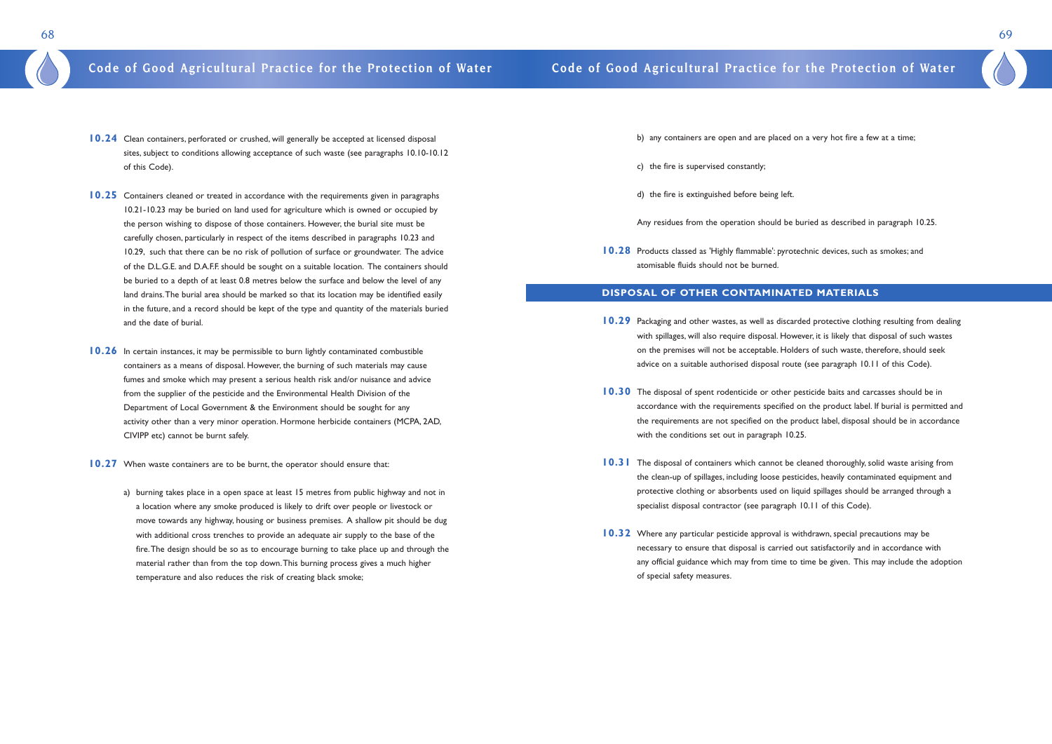**10.24** Clean containers, perforated or crushed, will generally be accepted at licensed disposal sites, subject to conditions allowing acceptance of such waste (see paragraphs 10.10-10.12 of this Code).

**10.25** Containers cleaned or treated in accordance with the requirements given in paragraphs 10.21-10.23 may be buried on land used for agriculture which is owned or occupied by the person wishing to dispose of those containers. However, the burial site must be carefully chosen, particularly in respect of the items described in paragraphs 10.23 and 10.29, such that there can be no risk of pollution of surface or groundwater. The advice of the D.L.G.E. and D.A.F.F. should be sought on a suitable location. The containers should be buried to a depth of at least 0.8 metres below the surface and below the level of any land drains. The burial area should be marked so that its location may be identified easily in the future, and a record should be kept of the type and quantity of the materials buried and the date of burial.

**10.26** In certain instances, it may be permissible to burn lightly contaminated combustible containers as a means of disposal. However, the burning of such materials may cause fumes and smoke which may present a serious health risk and/or nuisance and advice from the supplier of the pesticide and the Environmental Health Division of the Department of Local Government & the Environment should be sought for any activity other than a very minor operation. Hormone herbicide containers (MCPA, 2AD, CIVIPP etc) cannot be burnt safely.

**10.27** When waste containers are to be burnt, the operator should ensure that:

a) burning takes place in a open space at least 15 metres from public highway and not in a location where any smoke produced is likely to drift over people or livestock or move towards any highway, housing or business premises. A shallow pit should be dug with additional cross trenches to provide an adequate air supply to the base of the fire. The design should be so as to encourage burning to take place up and through the material rather than from the top down. This burning process gives a much higher temperature and also reduces the risk of creating black smoke;

b) any containers are open and are placed on a very hot fire a few at a time;

c) the fire is supervised constantly;

d) the fire is extinguished before being left.

Any residues from the operation should be buried as described in paragraph 10.25.

**10.28** Products classed as 'Highly flammable': pyrotechnic devices, such as smokes; and atomisable fluids should not be burned.

## DISPOSAL OF OTHER CONTAMINATED MATERIALS

**10.29** Packaging and other wastes, as well as discarded protective clothing resulting from dealing with spillages, will also require disposal. However, it is likely that disposal of such wastes on the premises will not be acceptable. Holders of such waste, therefore, should seek advice on a suitable authorised disposal route (see paragraph 10.11 of this Code).

**10.30** The disposal of spent rodenticide or other pesticide baits and carcasses should be in accordance with the requirements specified on the product label. If burial is permitted and the requirements are not specified on the product label, disposal should be in accordance with the conditions set out in paragraph 10.25.

**10.31** The disposal of containers which cannot be cleaned thoroughly, solid waste arising from the clean-up of spillages, including loose pesticides, heavily contaminated equipment and protective clothing or absorbents used on liquid spillages should be arranged through a specialist disposal contractor (see paragraph 10.11 of this Code).

**10.32** Where any particular pesticide approval is withdrawn, special precautions may be necessary to ensure that disposal is carried out satisfactorily and in accordance with any official guidance which may from time to time be given. This may include the adoption of special safety measures.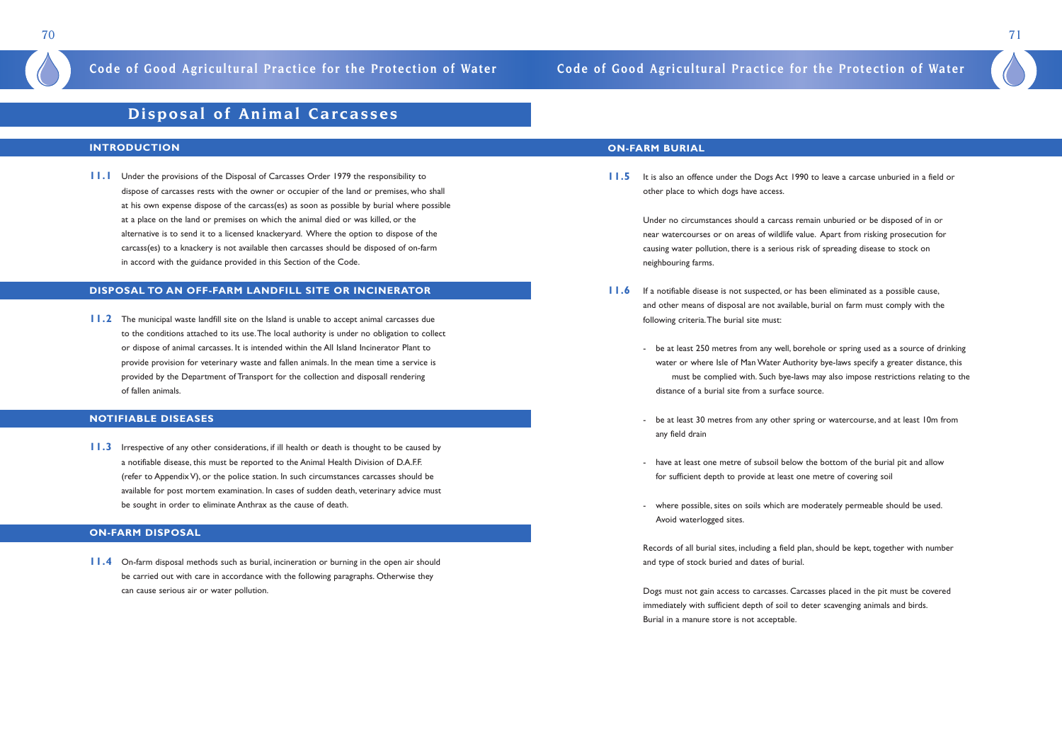# Disposal of Animal Carcasses

## INTRODUCTION

**11.1** Under the provisions of the Disposal of Carcasses Order 1979 the responsibility to dispose of carcasses rests with the owner or occupier of the land or premises, who shall at his own expense dispose of the carcass(es) as soon as possible by burial where possible at a place on the land or premises on which the animal died or was killed, or the alternative is to send it to a licensed knackeryard. Where the option to dispose of the carcass(es) to a knackery is not available then carcasses should be disposed of on-farm in accord with the guidance provided in this Section of the Code.

## DISPOSAL TO AN OFF-FARM LANDFILL SITE OR INCINERATOR

**11.2** The municipal waste landfill site on the Island is unable to accept animal carcasses due to the conditions attached to its use. The local authority is under no obligation to collect or dispose of animal carcasses. It is intended within the All Island Incinerator Plant to provide provision for veterinary waste and fallen animals. In the mean time a service is provided by the Department of Transport for the collection and disposall rendering of fallen animals.

## NOTIFIABLE DISEASES

**11.3** Irrespective of any other considerations, if ill health or death is thought to be caused by a notifiable disease, this must be reported to the Animal Health Division of D.A.F.F. (refer to Appendix V), or the police station. In such circumstances carcasses should be available for post mortem examination. In cases of sudden death, veterinary advice must be sought in order to eliminate Anthrax as the cause of death.

## ON-FARM DISPOSAL

**11.4** On-farm disposal methods such as burial, incineration or burning in the open air should be carried out with care in accordance with the following paragraphs. Otherwise they can cause serious air or water pollution.

## ON-FARM BURIAL

**11.5** It is also an offence under the Dogs Act 1990 to leave a carcase unburied in a field or other place to which dogs have access.

Under no circumstances should a carcass remain unburied or be disposed of in or near watercourses or on areas of wildlife value. Apart from risking prosecution for causing water pollution, there is a serious risk of spreading disease to stock on neighbouring farms.

**11.6** If a notifiable disease is not suspected, or has been eliminated as a possible cause, and other means of disposal are not available, burial on farm must comply with the following criteria. The burial site must:

- be at least 250 metres from any well, borehole or spring used as a source of drinking water or where Isle of Man Water Authority bye-laws specify a greater distance, this must be complied with. Such bye-laws may also impose restrictions relating to the distance of a burial site from a surface source.
- be at least 30 metres from any other spring or watercourse, and at least 10m from any field drain
- have at least one metre of subsoil below the bottom of the burial pit and allow for sufficient depth to provide at least one metre of covering soil
- where possible, sites on soils which are moderately permeable should be used. Avoid waterlogged sites.

Records of all burial sites, including a field plan, should be kept, together with number and type of stock buried and dates of burial.

Dogs must not gain access to carcasses. Carcasses placed in the pit must be covered immediately with sufficient depth of soil to deter scavenging animals and birds. Burial in a manure store is not acceptable.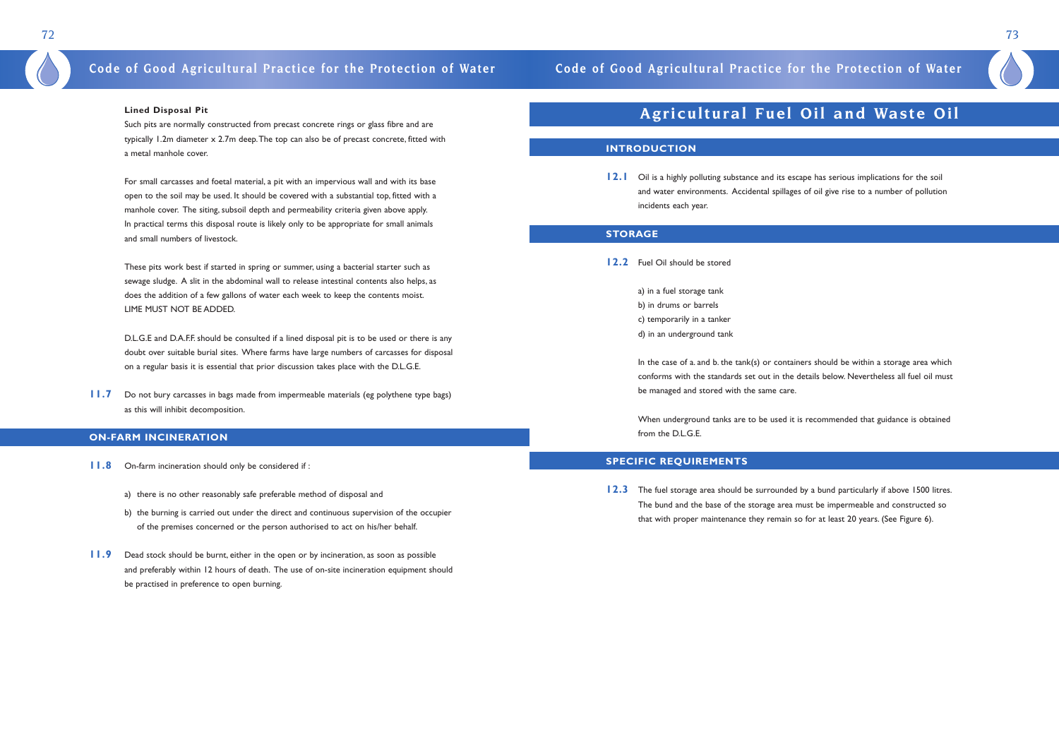### Lined Disposal Pit

Such pits are normally constructed from precast concrete rings or glass fibre and are typically 1.2m diameter x 2.7m deep. The top can also be of precast concrete, fitted with a metal manhole cover.

For small carcasses and foetal material, a pit with an impervious wall and with its base open to the soil may be used. It should be covered with a substantial top, fitted with a manhole cover. The siting, subsoil depth and permeability criteria given above apply. In practical terms this disposal route is likely only to be appropriate for small animals and small numbers of livestock.

These pits work best if started in spring or summer, using a bacterial starter such as sewage sludge. A slit in the abdominal wall to release intestinal contents also helps, as does the addition of a few gallons of water each week to keep the contents moist. LIME MUST NOT BE ADDED.

D.L.G.E and D.A.F.F. should be consulted if a lined disposal pit is to be used or there is any doubt over suitable burial sites. Where farms have large numbers of carcasses for disposal on a regular basis it is essential that prior discussion takes place with the D.L.G.E.

**11.7** Do not bury carcasses in bags made from impermeable materials (eg polythene type bags) as this will inhibit decomposition.

## ON-FARM INCINERATION

**11.8** On-farm incineration should only be considered if :

a) there is no other reasonably safe preferable method of disposal and

b) the burning is carried out under the direct and continuous supervision of the occupier of the premises concerned or the person authorised to act on his/her behalf.

**11.9** Dead stock should be burnt, either in the open or by incineration, as soon as possible and preferably within 12 hours of death. The use of on-site incineration equipment should be practised in preference to open burning.

# Agricultural Fuel Oil and Waste Oil

## INTRODUCTION

**12.1** Oil is a highly polluting substance and its escape has serious implications for the soil and water environments. Accidental spillages of oil give rise to a number of pollution incidents each year.

## STORAGE

**12.2** Fuel Oil should be stored

a) in a fuel storage tank
b) in drums or barrels
c) temporarily in a tanker
d) in an underground tank

In the case of a. and b. the tank(s) or containers should be within a storage area which conforms with the standards set out in the details below. Nevertheless all fuel oil must be managed and stored with the same care.

When underground tanks are to be used it is recommended that guidance is obtained from the D.L.G.E.

## SPECIFIC REQUIREMENTS

**12.3** The fuel storage area should be surrounded by a bund particularly if above 1500 litres. The bund and the base of the storage area must be impermeable and constructed so that with proper maintenance they remain so for at least 20 years. (See Figure 6).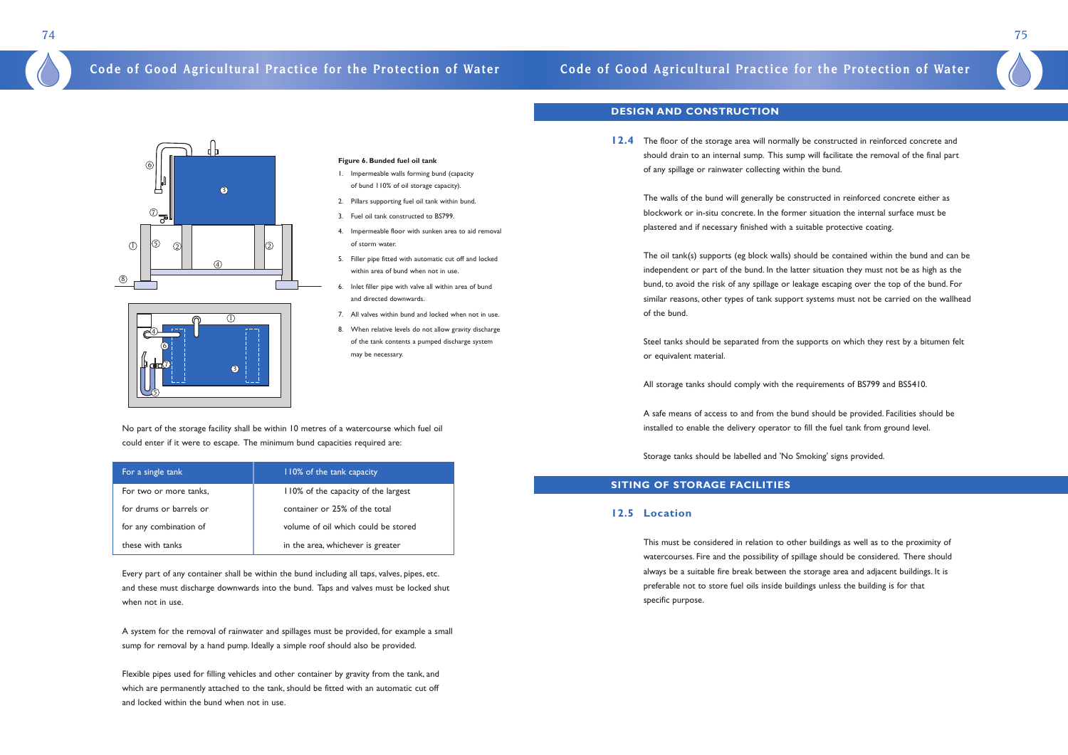**Figure 6. Bunded fuel oil tank**

1. Impermeable walls forming bund (capacity of bund 110% of oil storage capacity).
2. Pillars supporting fuel oil tank within bund.
3. Fuel oil tank constructed to BS799.
4. Impermeable floor with sunken area to aid removal of storm water.
5. Filler pipe fitted with automatic cut off and locked within area of bund when not in use.
6. Inlet filler pipe with valve all within area of bund and directed downwards.
7. All valves within bund and locked when not in use.
8. When relative levels do not allow gravity discharge of the tank contents a pumped discharge system may be necessary.

No part of the storage facility shall be within 10 metres of a watercourse which fuel oil could enter if it were to escape. The minimum bund capacities required are:

| For a single tank | 110% of the tank capacity |
| --- | --- |
| For two or more tanks, for drums or barrels or for any combination of these with tanks | 110% of the capacity of the largest container or 25% of the total volume of oil which could be stored in the area, whichever is greater |

Every part of any container shall be within the bund including all taps, valves, pipes, etc. and these must discharge downwards into the bund. Taps and valves must be locked shut when not in use.

A system for the removal of rainwater and spillages must be provided, for example a small sump for removal by a hand pump. Ideally a simple roof should also be provided.

Flexible pipes used for filling vehicles and other container by gravity from the tank, and which are permanently attached to the tank, should be fitted with an automatic cut off and locked within the bund when not in use.

## DESIGN AND CONSTRUCTION

**12.4** The floor of the storage area will normally be constructed in reinforced concrete and should drain to an internal sump. This sump will facilitate the removal of the final part of any spillage or rainwater collecting within the bund.

The walls of the bund will generally be constructed in reinforced concrete either as blockwork or in-situ concrete. In the former situation the internal surface must be plastered and if necessary finished with a suitable protective coating.

The oil tank(s) supports (eg block walls) should be contained within the bund and can be independent or part of the bund. In the latter situation they must not be as high as the bund, to avoid the risk of any spillage or leakage escaping over the top of the bund. For similar reasons, other types of tank support systems must not be carried on the wallhead of the bund.

Steel tanks should be separated from the supports on which they rest by a bitumen felt or equivalent material.

All storage tanks should comply with the requirements of BS799 and BS5410.

A safe means of access to and from the bund should be provided. Facilities should be installed to enable the delivery operator to fill the fuel tank from ground level.

Storage tanks should be labelled and 'No Smoking' signs provided.

## SITING OF STORAGE FACILITIES

### 12.5 Location

This must be considered in relation to other buildings as well as to the proximity of watercourses. Fire and the possibility of spillage should be considered. There should always be a suitable fire break between the storage area and adjacent buildings. It is preferable not to store fuel oils inside buildings unless the building is for that specific purpose.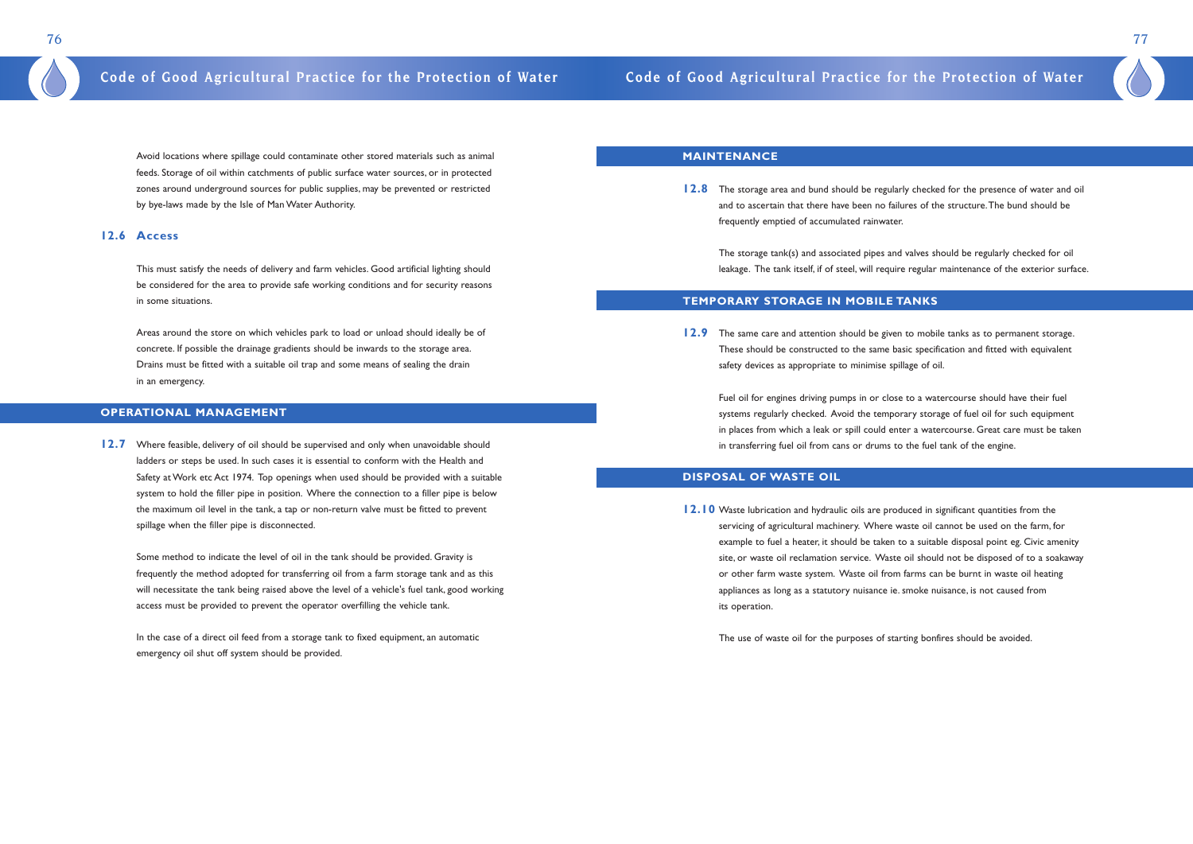Avoid locations where spillage could contaminate other stored materials such as animal feeds. Storage of oil within catchments of public surface water sources, or in protected zones around underground sources for public supplies, may be prevented or restricted by bye-laws made by the Isle of Man Water Authority.

### 12.6 Access

This must satisfy the needs of delivery and farm vehicles. Good artificial lighting should be considered for the area to provide safe working conditions and for security reasons in some situations.

Areas around the store on which vehicles park to load or unload should ideally be of concrete. If possible the drainage gradients should be inwards to the storage area. Drains must be fitted with a suitable oil trap and some means of sealing the drain in an emergency.

## OPERATIONAL MANAGEMENT

**12.7** Where feasible, delivery of oil should be supervised and only when unavoidable should ladders or steps be used. In such cases it is essential to conform with the Health and Safety at Work etc Act 1974. Top openings when used should be provided with a suitable system to hold the filler pipe in position. Where the connection to a filler pipe is below the maximum oil level in the tank, a tap or non-return valve must be fitted to prevent spillage when the filler pipe is disconnected.

Some method to indicate the level of oil in the tank should be provided. Gravity is frequently the method adopted for transferring oil from a farm storage tank and as this will necessitate the tank being raised above the level of a vehicle's fuel tank, good working access must be provided to prevent the operator overfilling the vehicle tank.

In the case of a direct oil feed from a storage tank to fixed equipment, an automatic emergency oil shut off system should be provided.

## MAINTENANCE

**12.8** The storage area and bund should be regularly checked for the presence of water and oil and to ascertain that there have been no failures of the structure. The bund should be frequently emptied of accumulated rainwater.

The storage tank(s) and associated pipes and valves should be regularly checked for oil leakage. The tank itself, if of steel, will require regular maintenance of the exterior surface.

## TEMPORARY STORAGE IN MOBILE TANKS

**12.9** The same care and attention should be given to mobile tanks as to permanent storage. These should be constructed to the same basic specification and fitted with equivalent safety devices as appropriate to minimise spillage of oil.

Fuel oil for engines driving pumps in or close to a watercourse should have their fuel systems regularly checked. Avoid the temporary storage of fuel oil for such equipment in places from which a leak or spill could enter a watercourse. Great care must be taken in transferring fuel oil from cans or drums to the fuel tank of the engine.

## DISPOSAL OF WASTE OIL

**12.10** Waste lubrication and hydraulic oils are produced in significant quantities from the servicing of agricultural machinery. Where waste oil cannot be used on the farm, for example to fuel a heater, it should be taken to a suitable disposal point eg. Civic amenity site, or waste oil reclamation service. Waste oil should not be disposed of to a soakaway or other farm waste system. Waste oil from farms can be burnt in waste oil heating appliances as long as a statutory nuisance ie. smoke nuisance, is not caused from its operation.

The use of waste oil for the purposes of starting bonfires should be avoided.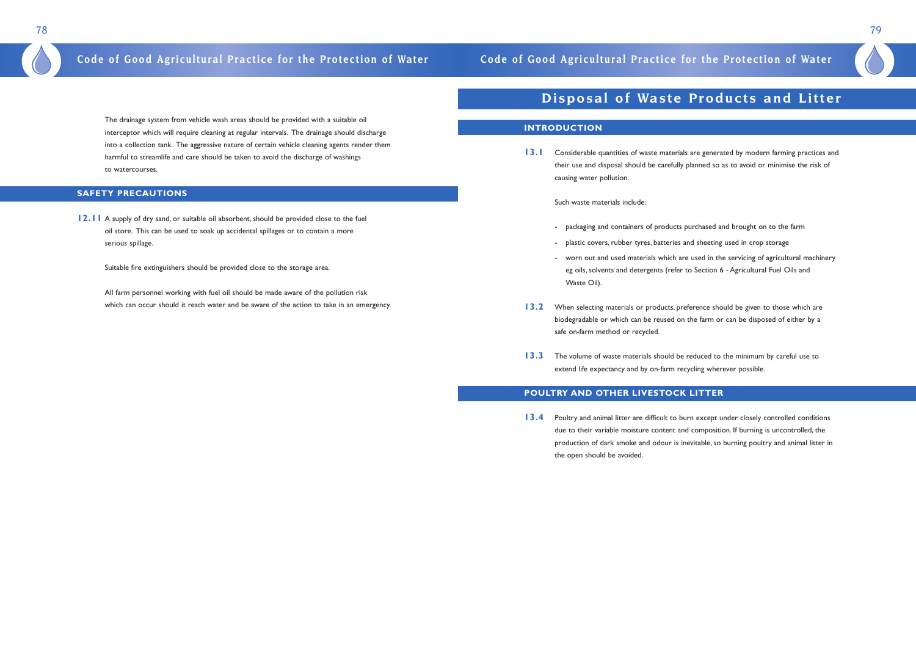The drainage system from vehicle wash areas should be provided with a suitable oil interceptor which will require cleaning at regular intervals. The drainage should discharge into a collection tank. The aggressive nature of certain vehicle cleaning agents render them harmful to streamlife and care should be taken to avoid the discharge of washings to watercourses.

## SAFETY PRECAUTIONS

**12.11** A supply of dry sand, or suitable oil absorbent, should be provided close to the fuel oil store. This can be used to soak up accidental spillages or to contain a more serious spillage.

Suitable fire extinguishers should be provided close to the storage area.

All farm personnel working with fuel oil should be made aware of the pollution risk which can occur should it reach water and be aware of the action to take in an emergency.

# Disposal of Waste Products and Litter

## INTRODUCTION

**13.1** Considerable quantities of waste materials are generated by modern farming practices and their use and disposal should be carefully planned so as to avoid or minimise the risk of causing water pollution.

Such waste materials include:

- packaging and containers of products purchased and brought on to the farm
- plastic covers, rubber tyres, batteries and sheeting used in crop storage
- worn out and used materials which are used in the servicing of agricultural machinery eg oils, solvents and detergents (refer to Section 6 - Agricultural Fuel Oils and Waste Oil).

**13.2** When selecting materials or products, preference should be given to those which are biodegradable or which can be reused on the farm or can be disposed of either by a safe on-farm method or recycled.

**13.3** The volume of waste materials should be reduced to the minimum by careful use to extend life expectancy and by on-farm recycling wherever possible.

## POULTRY AND OTHER LIVESTOCK LITTER

**13.4** Poultry and animal litter are difficult to burn except under closely controlled conditions due to their variable moisture content and composition. If burning is uncontrolled, the production of dark smoke and odour is inevitable, so burning poultry and animal litter in the open should be avoided.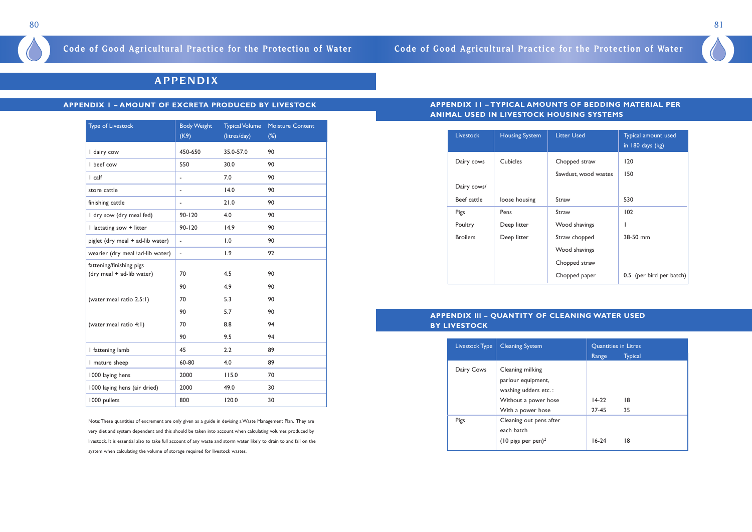# APPENDIX

## APPENDIX I – AMOUNT OF EXCRETA PRODUCED BY LIVESTOCK

| Type of Livestock | Body Weight (K9) | Typical Volume (litres/day) | Moisture Content (%) |
|---|---|---|---|
| I dairy cow | 450-650 | 35.0-57.0 | 90 |
| I beef cow | 550 | 30.0 | 90 |
| I calf | - | 7.0 | 90 |
| store cattle | - | 14.0 | 90 |
| finishing cattle | - | 21.0 | 90 |
| I dry sow (dry meal fed) | 90-120 | 4.0 | 90 |
| I lactating sow + litter | 90-120 | 14.9 | 90 |
| piglet (dry meal + ad-lib water) | - | 1.0 | 90 |
| wearier (dry meal+ad-lib water) | - | 1.9 | 92 |
| fattening/finishing pigs (dry meal + ad-lib water) | 70 | 4.5 | 90 |
| | 90 | 4.9 | 90 |
| (water:meal ratio 2.5:1) | 70 | 5.3 | 90 |
| | 90 | 5.7 | 90 |
| (water:meal ratio 4:1) | 70 | 8.8 | 94 |
| | 90 | 9.5 | 94 |
| I fattening lamb | 45 | 2.2 | 89 |
| I mature sheep | 60-80 | 4.0 | 89 |
| 1000 laying hens | 2000 | 115.0 | 70 |
| 1000 laying hens (air dried) | 2000 | 49.0 | 30 |
| 1000 pullets | 800 | 120.0 | 30 |

Note: These quantities of excrement are only given as a guide in devising a Waste Management Plan. They are very diet and system dependent and this should be taken into account when calculating volumes produced by livestock. It is essential also to take full account of any waste and storm water likely to drain to and fall on the system when calculating the volume of storage required for livestock wastes.

## APPENDIX II – TYPICAL AMOUNTS OF BEDDING MATERIAL PER ANIMAL USED IN LIVESTOCK HOUSING SYSTEMS

| Livestock | Housing System | Litter Used | Typical amount used in 180 days (kg) |
|---|---|---|---|
| Dairy cows | Cubicles | Chopped straw | 120 |
| | | Sawdust, wood wastes | 150 |
| Dairy cows/ | | | |
| Beef cattle | loose housing | Straw | 530 |
| Pigs | Pens | Straw | 102 |
| Poultry | Deep litter | Wood shavings | I |
| Broilers | Deep litter | Straw chopped | 38-50 mm |
| | | Wood shavings | |
| | | Chopped straw | |
| | | Chopped paper | 0.5 (per bird per batch) |

## APPENDIX III – QUANTITY OF CLEANING WATER USED BY LIVESTOCK

| Livestock Type | Cleaning System | Quantities in Litres | |
|---|---|---|---|
| | | Range | Typical |
| Dairy Cows | Cleaning milking parlour equipment, washing udders etc.: | | |
| | Without a power hose | 14-22 | 18 |
| | With a power hose | 27-45 | 35 |
| Pigs | Cleaning out pens after each batch (10 pigs per pen)[2] | 16-24 | 18 |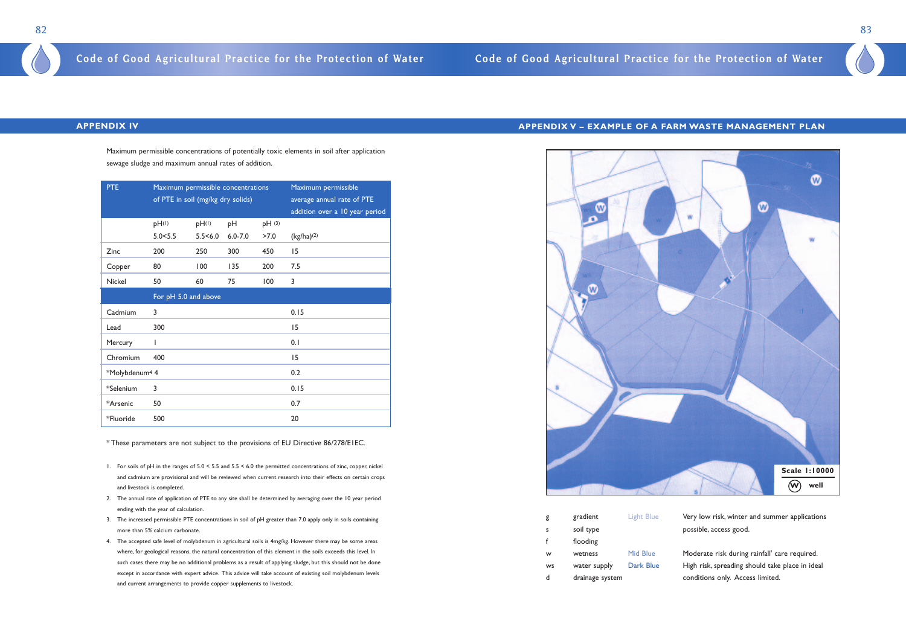## APPENDIX IV

Maximum permissible concentrations of potentially toxic elements in soil after application sewage sludge and maximum annual rates of addition.

| PTE | Maximum permissible concentrations of PTE in soil (mg/kg dry solids) | | | | Maximum permissible average annual rate of PTE addition over a 10 year period |
|---|---|---|---|---|---|
| | pH[1] 5.0<5.5 | pH[1] 5.5<6.0 | pH 6.0-7.0 | pH [3] >7.0 | (kg/ha)[2] |
| Zinc | 200 | 250 | 300 | 450 | 15 |
| Copper | 80 | 100 | 135 | 200 | 7.5 |
| Nickel | 50 | 60 | 75 | 100 | 3 |
| | For pH 5.0 and above | | | | |
| Cadmium | 3 | | | | 0.15 |
| Lead | 300 | | | | 15 |
| Mercury | 1 | | | | 0.1 |
| Chromium | 400 | | | | 15 |
| *Molybdenum[4] | 4 | | | | 0.2 |
| *Selenium | 3 | | | | 0.15 |
| *Arsenic | 50 | | | | 0.7 |
| *Fluoride | 500 | | | | 20 |

* These parameters are not subject to the provisions of EU Directive 86/278/E1EC.

1. For soils of pH in the ranges of 5.0 < 5.5 and 5.5 < 6.0 the permitted concentrations of zinc, copper, nickel and cadmium are provisional and will be reviewed when current research into their effects on certain crops and livestock is completed.
2. The annual rate of application of PTE to any site shall be determined by averaging over the 10 year period ending with the year of calculation.
3. The increased permissible PTE concentrations in soil of pH greater than 7.0 apply only in soils containing more than 5% calcium carbonate.
4. The accepted safe level of molybdenum in agricultural soils is 4mg/kg. However there may be some areas where, for geological reasons, the natural concentration of this element in the soils exceeds this level. In such cases there may be no additional problems as a result of applying sludge, but this should not be done except in accordance with expert advice. This advice will take account of existing soil molybdenum levels and current arrangements to provide copper supplements to livestock.

## APPENDIX V – EXAMPLE OF A FARM WASTE MANAGEMENT PLAN

Scale 1:10000

(W) well

| | | | |
|---|---|---|---|
| g | gradient | Light Blue | Very low risk, winter and summer applications possible, access good. |
| s | soil type | | |
| f | flooding | | |
| w | wetness | Mid Blue | Moderate risk during rainfall' care required. |
| ws | water supply | Dark Blue | High risk, spreading should take place in ideal conditions only. Access limited. |
| d | drainage system | | |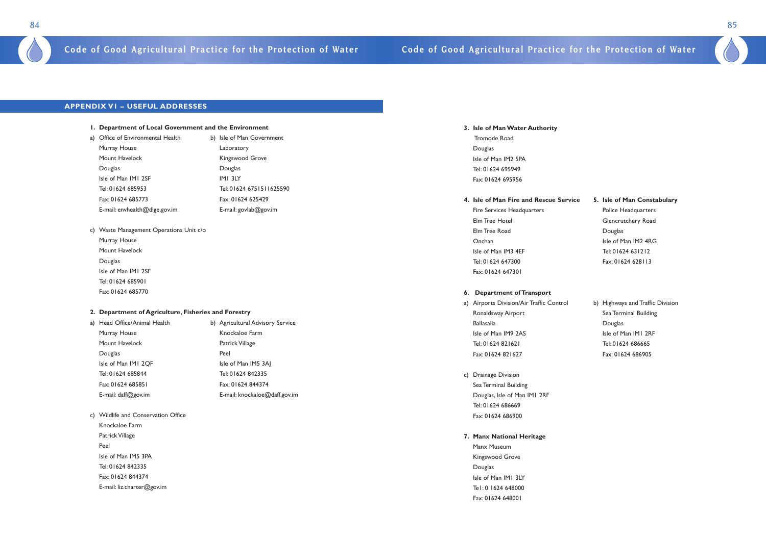## APPENDIX VI – USEFUL ADDRESSES

**1. Department of Local Government and the Environment**

a) Office of Environmental Health
Murray House
Mount Havelock
Douglas
Isle of Man IM1 2SF
Tel: 01624 685953
Fax: 01624 685773
E-mail: envhealth@dlge.gov.im

b) Isle of Man Government Laboratory
Kingswood Grove
Douglas
IM1 3LY
Tel: 01624 6751511625590
Fax: 01624 625429
E-mail: govlab@gov.im

c) Waste Management Operations Unit c/o
Murray House
Mount Havelock
Douglas
Isle of Man IM1 2SF
Tel: 01624 685901
Fax: 01624 685770

**2. Department of Agriculture, Fisheries and Forestry**

a) Head Office/Animal Health
Murray House
Mount Havelock
Douglas
Isle of Man IM1 2QF
Tel: 01624 685844
Fax: 01624 685851
E-mail: daff@gov.im

b) Agricultural Advisory Service
Knockaloe Farm
Patrick Village
Peel
Isle of Man IM5 3AJ
Tel: 01624 842335
Fax: 01624 844374
E-mail: knockaloe@daff.gov.im

c) Wildlife and Conservation Office
Knockaloe Farm
Patrick Village
Peel
Isle of Man IM5 3PA
Tel: 01624 842335
Fax: 01624 844374
E-mail: liz.charter@gov.im

**3. Isle of Man Water Authority**

Tromode Road
Douglas
Isle of Man IM2 5PA
Tel: 01624 695949
Fax: 01624 695956

**4. Isle of Man Fire and Rescue Service**

Fire Services Headquarters
Elm Tree Hotel
Elm Tree Road
Onchan
Isle of Man IM3 4EF
Tel: 01624 647300
Fax: 01624 647301

**5. Isle of Man Constabulary**

Police Headquarters
Glencrutchery Road
Douglas
Isle of Man IM2 4RG
Tel: 01624 631212
Fax: 01624 628113

**6. Department of Transport**

a) Airports Division/Air Traffic Control
Ronaldsway Airport
Ballasalla
Isle of Man IM9 2AS
Tel: 01624 821621
Fax: 01624 821627

b) Highways and Traffic Division
Sea Terminal Building
Douglas
Isle of Man IM1 2RF
Tel: 01624 686665
Fax: 01624 686905

c) Drainage Division
Sea Terminal Building
Douglas, Isle of Man IM1 2RF
Tel: 01624 686669
Fax: 01624 686900

**7. Manx National Heritage**

Manx Museum
Kingswood Grove
Douglas
Isle of Man IM1 3LY
Tel: 0 1624 648000
Fax: 01624 648001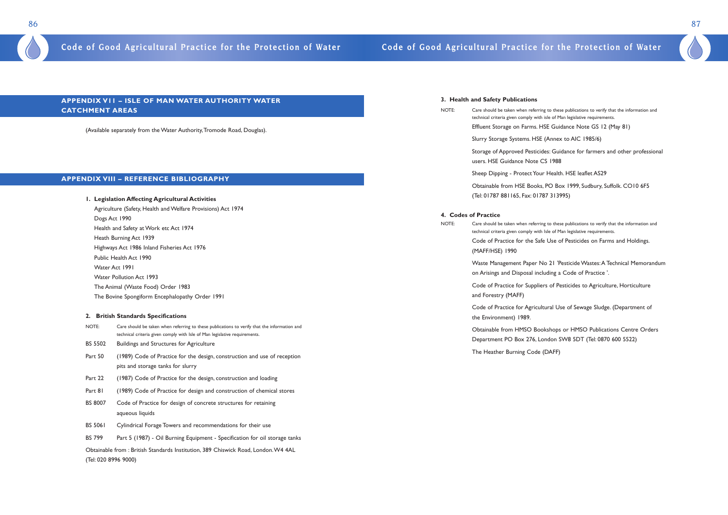## APPENDIX VII – ISLE OF MAN WATER AUTHORITY WATER CATCHMENT AREAS

(Available separately from the Water Authority, Tromode Road, Douglas).

## APPENDIX VIII – REFERENCE BIBLIOGRAPHY

### 1. Legislation Affecting Agricultural Activities

Agriculture (Safety, Health and Welfare Provisions) Act 1974
Dogs Act 1990
Health and Safety at Work etc Act 1974
Heath Burning Act 1939
Highways Act 1986 Inland Fisheries Act 1976
Public Health Act 1990
Water Act 1991
Water Pollution Act 1993
The Animal (Waste Food) Order 1983
The Bovine Spongiform Encephalopathy Order 1991

### 2. British Standards Specifications

NOTE: Care should be taken when referring to these publications to verify that the information and technical criteria given comply with Isle of Man legislative requirements.

BS 5502 Buildings and Structures for Agriculture

Part 50 (1989) Code of Practice for the design, construction and use of reception pits and storage tanks for slurry

Part 22 (1987) Code of Practice for the design, construction and loading

Part 81 (1989) Code of Practice for design and construction of chemical stores

BS 8007 Code of Practice for design of concrete structures for retaining aqueous liquids

BS 5061 Cylindrical Forage Towers and recommendations for their use

BS 799 Part 5 (1987) - Oil Burning Equipment - Specification for oil storage tanks

Obtainable from : British Standards Institution, 389 Chiswick Road, London. W4 4AL (Tel: 020 8996 9000)

### 3. Health and Safety Publications

NOTE: Care should be taken when referring to these publications to verify that the information and technical criteria given comply with isle of Man legislative requirements.

Effluent Storage on Farms. HSE Guidance Note GS 12 (May 81)

Slurry Storage Systems. HSE (Annex to AIC 1985/6)

Storage of Approved Pesticides: Guidance for farmers and other professional users. HSE Guidance Note CS 1988

Sheep Dipping - Protect Your Health. HSE leaflet AS29

Obtainable from HSE Books, PO Box 1999, Sudbury, Suffolk. CO10 6F5 (Tel: 01787 881165, Fax: 01787 313995)

### 4. Codes of Practice

NOTE: Care should be taken when referring to these publications to verify that the information and technical criteria given comply with Isle of Man legislative requirements.

Code of Practice for the Safe Use of Pesticides on Farms and Holdings. (MAFF/HSE) 1990

Waste Management Paper No 21 'Pesticide Wastes: A Technical Memorandum on Arisings and Disposal including a Code of Practice '.

Code of Practice for Suppliers of Pesticides to Agriculture, Horticulture and Forestry (MAFF)

Code of Practice for Agricultural Use of Sewage Sludge. (Department of the Environment) 1989.

Obtainable from HMSO Bookshops or HMSO Publications Centre Orders Department PO Box 276, London SW8 5DT (Tel: 0870 600 5522)

The Heather Burning Code (DAFF)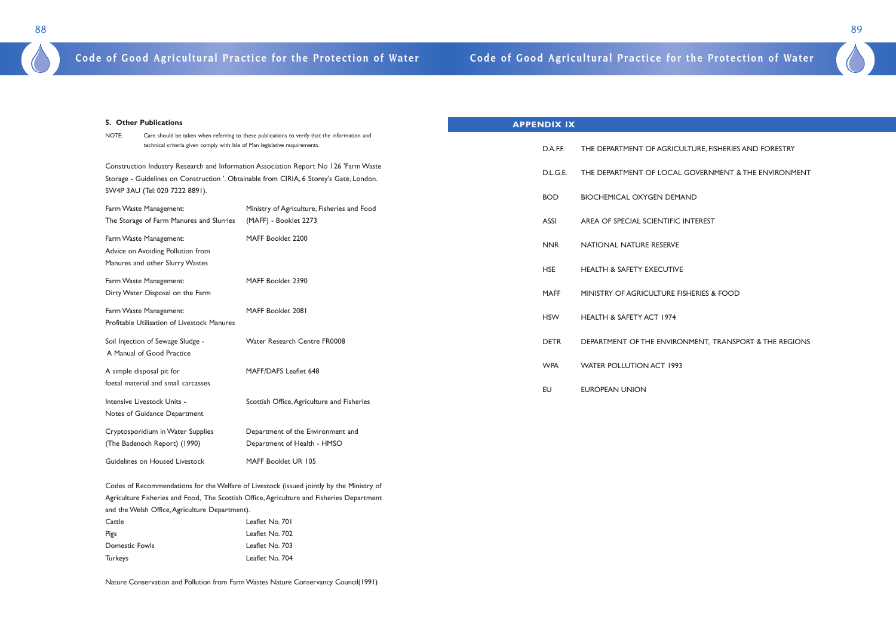### 5. Other Publications

NOTE: Care should be taken when referring to these publications to verify that the information and technical criteria given comply with Isle of Man legislative requirements.

Construction Industry Research and Information Association Report No 126 'Farm Waste Storage - Guidelines on Construction '. Obtainable from CIRIA, 6 Storey's Gate, London. SW4P 3AU (Tel: 020 7222 8891).

| | |
|---|---|
| Farm Waste Management: The Storage of Farm Manures and Slurries | Ministry of Agriculture, Fisheries and Food (MAFF) - Booklet 2273 |
| Farm Waste Management: Advice on Avoiding Pollution from Manures and other Slurry Wastes | MAFF Booklet 2200 |
| Farm Waste Management: Dirty Water Disposal on the Farm | MAFF Booklet 2390 |
| Farm Waste Management: Profitable Utilisation of Livestock Manures | MAFF Booklet 2081 |
| Soil Injection of Sewage Sludge - A Manual of Good Practice | Water Research Centre FR0008 |
| A simple disposal pit for foetal material and small carcasses | MAFF/DAFS Leaflet 648 |
| Intensive Livestock Units - Notes of Guidance Department | Scottish Office, Agriculture and Fisheries |
| Cryptosporidium in Water Supplies (The Badenoch Report) (1990) | Department of the Environment and Department of Health - HMSO |
| Guidelines on Housed Livestock | MAFF Booklet UR 105 |

Codes of Recommendations for the Welfare of Livestock (issued jointly by the Ministry of Agriculture Fisheries and Food, The Scottish Office, Agriculture and Fisheries Department and the Welsh Office, Agriculture Department).

| | |
|---|---|
| Cattle | Leaflet No. 701 |
| Pigs | Leaflet No. 702 |
| Domestic Fowls | Leaflet No. 703 |
| Turkeys | Leaflet No. 704 |

Nature Conservation and Pollution from Farm Wastes Nature Conservancy Council(1991)

## APPENDIX IX

| | |
|---|---|
| D.A.F.F. | THE DEPARTMENT OF AGRICULTURE, FISHERIES AND FORESTRY |
| D.L.G.E. | THE DEPARTMENT OF LOCAL GOVERNMENT & THE ENVIRONMENT |
| BOD | BIOCHEMICAL OXYGEN DEMAND |
| ASSI | AREA OF SPECIAL SCIENTIFIC INTEREST |
| NNR | NATIONAL NATURE RESERVE |
| HSE | HEALTH & SAFETY EXECUTIVE |
| MAFF | MINISTRY OF AGRICULTURE FISHERIES & FOOD |
| HSW | HEALTH & SAFETY ACT 1974 |
| DETR | DEPARTMENT OF THE ENVIRONMENT, TRANSPORT & THE REGIONS |
| WPA | WATER POLLUTION ACT 1993 |
| EU | EUROPEAN UNION |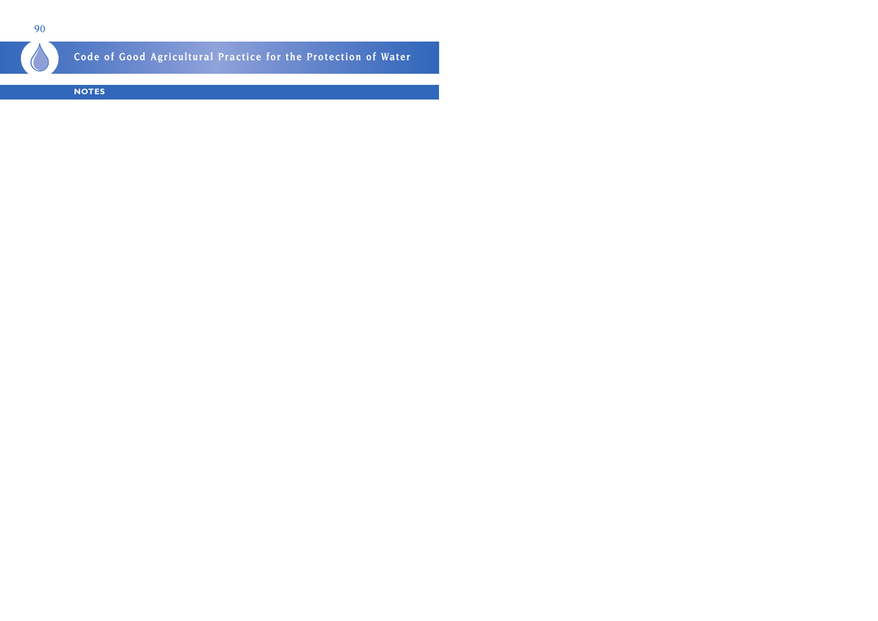## NOTES